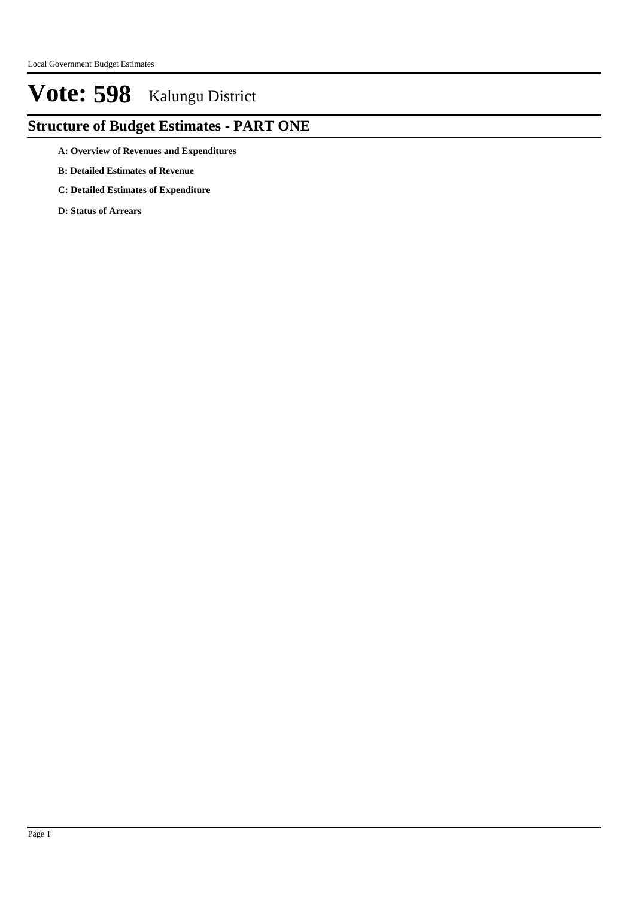# Vote: 598 Kalungu District

## Structure of Budget Estimates - PART ONE

**A: Overview of Revenues and Expenditures**

**B: Detailed Estimates of Revenue**

**C: Detailed Estimates of Expenditure**

**D: Status of Arrears**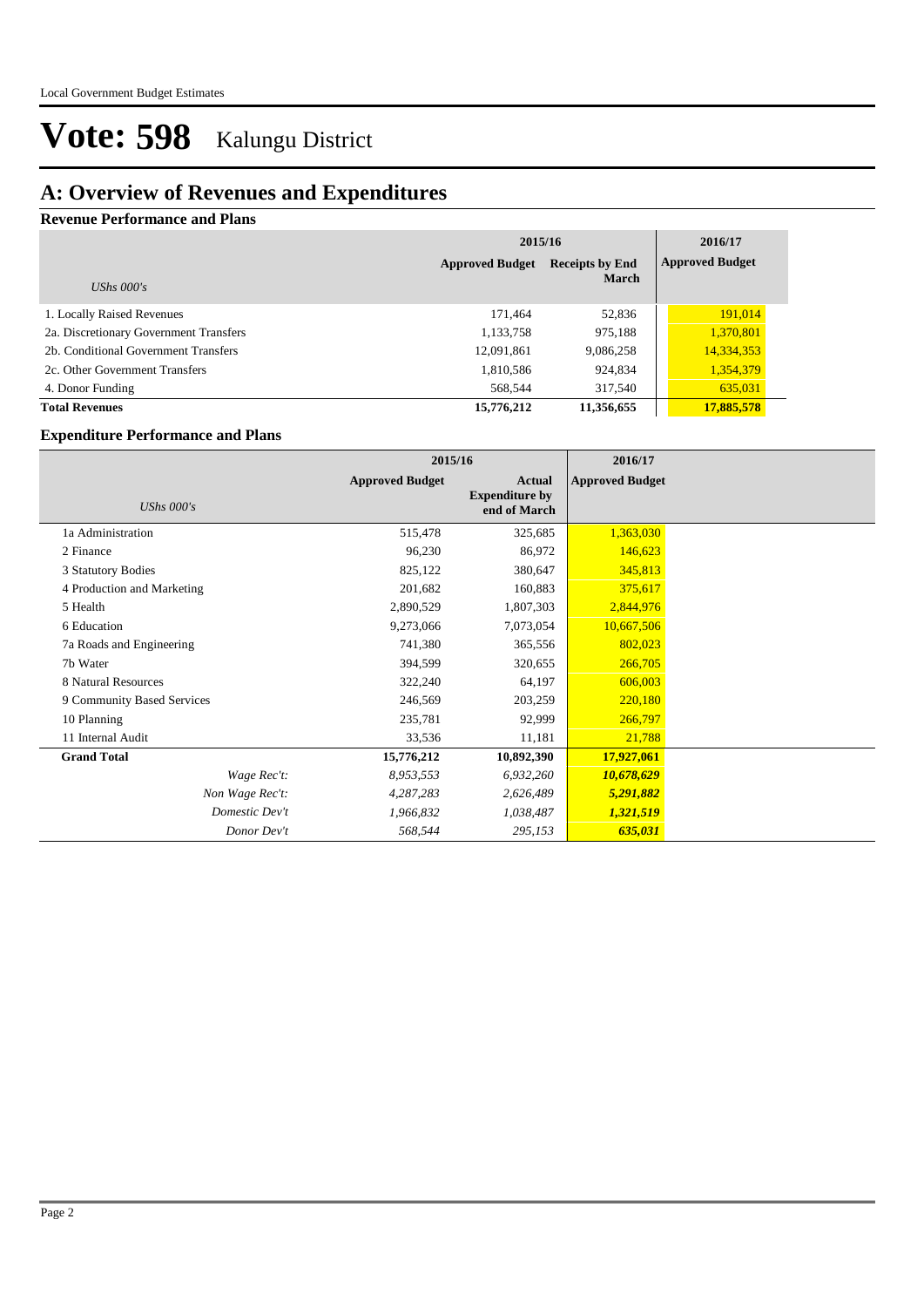# Vote: 598 Kalungu District

## A: Overview of Revenues and Expenditures

### Revenue Performance and Plans

| UShs 000's | 2015/16 Approved Budget | 2015/16 Receipts by End March | 2016/17 Approved Budget |
|---|---|---|---|
| 1. Locally Raised Revenues | 171,464 | 52,836 | 191,014 |
| 2a. Discretionary Government Transfers | 1,133,758 | 975,188 | 1,370,801 |
| 2b. Conditional Government Transfers | 12,091,861 | 9,086,258 | 14,334,353 |
| 2c. Other Government Transfers | 1,810,586 | 924,834 | 1,354,379 |
| 4. Donor Funding | 568,544 | 317,540 | 635,031 |
| **Total Revenues** | **15,776,212** | **11,356,655** | **17,885,578** |

### Expenditure Performance and Plans

| UShs 000's | 2015/16 Approved Budget | 2015/16 Actual Expenditure by end of March | 2016/17 Approved Budget |
|---|---|---|---|
| 1a Administration | 515,478 | 325,685 | 1,363,030 |
| 2 Finance | 96,230 | 86,972 | 146,623 |
| 3 Statutory Bodies | 825,122 | 380,647 | 345,813 |
| 4 Production and Marketing | 201,682 | 160,883 | 375,617 |
| 5 Health | 2,890,529 | 1,807,303 | 2,844,976 |
| 6 Education | 9,273,066 | 7,073,054 | 10,667,506 |
| 7a Roads and Engineering | 741,380 | 365,556 | 802,023 |
| 7b Water | 394,599 | 320,655 | 266,705 |
| 8 Natural Resources | 322,240 | 64,197 | 606,003 |
| 9 Community Based Services | 246,569 | 203,259 | 220,180 |
| 10 Planning | 235,781 | 92,999 | 266,797 |
| 11 Internal Audit | 33,536 | 11,181 | 21,788 |
| **Grand Total** | **15,776,212** | **10,892,390** | **17,927,061** |
| *Wage Rec't:* | *8,953,553* | *6,932,260* | ***10,678,629*** |
| *Non Wage Rec't:* | *4,287,283* | *2,626,489* | ***5,291,882*** |
| *Domestic Dev't* | *1,966,832* | *1,038,487* | ***1,321,519*** |
| *Donor Dev't* | *568,544* | *295,153* | ***635,031*** |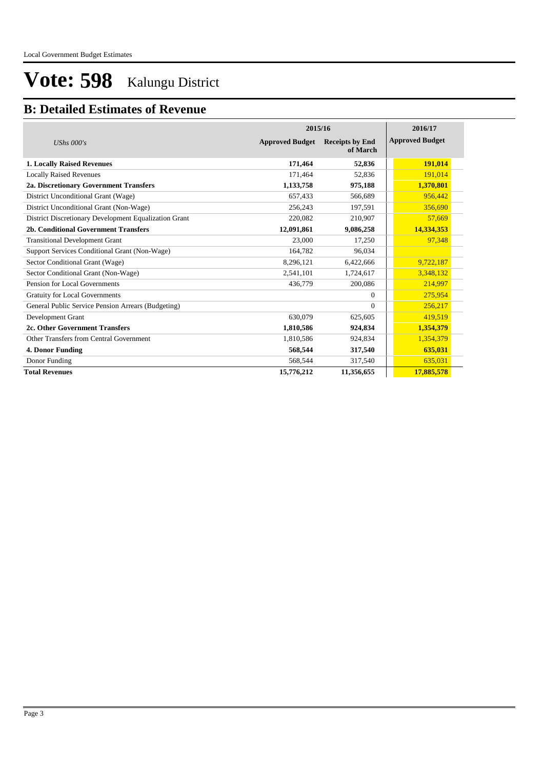# Vote: 598 Kalungu District

## B: Detailed Estimates of Revenue

| *UShs 000's* | 2015/16 Approved Budget | 2015/16 Receipts by End of March | 2016/17 Approved Budget |
|---|---|---|---|
| **1. Locally Raised Revenues** | **171,464** | **52,836** | **191,014** |
| Locally Raised Revenues | 171,464 | 52,836 | 191,014 |
| **2a. Discretionary Government Transfers** | **1,133,758** | **975,188** | **1,370,801** |
| District Unconditional Grant (Wage) | 657,433 | 566,689 | 956,442 |
| District Unconditional Grant (Non-Wage) | 256,243 | 197,591 | 356,690 |
| District Discretionary Development Equalization Grant | 220,082 | 210,907 | 57,669 |
| **2b. Conditional Government Transfers** | **12,091,861** | **9,086,258** | **14,334,353** |
| Transitional Development Grant | 23,000 | 17,250 | 97,348 |
| Support Services Conditional Grant (Non-Wage) | 164,782 | 96,034 | |
| Sector Conditional Grant (Wage) | 8,296,121 | 6,422,666 | 9,722,187 |
| Sector Conditional Grant (Non-Wage) | 2,541,101 | 1,724,617 | 3,348,132 |
| Pension for Local Governments | 436,779 | 200,086 | 214,997 |
| Gratuity for Local Governments | | 0 | 275,954 |
| General Public Service Pension Arrears (Budgeting) | | 0 | 256,217 |
| Development Grant | 630,079 | 625,605 | 419,519 |
| **2c. Other Government Transfers** | **1,810,586** | **924,834** | **1,354,379** |
| Other Transfers from Central Government | 1,810,586 | 924,834 | 1,354,379 |
| **4. Donor Funding** | **568,544** | **317,540** | **635,031** |
| Donor Funding | 568,544 | 317,540 | 635,031 |
| **Total Revenues** | **15,776,212** | **11,356,655** | **17,885,578** |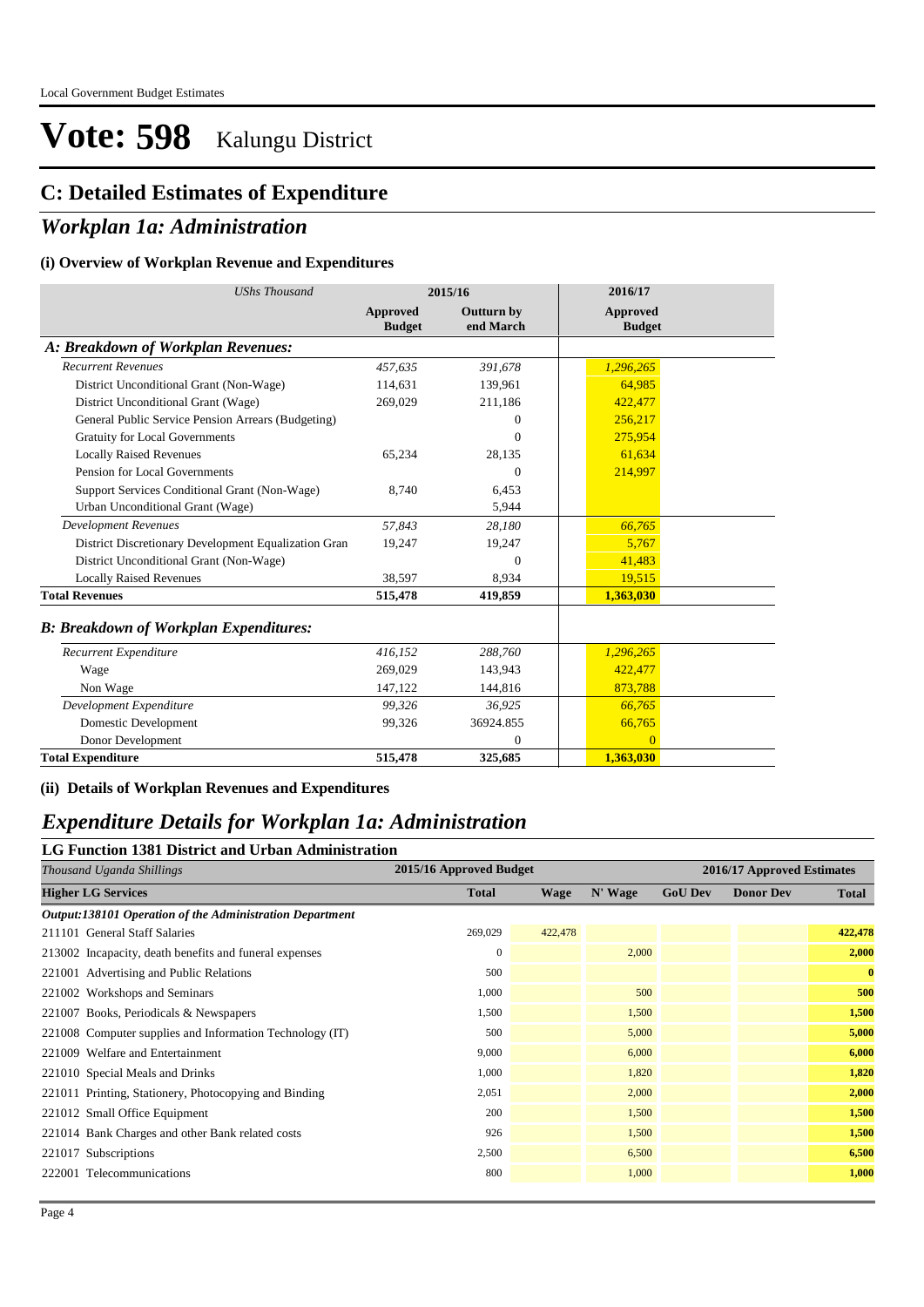Local Government Budget Estimates

# Vote: 598 Kalungu District

## C: Detailed Estimates of Expenditure

## *Workplan 1a: Administration*

### (i) Overview of Workplan Revenue and Expenditures

| *UShs Thousand* | 2015/16 | | 2016/17 |
|---|---|---|---|
| | **Approved Budget** | **Outturn by end March** | **Approved Budget** |
| ***A: Breakdown of Workplan Revenues:*** | | | |
| *Recurrent Revenues* | *457,635* | *391,678* | *1,296,265* |
| District Unconditional Grant (Non-Wage) | 114,631 | 139,961 | 64,985 |
| District Unconditional Grant (Wage) | 269,029 | 211,186 | 422,477 |
| General Public Service Pension Arrears (Budgeting) | | 0 | 256,217 |
| Gratuity for Local Governments | | 0 | 275,954 |
| Locally Raised Revenues | 65,234 | 28,135 | 61,634 |
| Pension for Local Governments | | 0 | 214,997 |
| Support Services Conditional Grant (Non-Wage) | 8,740 | 6,453 | |
| Urban Unconditional Grant (Wage) | | 5,944 | |
| *Development Revenues* | *57,843* | *28,180* | *66,765* |
| District Discretionary Development Equalization Gran | 19,247 | 19,247 | 5,767 |
| District Unconditional Grant (Non-Wage) | | 0 | 41,483 |
| Locally Raised Revenues | 38,597 | 8,934 | 19,515 |
| **Total Revenues** | **515,478** | **419,859** | **1,363,030** |
| ***B: Breakdown of Workplan Expenditures:*** | | | |
| *Recurrent Expenditure* | *416,152* | *288,760* | *1,296,265* |
| Wage | 269,029 | 143,943 | 422,477 |
| Non Wage | 147,122 | 144,816 | 873,788 |
| *Development Expenditure* | *99,326* | *36,925* | *66,765* |
| Domestic Development | 99,326 | 36924.855 | 66,765 |
| Donor Development | | 0 | 0 |
| **Total Expenditure** | **515,478** | **325,685** | **1,363,030** |

### (ii) Details of Workplan Revenues and Expenditures

## *Expenditure Details for Workplan 1a: Administration*

### LG Function 1381 District and Urban Administration

| *Thousand Uganda Shillings* | 2015/16 Approved Budget | 2016/17 Approved Estimates | | | | |
|---|---|---|---|---|---|---|
| **Higher LG Services** | **Total** | **Wage** | **N' Wage** | **GoU Dev** | **Donor Dev** | **Total** |
| ***Output:138101 Operation of the Administration Department*** | | | | | | |
| 211101 General Staff Salaries | 269,029 | 422,478 | | | | **422,478** |
| 213002 Incapacity, death benefits and funeral expenses | 0 | | 2,000 | | | **2,000** |
| 221001 Advertising and Public Relations | 500 | | | | | **0** |
| 221002 Workshops and Seminars | 1,000 | | 500 | | | **500** |
| 221007 Books, Periodicals & Newspapers | 1,500 | | 1,500 | | | **1,500** |
| 221008 Computer supplies and Information Technology (IT) | 500 | | 5,000 | | | **5,000** |
| 221009 Welfare and Entertainment | 9,000 | | 6,000 | | | **6,000** |
| 221010 Special Meals and Drinks | 1,000 | | 1,820 | | | **1,820** |
| 221011 Printing, Stationery, Photocopying and Binding | 2,051 | | 2,000 | | | **2,000** |
| 221012 Small Office Equipment | 200 | | 1,500 | | | **1,500** |
| 221014 Bank Charges and other Bank related costs | 926 | | 1,500 | | | **1,500** |
| 221017 Subscriptions | 2,500 | | 6,500 | | | **6,500** |
| 222001 Telecommunications | 800 | | 1,000 | | | **1,000** |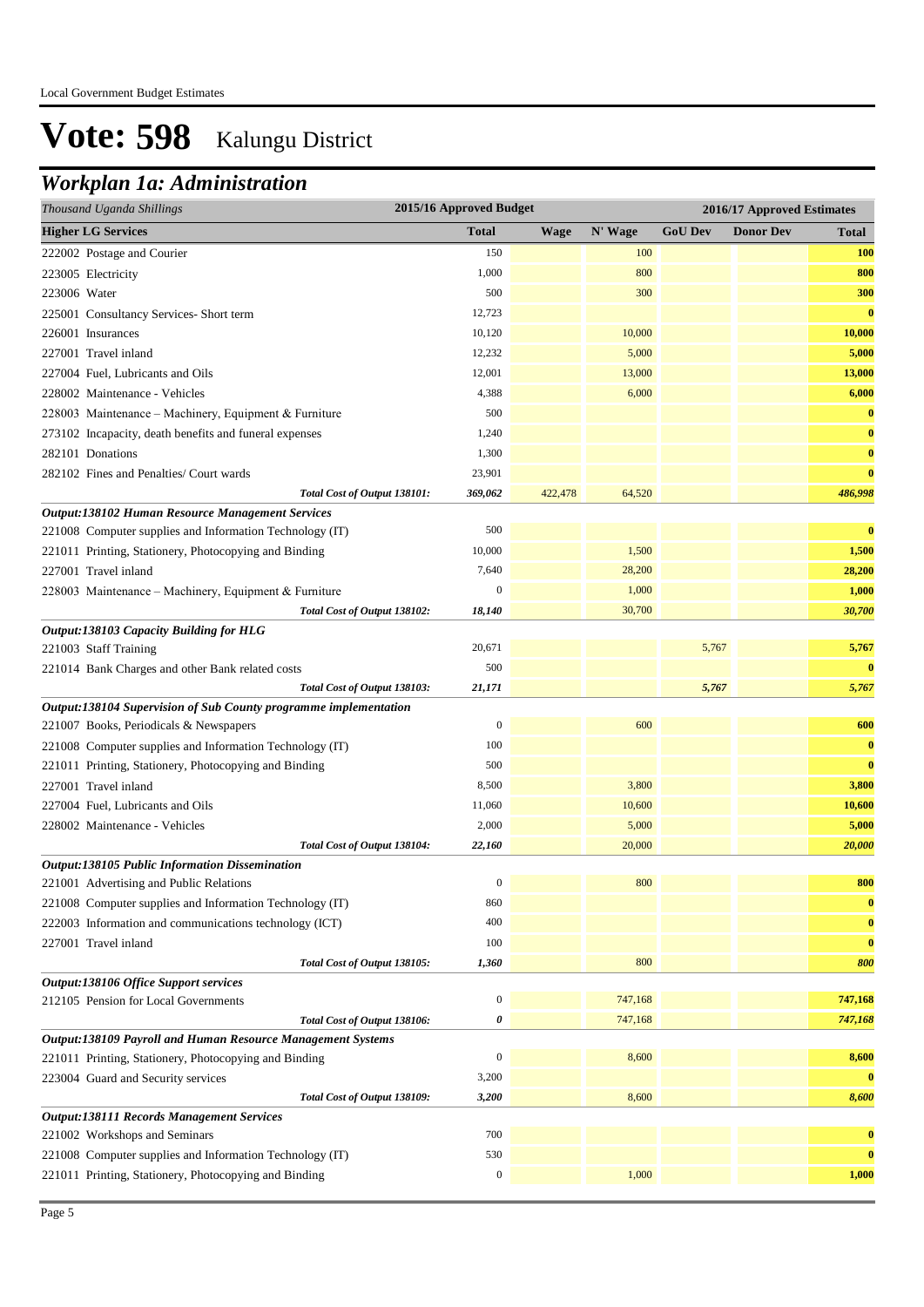Local Government Budget Estimates

# Vote: 598 Kalungu District

## Workplan 1a: Administration

| Thousand Uganda Shillings | 2015/16 Approved Budget | 2016/17 Approved Estimates | | | | |
|---|---|---|---|---|---|---|
| **Higher LG Services** | **Total** | **Wage** | **N' Wage** | **GoU Dev** | **Donor Dev** | **Total** |
| 222002 Postage and Courier | 150 | | 100 | | | **100** |
| 223005 Electricity | 1,000 | | 800 | | | **800** |
| 223006 Water | 500 | | 300 | | | **300** |
| 225001 Consultancy Services- Short term | 12,723 | | | | | **0** |
| 226001 Insurances | 10,120 | | 10,000 | | | **10,000** |
| 227001 Travel inland | 12,232 | | 5,000 | | | **5,000** |
| 227004 Fuel, Lubricants and Oils | 12,001 | | 13,000 | | | **13,000** |
| 228002 Maintenance - Vehicles | 4,388 | | 6,000 | | | **6,000** |
| 228003 Maintenance – Machinery, Equipment & Furniture | 500 | | | | | **0** |
| 273102 Incapacity, death benefits and funeral expenses | 1,240 | | | | | **0** |
| 282101 Donations | 1,300 | | | | | **0** |
| 282102 Fines and Penalties/ Court wards | 23,901 | | | | | **0** |
| *Total Cost of Output 138101:* | *369,062* | *422,478* | *64,520* | | | ***486,998*** |
| ***Output:138102 Human Resource Management Services*** | | | | | | |
| 221008 Computer supplies and Information Technology (IT) | 500 | | | | | **0** |
| 221011 Printing, Stationery, Photocopying and Binding | 10,000 | | 1,500 | | | **1,500** |
| 227001 Travel inland | 7,640 | | 28,200 | | | **28,200** |
| 228003 Maintenance – Machinery, Equipment & Furniture | 0 | | 1,000 | | | **1,000** |
| *Total Cost of Output 138102:* | *18,140* | | *30,700* | | | ***30,700*** |
| ***Output:138103 Capacity Building for HLG*** | | | | | | |
| 221003 Staff Training | 20,671 | | | 5,767 | | **5,767** |
| 221014 Bank Charges and other Bank related costs | 500 | | | | | **0** |
| *Total Cost of Output 138103:* | *21,171* | | | *5,767* | | ***5,767*** |
| ***Output:138104 Supervision of Sub County programme implementation*** | | | | | | |
| 221007 Books, Periodicals & Newspapers | 0 | | 600 | | | **600** |
| 221008 Computer supplies and Information Technology (IT) | 100 | | | | | **0** |
| 221011 Printing, Stationery, Photocopying and Binding | 500 | | | | | **0** |
| 227001 Travel inland | 8,500 | | 3,800 | | | **3,800** |
| 227004 Fuel, Lubricants and Oils | 11,060 | | 10,600 | | | **10,600** |
| 228002 Maintenance - Vehicles | 2,000 | | 5,000 | | | **5,000** |
| *Total Cost of Output 138104:* | *22,160* | | *20,000* | | | ***20,000*** |
| ***Output:138105 Public Information Dissemination*** | | | | | | |
| 221001 Advertising and Public Relations | 0 | | 800 | | | **800** |
| 221008 Computer supplies and Information Technology (IT) | 860 | | | | | **0** |
| 222003 Information and communications technology (ICT) | 400 | | | | | **0** |
| 227001 Travel inland | 100 | | | | | **0** |
| *Total Cost of Output 138105:* | *1,360* | | *800* | | | ***800*** |
| ***Output:138106 Office Support services*** | | | | | | |
| 212105 Pension for Local Governments | 0 | | 747,168 | | | **747,168** |
| *Total Cost of Output 138106:* | *0* | | *747,168* | | | ***747,168*** |
| ***Output:138109 Payroll and Human Resource Management Systems*** | | | | | | |
| 221011 Printing, Stationery, Photocopying and Binding | 0 | | 8,600 | | | **8,600** |
| 223004 Guard and Security services | 3,200 | | | | | **0** |
| *Total Cost of Output 138109:* | *3,200* | | *8,600* | | | ***8,600*** |
| ***Output:138111 Records Management Services*** | | | | | | |
| 221002 Workshops and Seminars | 700 | | | | | **0** |
| 221008 Computer supplies and Information Technology (IT) | 530 | | | | | **0** |
| 221011 Printing, Stationery, Photocopying and Binding | 0 | | 1,000 | | | **1,000** |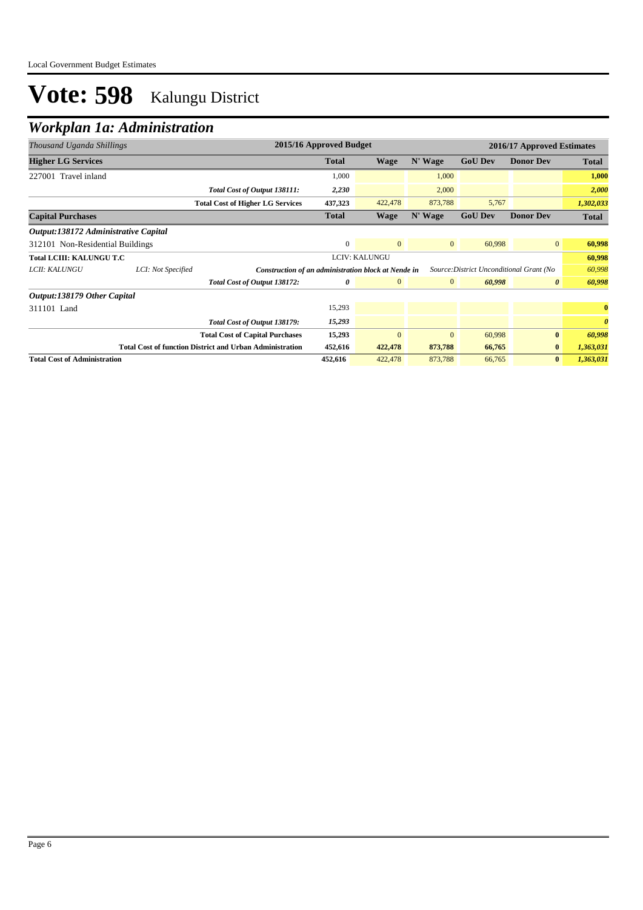# Vote: 598 Kalungu District

## *Workplan 1a: Administration*

| *Thousand Uganda Shillings* | | | 2015/16 Approved Budget | | | 2016/17 Approved Estimates | | |
|---|---|---|---|---|---|---|---|---|
| **Higher LG Services** | | | **Total** | **Wage** | **N' Wage** | **GoU Dev** | **Donor Dev** | **Total** |
| 227001 Travel inland | | | 1,000 | | 1,000 | | | **1,000** |
| | | *Total Cost of Output 138111:* | *2,230* | | 2,000 | | | ***2,000*** |
| | | **Total Cost of Higher LG Services** | **437,323** | 422,478 | 873,788 | 5,767 | | ***1,302,033*** |
| **Capital Purchases** | | | **Total** | **Wage** | **N' Wage** | **GoU Dev** | **Donor Dev** | **Total** |
| ***Output:138172 Administrative Capital*** | | | | | | | | |
| 312101 Non-Residential Buildings | | | 0 | 0 | 0 | 60,998 | 0 | **60,998** |
| **Total LCIII: KALUNGU T.C** | | | | LCIV: KALUNGU | | | | **60,998** |
| *LCII: KALUNGU* | *LCI: Not Specified* | ***Construction of an administration block at Nende in*** | | | | *Source:District Unconditional Grant (No* | | *60,998* |
| | | *Total Cost of Output 138172:* | *0* | 0 | 0 | ***60,998*** | ***0*** | ***60,998*** |
| ***Output:138179 Other Capital*** | | | | | | | | |
| 311101 Land | | | 15,293 | | | | | **0** |
| | | *Total Cost of Output 138179:* | *15,293* | | | | | ***0*** |
| | | **Total Cost of Capital Purchases** | **15,293** | 0 | 0 | 60,998 | **0** | ***60,998*** |
| | | **Total Cost of function District and Urban Administration** | **452,616** | **422,478** | **873,788** | **66,765** | **0** | ***1,363,031*** |
| **Total Cost of Administration** | | | **452,616** | 422,478 | 873,788 | 66,765 | **0** | ***1,363,031*** |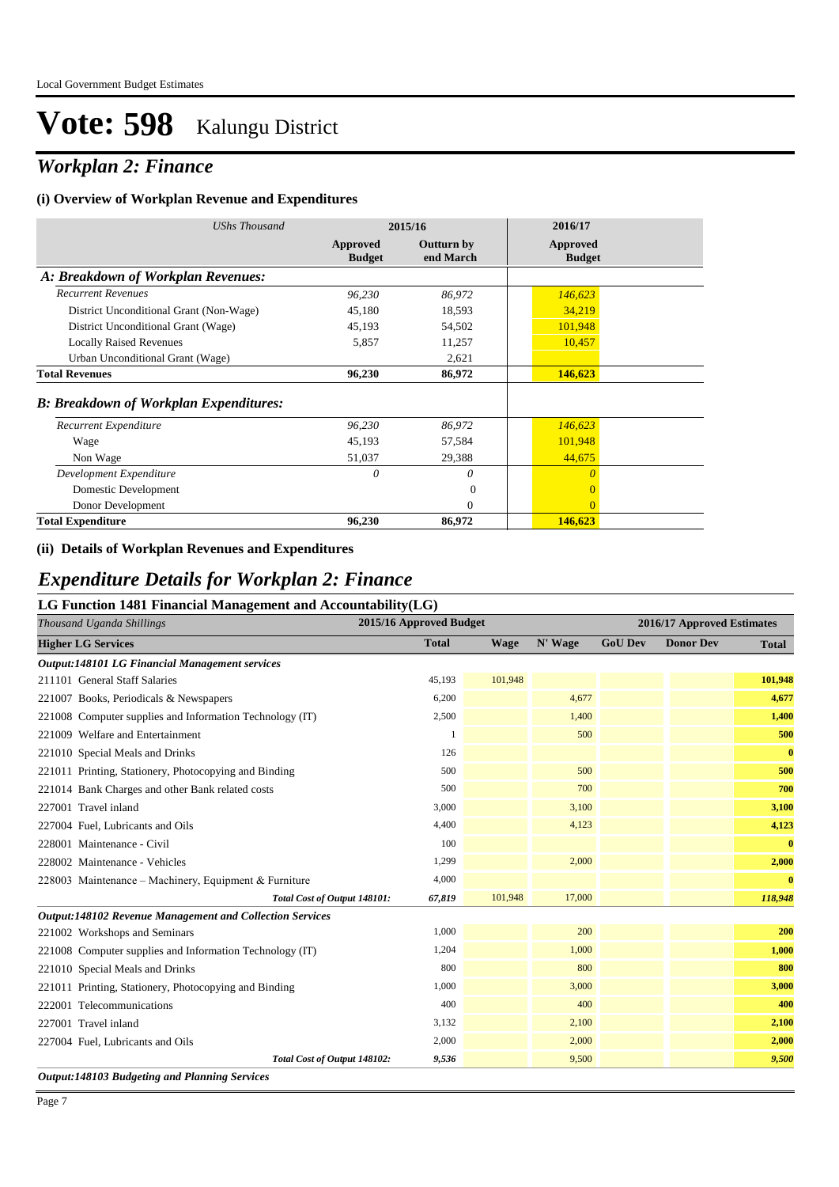# Vote: 598 Kalungu District

## *Workplan 2: Finance*

### (i) Overview of Workplan Revenue and Expenditures

| *UShs Thousand* | 2015/16 | | 2016/17 |
|---|---|---|---|
| | **Approved Budget** | **Outturn by end March** | **Approved Budget** |
| ***A: Breakdown of Workplan Revenues:*** | | | |
| *Recurrent Revenues* | *96,230* | *86,972* | *146,623* |
| District Unconditional Grant (Non-Wage) | 45,180 | 18,593 | 34,219 |
| District Unconditional Grant (Wage) | 45,193 | 54,502 | 101,948 |
| Locally Raised Revenues | 5,857 | 11,257 | 10,457 |
| Urban Unconditional Grant (Wage) | | 2,621 | |
| **Total Revenues** | **96,230** | **86,972** | **146,623** |
| ***B: Breakdown of Workplan Expenditures:*** | | | |
| *Recurrent Expenditure* | *96,230* | *86,972* | *146,623* |
| Wage | 45,193 | 57,584 | 101,948 |
| Non Wage | 51,037 | 29,388 | 44,675 |
| *Development Expenditure* | *0* | *0* | *0* |
| Domestic Development | | 0 | 0 |
| Donor Development | | 0 | 0 |
| **Total Expenditure** | **96,230** | **86,972** | **146,623** |

### (ii) Details of Workplan Revenues and Expenditures

## *Expenditure Details for Workplan 2: Finance*

### LG Function 1481 Financial Management and Accountability(LG)

| *Thousand Uganda Shillings* | 2015/16 Approved Budget | 2016/17 Approved Estimates | | | | |
|---|---|---|---|---|---|---|
| **Higher LG Services** | **Total** | **Wage** | **N' Wage** | **GoU Dev** | **Donor Dev** | **Total** |
| ***Output:148101 LG Financial Management services*** | | | | | | |
| 211101 General Staff Salaries | 45,193 | 101,948 | | | | **101,948** |
| 221007 Books, Periodicals & Newspapers | 6,200 | | 4,677 | | | **4,677** |
| 221008 Computer supplies and Information Technology (IT) | 2,500 | | 1,400 | | | **1,400** |
| 221009 Welfare and Entertainment | 1 | | 500 | | | **500** |
| 221010 Special Meals and Drinks | 126 | | | | | **0** |
| 221011 Printing, Stationery, Photocopying and Binding | 500 | | 500 | | | **500** |
| 221014 Bank Charges and other Bank related costs | 500 | | 700 | | | **700** |
| 227001 Travel inland | 3,000 | | 3,100 | | | **3,100** |
| 227004 Fuel, Lubricants and Oils | 4,400 | | 4,123 | | | **4,123** |
| 228001 Maintenance - Civil | 100 | | | | | **0** |
| 228002 Maintenance - Vehicles | 1,299 | | 2,000 | | | **2,000** |
| 228003 Maintenance – Machinery, Equipment & Furniture | 4,000 | | | | | **0** |
| ***Total Cost of Output 148101:*** | ***67,819*** | 101,948 | 17,000 | | | ***118,948*** |
| ***Output:148102 Revenue Management and Collection Services*** | | | | | | |
| 221002 Workshops and Seminars | 1,000 | | 200 | | | **200** |
| 221008 Computer supplies and Information Technology (IT) | 1,204 | | 1,000 | | | **1,000** |
| 221010 Special Meals and Drinks | 800 | | 800 | | | **800** |
| 221011 Printing, Stationery, Photocopying and Binding | 1,000 | | 3,000 | | | **3,000** |
| 222001 Telecommunications | 400 | | 400 | | | **400** |
| 227001 Travel inland | 3,132 | | 2,100 | | | **2,100** |
| 227004 Fuel, Lubricants and Oils | 2,000 | | 2,000 | | | **2,000** |
| ***Total Cost of Output 148102:*** | ***9,536*** | | 9,500 | | | ***9,500*** |
| ***Output:148103 Budgeting and Planning Services*** | | | | | | |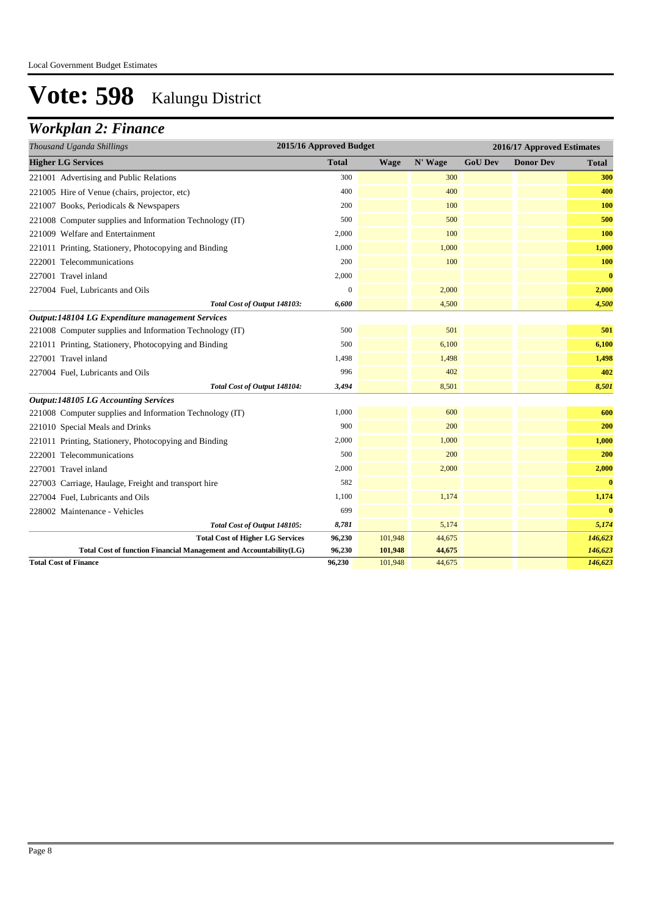Local Government Budget Estimates

# Vote: 598 Kalungu District

## *Workplan 2: Finance*

| *Thousand Uganda Shillings* | 2015/16 Approved Budget | 2016/17 Approved Estimates | | | | |
|---|---|---|---|---|---|---|
| **Higher LG Services** | **Total** | **Wage** | **N' Wage** | **GoU Dev** | **Donor Dev** | **Total** |
| 221001 Advertising and Public Relations | 300 | | 300 | | | **300** |
| 221005 Hire of Venue (chairs, projector, etc) | 400 | | 400 | | | **400** |
| 221007 Books, Periodicals & Newspapers | 200 | | 100 | | | **100** |
| 221008 Computer supplies and Information Technology (IT) | 500 | | 500 | | | **500** |
| 221009 Welfare and Entertainment | 2,000 | | 100 | | | **100** |
| 221011 Printing, Stationery, Photocopying and Binding | 1,000 | | 1,000 | | | **1,000** |
| 222001 Telecommunications | 200 | | 100 | | | **100** |
| 227001 Travel inland | 2,000 | | | | | **0** |
| 227004 Fuel, Lubricants and Oils | 0 | | 2,000 | | | **2,000** |
| *Total Cost of Output 148103:* | *6,600* | | 4,500 | | | *4,500* |
| ***Output:148104 LG Expenditure management Services*** | | | | | | |
| 221008 Computer supplies and Information Technology (IT) | 500 | | 501 | | | **501** |
| 221011 Printing, Stationery, Photocopying and Binding | 500 | | 6,100 | | | **6,100** |
| 227001 Travel inland | 1,498 | | 1,498 | | | **1,498** |
| 227004 Fuel, Lubricants and Oils | 996 | | 402 | | | **402** |
| *Total Cost of Output 148104:* | *3,494* | | 8,501 | | | *8,501* |
| ***Output:148105 LG Accounting Services*** | | | | | | |
| 221008 Computer supplies and Information Technology (IT) | 1,000 | | 600 | | | **600** |
| 221010 Special Meals and Drinks | 900 | | 200 | | | **200** |
| 221011 Printing, Stationery, Photocopying and Binding | 2,000 | | 1,000 | | | **1,000** |
| 222001 Telecommunications | 500 | | 200 | | | **200** |
| 227001 Travel inland | 2,000 | | 2,000 | | | **2,000** |
| 227003 Carriage, Haulage, Freight and transport hire | 582 | | | | | **0** |
| 227004 Fuel, Lubricants and Oils | 1,100 | | 1,174 | | | **1,174** |
| 228002 Maintenance - Vehicles | 699 | | | | | **0** |
| *Total Cost of Output 148105:* | *8,781* | | 5,174 | | | *5,174* |
| **Total Cost of Higher LG Services** | **96,230** | 101,948 | 44,675 | | | *146,623* |
| **Total Cost of function Financial Management and Accountability(LG)** | **96,230** | **101,948** | **44,675** | | | *146,623* |
| **Total Cost of Finance** | **96,230** | 101,948 | 44,675 | | | *146,623* |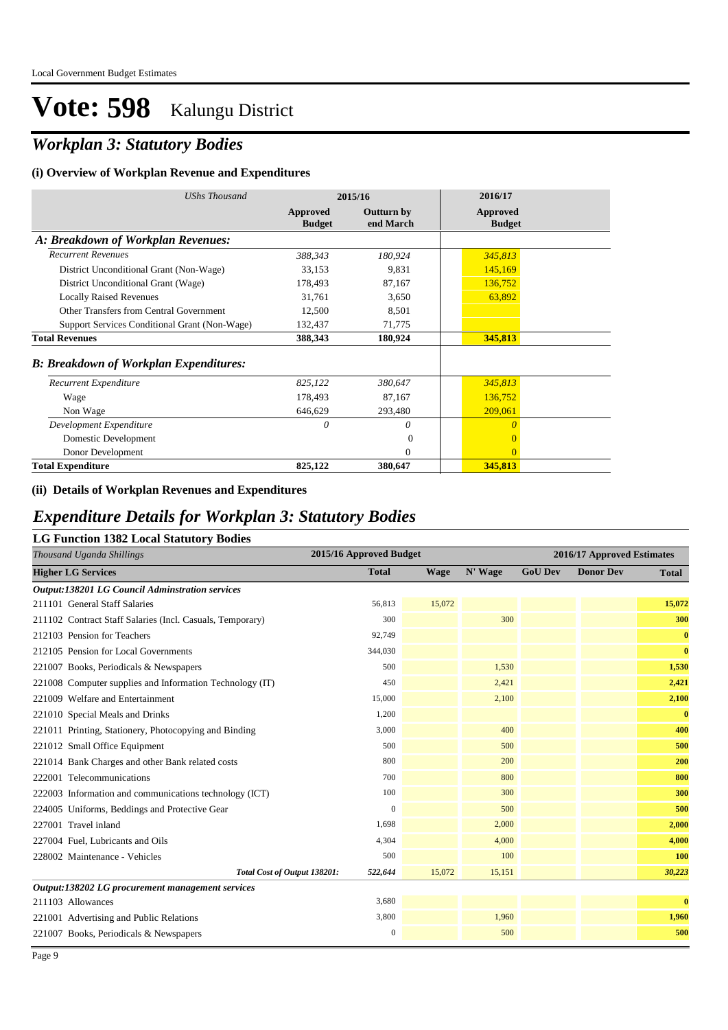# Vote: 598 Kalungu District

## *Workplan 3: Statutory Bodies*

### (i) Overview of Workplan Revenue and Expenditures

| *UShs Thousand* | 2015/16 | | 2016/17 |
|---|---|---|---|
| | Approved Budget | Outturn by end March | Approved Budget |
| ***A: Breakdown of Workplan Revenues:*** | | | |
| *Recurrent Revenues* | *388,343* | *180,924* | *345,813* |
| District Unconditional Grant (Non-Wage) | 33,153 | 9,831 | 145,169 |
| District Unconditional Grant (Wage) | 178,493 | 87,167 | 136,752 |
| Locally Raised Revenues | 31,761 | 3,650 | 63,892 |
| Other Transfers from Central Government | 12,500 | 8,501 | |
| Support Services Conditional Grant (Non-Wage) | 132,437 | 71,775 | |
| **Total Revenues** | **388,343** | **180,924** | **345,813** |
| ***B: Breakdown of Workplan Expenditures:*** | | | |
| *Recurrent Expenditure* | *825,122* | *380,647* | *345,813* |
| Wage | 178,493 | 87,167 | 136,752 |
| Non Wage | 646,629 | 293,480 | 209,061 |
| *Development Expenditure* | *0* | *0* | *0* |
| Domestic Development | | 0 | 0 |
| Donor Development | | 0 | 0 |
| **Total Expenditure** | **825,122** | **380,647** | **345,813** |

### (ii) Details of Workplan Revenues and Expenditures

## *Expenditure Details for Workplan 3: Statutory Bodies*

### LG Function 1382 Local Statutory Bodies

| *Thousand Uganda Shillings* | 2015/16 Approved Budget | 2016/17 Approved Estimates | | | | |
|---|---|---|---|---|---|---|
| **Higher LG Services** | **Total** | **Wage** | **N' Wage** | **GoU Dev** | **Donor Dev** | **Total** |
| ***Output:138201 LG Council Adminstration services*** | | | | | | |
| 211101 General Staff Salaries | 56,813 | 15,072 | | | | **15,072** |
| 211102 Contract Staff Salaries (Incl. Casuals, Temporary) | 300 | | 300 | | | **300** |
| 212103 Pension for Teachers | 92,749 | | | | | **0** |
| 212105 Pension for Local Governments | 344,030 | | | | | **0** |
| 221007 Books, Periodicals & Newspapers | 500 | | 1,530 | | | **1,530** |
| 221008 Computer supplies and Information Technology (IT) | 450 | | 2,421 | | | **2,421** |
| 221009 Welfare and Entertainment | 15,000 | | 2,100 | | | **2,100** |
| 221010 Special Meals and Drinks | 1,200 | | | | | **0** |
| 221011 Printing, Stationery, Photocopying and Binding | 3,000 | | 400 | | | **400** |
| 221012 Small Office Equipment | 500 | | 500 | | | **500** |
| 221014 Bank Charges and other Bank related costs | 800 | | 200 | | | **200** |
| 222001 Telecommunications | 700 | | 800 | | | **800** |
| 222003 Information and communications technology (ICT) | 100 | | 300 | | | **300** |
| 224005 Uniforms, Beddings and Protective Gear | 0 | | 500 | | | **500** |
| 227001 Travel inland | 1,698 | | 2,000 | | | **2,000** |
| 227004 Fuel, Lubricants and Oils | 4,304 | | 4,000 | | | **4,000** |
| 228002 Maintenance - Vehicles | 500 | | 100 | | | **100** |
| *Total Cost of Output 138201:* | *522,644* | *15,072* | *15,151* | | | ***30,223*** |
| ***Output:138202 LG procurement management services*** | | | | | | |
| 211103 Allowances | 3,680 | | | | | **0** |
| 221001 Advertising and Public Relations | 3,800 | | 1,960 | | | **1,960** |
| 221007 Books, Periodicals & Newspapers | 0 | | 500 | | | **500** |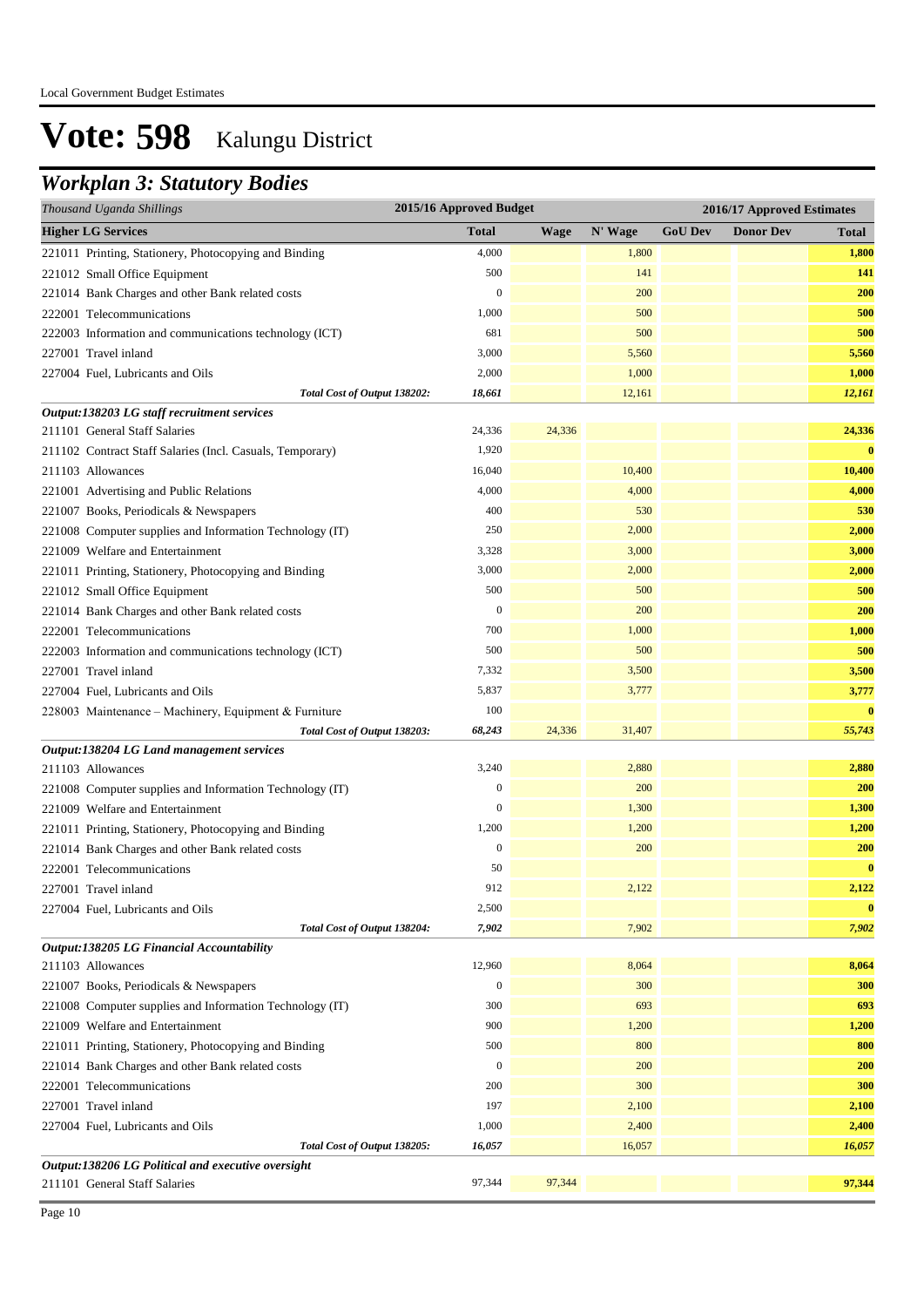# Vote: 598 Kalungu District

## *Workplan 3: Statutory Bodies*

| *Thousand Uganda Shillings* | 2015/16 Approved Budget | 2016/17 Approved Estimates | | | | |
|---|---|---|---|---|---|---|
| **Higher LG Services** | **Total** | **Wage** | **N' Wage** | **GoU Dev** | **Donor Dev** | **Total** |
| 221011 Printing, Stationery, Photocopying and Binding | 4,000 | | 1,800 | | | **1,800** |
| 221012 Small Office Equipment | 500 | | 141 | | | **141** |
| 221014 Bank Charges and other Bank related costs | 0 | | 200 | | | **200** |
| 222001 Telecommunications | 1,000 | | 500 | | | **500** |
| 222003 Information and communications technology (ICT) | 681 | | 500 | | | **500** |
| 227001 Travel inland | 3,000 | | 5,560 | | | **5,560** |
| 227004 Fuel, Lubricants and Oils | 2,000 | | 1,000 | | | **1,000** |
| *Total Cost of Output 138202:* | *18,661* | | *12,161* | | | ***12,161*** |
| ***Output:138203 LG staff recruitment services*** | | | | | | |
| 211101 General Staff Salaries | 24,336 | 24,336 | | | | **24,336** |
| 211102 Contract Staff Salaries (Incl. Casuals, Temporary) | 1,920 | | | | | **0** |
| 211103 Allowances | 16,040 | | 10,400 | | | **10,400** |
| 221001 Advertising and Public Relations | 4,000 | | 4,000 | | | **4,000** |
| 221007 Books, Periodicals & Newspapers | 400 | | 530 | | | **530** |
| 221008 Computer supplies and Information Technology (IT) | 250 | | 2,000 | | | **2,000** |
| 221009 Welfare and Entertainment | 3,328 | | 3,000 | | | **3,000** |
| 221011 Printing, Stationery, Photocopying and Binding | 3,000 | | 2,000 | | | **2,000** |
| 221012 Small Office Equipment | 500 | | 500 | | | **500** |
| 221014 Bank Charges and other Bank related costs | 0 | | 200 | | | **200** |
| 222001 Telecommunications | 700 | | 1,000 | | | **1,000** |
| 222003 Information and communications technology (ICT) | 500 | | 500 | | | **500** |
| 227001 Travel inland | 7,332 | | 3,500 | | | **3,500** |
| 227004 Fuel, Lubricants and Oils | 5,837 | | 3,777 | | | **3,777** |
| 228003 Maintenance – Machinery, Equipment & Furniture | 100 | | | | | **0** |
| *Total Cost of Output 138203:* | *68,243* | *24,336* | *31,407* | | | ***55,743*** |
| ***Output:138204 LG Land management services*** | | | | | | |
| 211103 Allowances | 3,240 | | 2,880 | | | **2,880** |
| 221008 Computer supplies and Information Technology (IT) | 0 | | 200 | | | **200** |
| 221009 Welfare and Entertainment | 0 | | 1,300 | | | **1,300** |
| 221011 Printing, Stationery, Photocopying and Binding | 1,200 | | 1,200 | | | **1,200** |
| 221014 Bank Charges and other Bank related costs | 0 | | 200 | | | **200** |
| 222001 Telecommunications | 50 | | | | | **0** |
| 227001 Travel inland | 912 | | 2,122 | | | **2,122** |
| 227004 Fuel, Lubricants and Oils | 2,500 | | | | | **0** |
| *Total Cost of Output 138204:* | *7,902* | | *7,902* | | | ***7,902*** |
| ***Output:138205 LG Financial Accountability*** | | | | | | |
| 211103 Allowances | 12,960 | | 8,064 | | | **8,064** |
| 221007 Books, Periodicals & Newspapers | 0 | | 300 | | | **300** |
| 221008 Computer supplies and Information Technology (IT) | 300 | | 693 | | | **693** |
| 221009 Welfare and Entertainment | 900 | | 1,200 | | | **1,200** |
| 221011 Printing, Stationery, Photocopying and Binding | 500 | | 800 | | | **800** |
| 221014 Bank Charges and other Bank related costs | 0 | | 200 | | | **200** |
| 222001 Telecommunications | 200 | | 300 | | | **300** |
| 227001 Travel inland | 197 | | 2,100 | | | **2,100** |
| 227004 Fuel, Lubricants and Oils | 1,000 | | 2,400 | | | **2,400** |
| *Total Cost of Output 138205:* | *16,057* | | *16,057* | | | ***16,057*** |
| ***Output:138206 LG Political and executive oversight*** | | | | | | |
| 211101 General Staff Salaries | 97,344 | 97,344 | | | | **97,344** |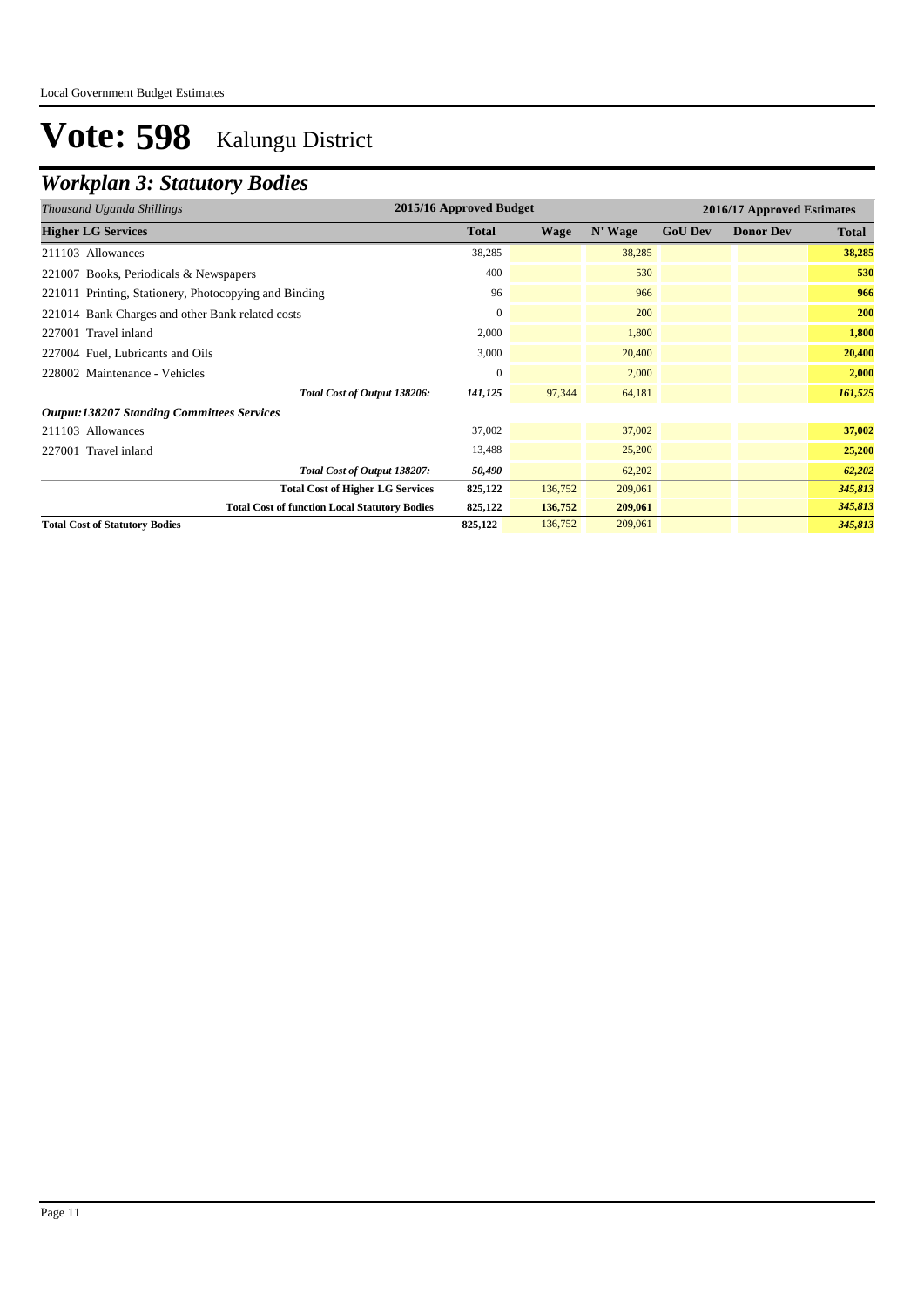# Vote: 598 Kalungu District

## *Workplan 3: Statutory Bodies*

| *Thousand Uganda Shillings* | 2015/16 Approved Budget | 2016/17 Approved Estimates | | | | |
|---|---|---|---|---|---|---|
| **Higher LG Services** | **Total** | **Wage** | **N' Wage** | **GoU Dev** | **Donor Dev** | **Total** |
| 211103 Allowances | 38,285 | | 38,285 | | | **38,285** |
| 221007 Books, Periodicals & Newspapers | 400 | | 530 | | | **530** |
| 221011 Printing, Stationery, Photocopying and Binding | 96 | | 966 | | | **966** |
| 221014 Bank Charges and other Bank related costs | 0 | | 200 | | | **200** |
| 227001 Travel inland | 2,000 | | 1,800 | | | **1,800** |
| 227004 Fuel, Lubricants and Oils | 3,000 | | 20,400 | | | **20,400** |
| 228002 Maintenance - Vehicles | 0 | | 2,000 | | | **2,000** |
| ***Total Cost of Output 138206:*** | ***141,125*** | 97,344 | 64,181 | | | ***161,525*** |
| ***Output:138207 Standing Committees Services*** | | | | | | |
| 211103 Allowances | 37,002 | | 37,002 | | | **37,002** |
| 227001 Travel inland | 13,488 | | 25,200 | | | **25,200** |
| ***Total Cost of Output 138207:*** | ***50,490*** | | 62,202 | | | ***62,202*** |
| **Total Cost of Higher LG Services** | **825,122** | 136,752 | 209,061 | | | ***345,813*** |
| **Total Cost of function Local Statutory Bodies** | **825,122** | **136,752** | **209,061** | | | ***345,813*** |
| **Total Cost of Statutory Bodies** | **825,122** | 136,752 | 209,061 | | | ***345,813*** |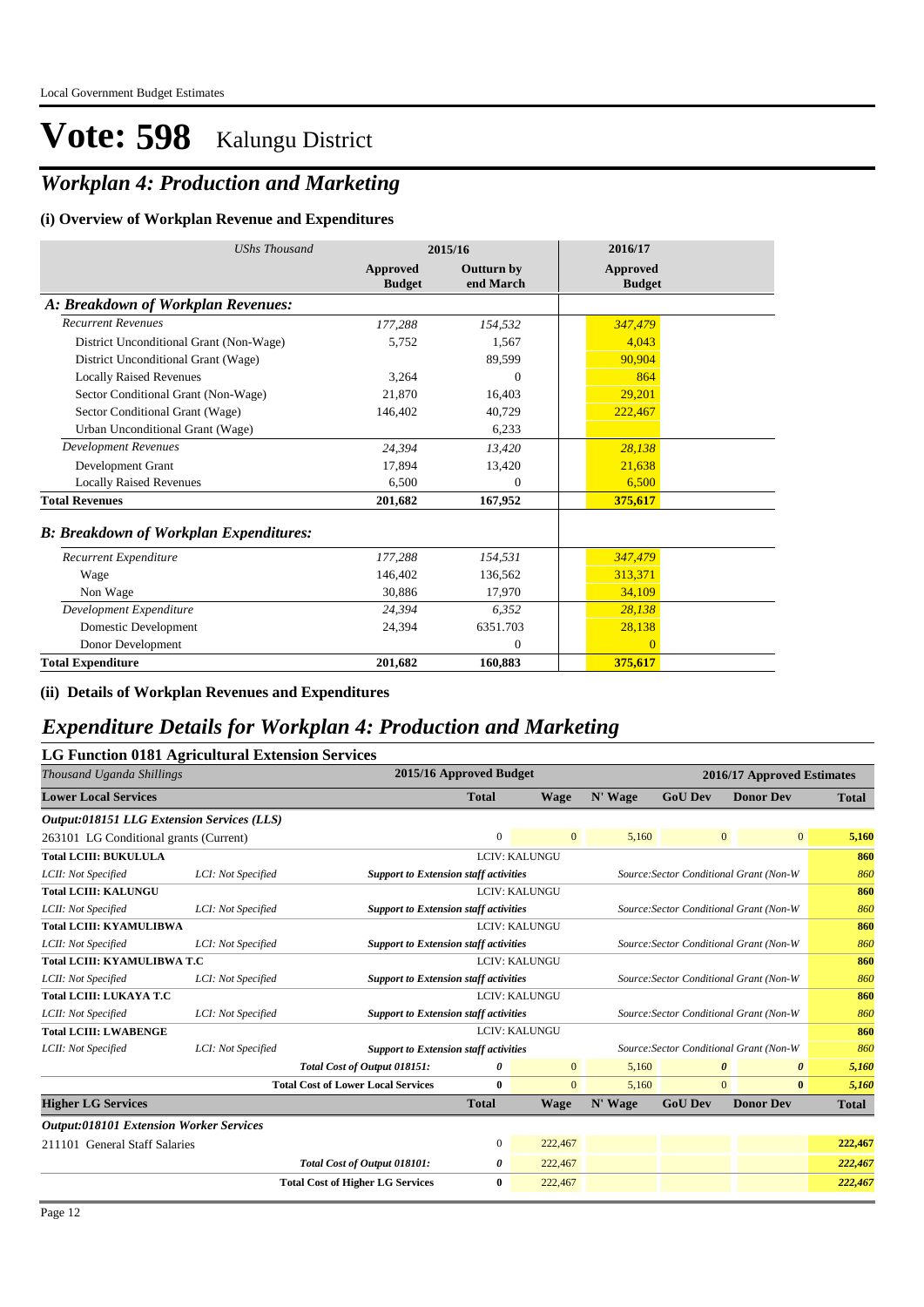# Vote: 598 Kalungu District

## *Workplan 4: Production and Marketing*

### (i) Overview of Workplan Revenue and Expenditures

| *UShs Thousand* | 2015/16 Approved Budget | 2015/16 Outturn by end March | 2016/17 Approved Budget |
|---|---|---|---|
| ***A: Breakdown of Workplan Revenues:*** | | | |
| *Recurrent Revenues* | *177,288* | *154,532* | *347,479* |
| District Unconditional Grant (Non-Wage) | 5,752 | 1,567 | 4,043 |
| District Unconditional Grant (Wage) | | 89,599 | 90,904 |
| Locally Raised Revenues | 3,264 | 0 | 864 |
| Sector Conditional Grant (Non-Wage) | 21,870 | 16,403 | 29,201 |
| Sector Conditional Grant (Wage) | 146,402 | 40,729 | 222,467 |
| Urban Unconditional Grant (Wage) | | 6,233 | |
| *Development Revenues* | *24,394* | *13,420* | *28,138* |
| Development Grant | 17,894 | 13,420 | 21,638 |
| Locally Raised Revenues | 6,500 | 0 | 6,500 |
| **Total Revenues** | **201,682** | **167,952** | **375,617** |
| ***B: Breakdown of Workplan Expenditures:*** | | | |
| *Recurrent Expenditure* | *177,288* | *154,531* | *347,479* |
| Wage | 146,402 | 136,562 | 313,371 |
| Non Wage | 30,886 | 17,970 | 34,109 |
| *Development Expenditure* | *24,394* | *6,352* | *28,138* |
| Domestic Development | 24,394 | 6351.703 | 28,138 |
| Donor Development | | 0 | 0 |
| **Total Expenditure** | **201,682** | **160,883** | **375,617** |

### (ii) Details of Workplan Revenues and Expenditures

## *Expenditure Details for Workplan 4: Production and Marketing*

### LG Function 0181 Agricultural Extension Services

| *Thousand Uganda Shillings* | | 2015/16 Approved Budget | 2016/17 Approved Estimates | | | | |
|---|---|---|---|---|---|---|---|
| **Lower Local Services** | | **Total** | **Wage** | **N' Wage** | **GoU Dev** | **Donor Dev** | **Total** |
| ***Output:018151 LLG Extension Services (LLS)*** | | | | | | | |
| 263101 LG Conditional grants (Current) | | 0 | 0 | 5,160 | 0 | 0 | **5,160** |
| **Total LCIII: BUKULULA** | | LCIV: KALUNGU | | | | | **860** |
| *LCII: Not Specified* | *LCI: Not Specified* | ***Support to Extension staff activities*** | | *Source:Sector Conditional Grant (Non-W* | | | *860* |
| **Total LCIII: KALUNGU** | | LCIV: KALUNGU | | | | | **860** |
| *LCII: Not Specified* | *LCI: Not Specified* | ***Support to Extension staff activities*** | | *Source:Sector Conditional Grant (Non-W* | | | *860* |
| **Total LCIII: KYAMULIBWA** | | LCIV: KALUNGU | | | | | **860** |
| *LCII: Not Specified* | *LCI: Not Specified* | ***Support to Extension staff activities*** | | *Source:Sector Conditional Grant (Non-W* | | | *860* |
| **Total LCIII: KYAMULIBWA T.C** | | LCIV: KALUNGU | | | | | **860** |
| *LCII: Not Specified* | *LCI: Not Specified* | ***Support to Extension staff activities*** | | *Source:Sector Conditional Grant (Non-W* | | | *860* |
| **Total LCIII: LUKAYA T.C** | | LCIV: KALUNGU | | | | | **860** |
| *LCII: Not Specified* | *LCI: Not Specified* | ***Support to Extension staff activities*** | | *Source:Sector Conditional Grant (Non-W* | | | *860* |
| **Total LCIII: LWABENGE** | | LCIV: KALUNGU | | | | | **860** |
| *LCII: Not Specified* | *LCI: Not Specified* | ***Support to Extension staff activities*** | | *Source:Sector Conditional Grant (Non-W* | | | *860* |
| | *Total Cost of Output 018151:* | ***0*** | 0 | 5,160 | ***0*** | ***0*** | ***5,160*** |
| | **Total Cost of Lower Local Services** | **0** | 0 | 5,160 | 0 | **0** | ***5,160*** |
| **Higher LG Services** | | **Total** | **Wage** | **N' Wage** | **GoU Dev** | **Donor Dev** | **Total** |
| ***Output:018101 Extension Worker Services*** | | | | | | | |
| 211101 General Staff Salaries | | 0 | 222,467 | | | | **222,467** |
| | *Total Cost of Output 018101:* | ***0*** | 222,467 | | | | ***222,467*** |
| | **Total Cost of Higher LG Services** | **0** | 222,467 | | | | ***222,467*** |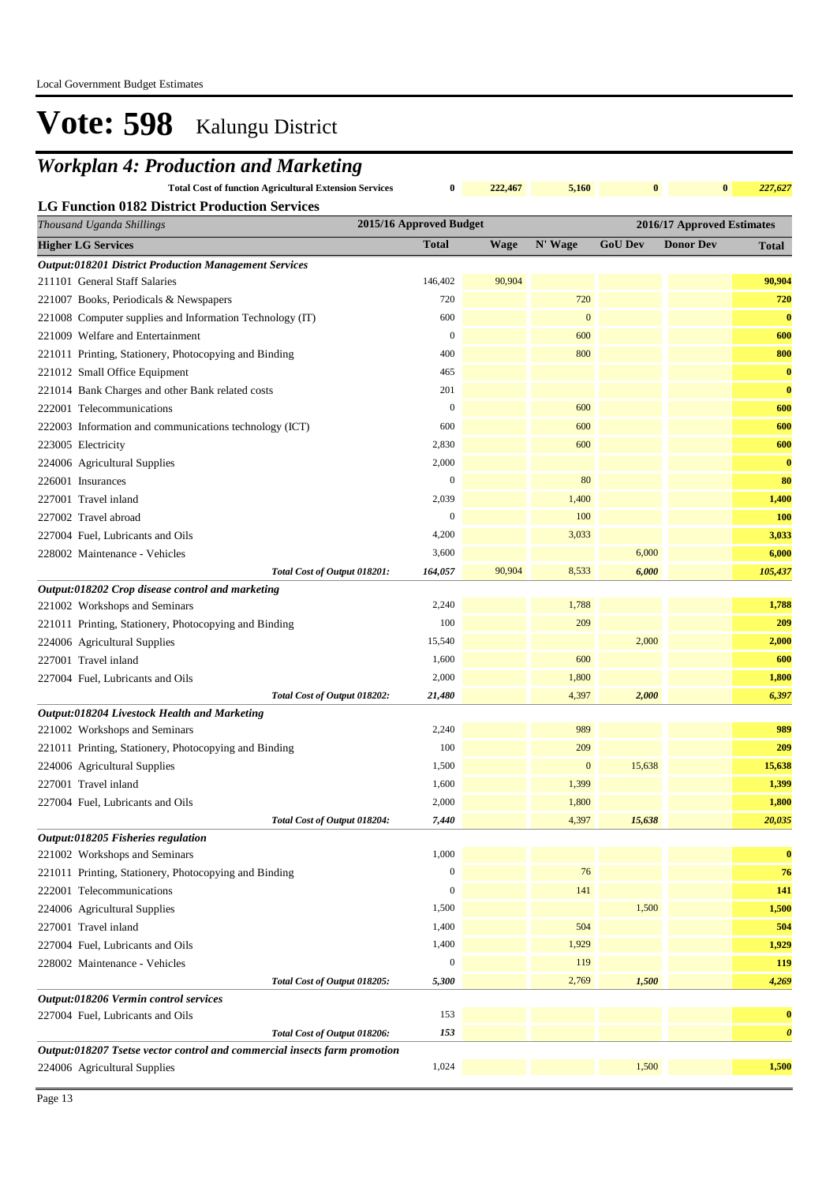# Vote: 598 Kalungu District

## Workplan 4: Production and Marketing

| | | | | | | |
|---|---|---|---|---|---|---|
| **Total Cost of function Agricultural Extension Services** | **0** | **222,467** | **5,160** | **0** | **0** | ***227,627*** |

### LG Function 0182 District Production Services

| *Thousand Uganda Shillings* | 2015/16 Approved Budget | 2016/17 Approved Estimates | | | | |
|---|---|---|---|---|---|---|
| **Higher LG Services** | **Total** | **Wage** | **N' Wage** | **GoU Dev** | **Donor Dev** | **Total** |
| ***Output:018201 District Production Management Services*** | | | | | | |
| 211101 General Staff Salaries | 146,402 | 90,904 | | | | **90,904** |
| 221007 Books, Periodicals & Newspapers | 720 | | 720 | | | **720** |
| 221008 Computer supplies and Information Technology (IT) | 600 | | 0 | | | **0** |
| 221009 Welfare and Entertainment | 0 | | 600 | | | **600** |
| 221011 Printing, Stationery, Photocopying and Binding | 400 | | 800 | | | **800** |
| 221012 Small Office Equipment | 465 | | | | | **0** |
| 221014 Bank Charges and other Bank related costs | 201 | | | | | **0** |
| 222001 Telecommunications | 0 | | 600 | | | **600** |
| 222003 Information and communications technology (ICT) | 600 | | 600 | | | **600** |
| 223005 Electricity | 2,830 | | 600 | | | **600** |
| 224006 Agricultural Supplies | 2,000 | | | | | **0** |
| 226001 Insurances | 0 | | 80 | | | **80** |
| 227001 Travel inland | 2,039 | | 1,400 | | | **1,400** |
| 227002 Travel abroad | 0 | | 100 | | | **100** |
| 227004 Fuel, Lubricants and Oils | 4,200 | | 3,033 | | | **3,033** |
| 228002 Maintenance - Vehicles | 3,600 | | | 6,000 | | **6,000** |
| *Total Cost of Output 018201:* | *164,057* | 90,904 | 8,533 | *6,000* | | ***105,437*** |
| ***Output:018202 Crop disease control and marketing*** | | | | | | |
| 221002 Workshops and Seminars | 2,240 | | 1,788 | | | **1,788** |
| 221011 Printing, Stationery, Photocopying and Binding | 100 | | 209 | | | **209** |
| 224006 Agricultural Supplies | 15,540 | | | 2,000 | | **2,000** |
| 227001 Travel inland | 1,600 | | 600 | | | **600** |
| 227004 Fuel, Lubricants and Oils | 2,000 | | 1,800 | | | **1,800** |
| *Total Cost of Output 018202:* | *21,480* | | 4,397 | *2,000* | | ***6,397*** |
| ***Output:018204 Livestock Health and Marketing*** | | | | | | |
| 221002 Workshops and Seminars | 2,240 | | 989 | | | **989** |
| 221011 Printing, Stationery, Photocopying and Binding | 100 | | 209 | | | **209** |
| 224006 Agricultural Supplies | 1,500 | | 0 | 15,638 | | **15,638** |
| 227001 Travel inland | 1,600 | | 1,399 | | | **1,399** |
| 227004 Fuel, Lubricants and Oils | 2,000 | | 1,800 | | | **1,800** |
| *Total Cost of Output 018204:* | *7,440* | | 4,397 | *15,638* | | ***20,035*** |
| ***Output:018205 Fisheries regulation*** | | | | | | |
| 221002 Workshops and Seminars | 1,000 | | | | | **0** |
| 221011 Printing, Stationery, Photocopying and Binding | 0 | | 76 | | | **76** |
| 222001 Telecommunications | 0 | | 141 | | | **141** |
| 224006 Agricultural Supplies | 1,500 | | | 1,500 | | **1,500** |
| 227001 Travel inland | 1,400 | | 504 | | | **504** |
| 227004 Fuel, Lubricants and Oils | 1,400 | | 1,929 | | | **1,929** |
| 228002 Maintenance - Vehicles | 0 | | 119 | | | **119** |
| *Total Cost of Output 018205:* | *5,300* | | 2,769 | *1,500* | | ***4,269*** |
| ***Output:018206 Vermin control services*** | | | | | | |
| 227004 Fuel, Lubricants and Oils | 153 | | | | | **0** |
| *Total Cost of Output 018206:* | *153* | | | | | ***0*** |
| ***Output:018207 Tsetse vector control and commercial insects farm promotion*** | | | | | | |
| 224006 Agricultural Supplies | 1,024 | | | 1,500 | | **1,500** |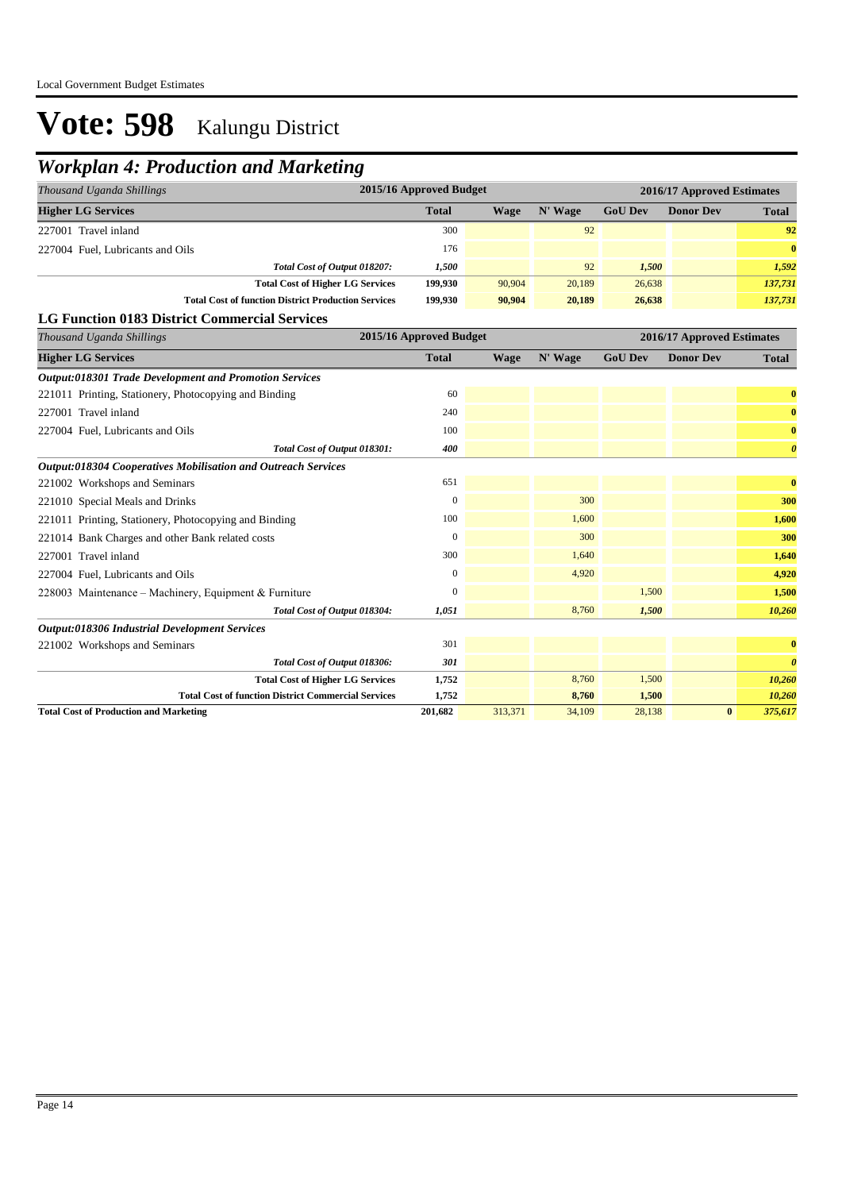# Vote: 598 Kalungu District

## *Workplan 4: Production and Marketing*

| *Thousand Uganda Shillings* | 2015/16 Approved Budget | 2016/17 Approved Estimates | | | | |
|---|---|---|---|---|---|---|
| **Higher LG Services** | **Total** | **Wage** | **N' Wage** | **GoU Dev** | **Donor Dev** | **Total** |
| 227001 Travel inland | 300 | | 92 | | | 92 |
| 227004 Fuel, Lubricants and Oils | 176 | | | | | 0 |
| *Total Cost of Output 018207:* | *1,500* | | 92 | *1,500* | | *1,592* |
| **Total Cost of Higher LG Services** | **199,930** | 90,904 | 20,189 | 26,638 | | *137,731* |
| **Total Cost of function District Production Services** | **199,930** | **90,904** | **20,189** | **26,638** | | *137,731* |

### LG Function 0183 District Commercial Services

| *Thousand Uganda Shillings* | 2015/16 Approved Budget | 2016/17 Approved Estimates | | | | |
|---|---|---|---|---|---|---|
| **Higher LG Services** | **Total** | **Wage** | **N' Wage** | **GoU Dev** | **Donor Dev** | **Total** |
| ***Output:018301 Trade Development and Promotion Services*** | | | | | | |
| 221011 Printing, Stationery, Photocopying and Binding | 60 | | | | | 0 |
| 227001 Travel inland | 240 | | | | | 0 |
| 227004 Fuel, Lubricants and Oils | 100 | | | | | 0 |
| *Total Cost of Output 018301:* | *400* | | | | | *0* |
| ***Output:018304 Cooperatives Mobilisation and Outreach Services*** | | | | | | |
| 221002 Workshops and Seminars | 651 | | | | | 0 |
| 221010 Special Meals and Drinks | 0 | | 300 | | | 300 |
| 221011 Printing, Stationery, Photocopying and Binding | 100 | | 1,600 | | | 1,600 |
| 221014 Bank Charges and other Bank related costs | 0 | | 300 | | | 300 |
| 227001 Travel inland | 300 | | 1,640 | | | 1,640 |
| 227004 Fuel, Lubricants and Oils | 0 | | 4,920 | | | 4,920 |
| 228003 Maintenance – Machinery, Equipment & Furniture | 0 | | | 1,500 | | 1,500 |
| *Total Cost of Output 018304:* | *1,051* | | 8,760 | *1,500* | | *10,260* |
| ***Output:018306 Industrial Development Services*** | | | | | | |
| 221002 Workshops and Seminars | 301 | | | | | 0 |
| *Total Cost of Output 018306:* | *301* | | | | | *0* |
| **Total Cost of Higher LG Services** | **1,752** | | 8,760 | 1,500 | | *10,260* |
| **Total Cost of function District Commercial Services** | **1,752** | | **8,760** | **1,500** | | *10,260* |
| **Total Cost of Production and Marketing** | **201,682** | 313,371 | 34,109 | 28,138 | **0** | *375,617* |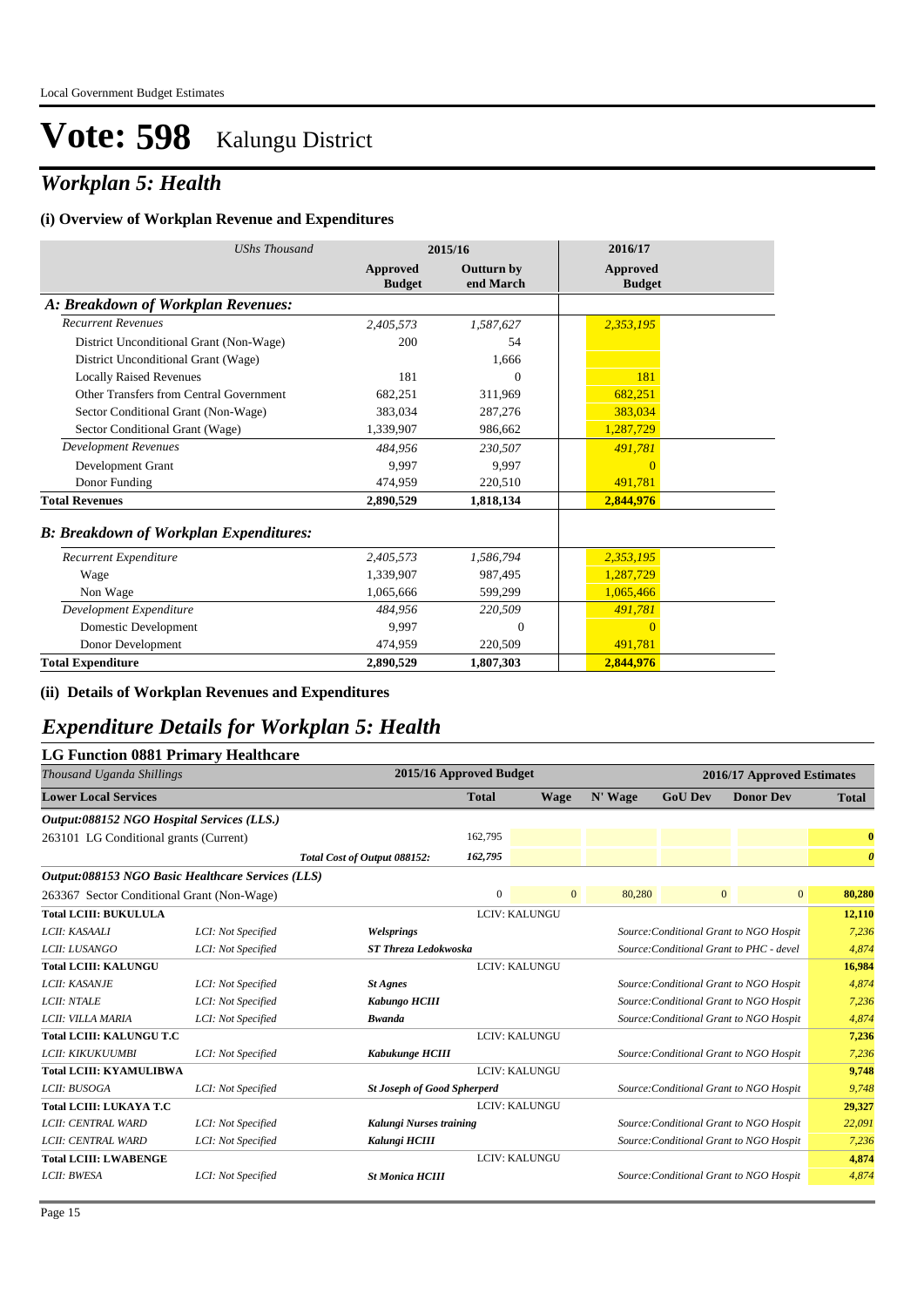# Vote: 598 Kalungu District

## *Workplan 5: Health*

### (i) Overview of Workplan Revenue and Expenditures

| *UShs Thousand* | 2015/16 | | 2016/17 |
|---|---|---|---|
| | **Approved Budget** | **Outturn by end March** | **Approved Budget** |
| ***A: Breakdown of Workplan Revenues:*** | | | |
| *Recurrent Revenues* | *2,405,573* | *1,587,627* | *2,353,195* |
| District Unconditional Grant (Non-Wage) | 200 | 54 | |
| District Unconditional Grant (Wage) | | 1,666 | |
| Locally Raised Revenues | 181 | 0 | 181 |
| Other Transfers from Central Government | 682,251 | 311,969 | 682,251 |
| Sector Conditional Grant (Non-Wage) | 383,034 | 287,276 | 383,034 |
| Sector Conditional Grant (Wage) | 1,339,907 | 986,662 | 1,287,729 |
| *Development Revenues* | *484,956* | *230,507* | *491,781* |
| Development Grant | 9,997 | 9,997 | 0 |
| Donor Funding | 474,959 | 220,510 | 491,781 |
| **Total Revenues** | **2,890,529** | **1,818,134** | **2,844,976** |
| ***B: Breakdown of Workplan Expenditures:*** | | | |
| *Recurrent Expenditure* | *2,405,573* | *1,586,794* | *2,353,195* |
| Wage | 1,339,907 | 987,495 | 1,287,729 |
| Non Wage | 1,065,666 | 599,299 | 1,065,466 |
| *Development Expenditure* | *484,956* | *220,509* | *491,781* |
| Domestic Development | 9,997 | 0 | 0 |
| Donor Development | 474,959 | 220,509 | 491,781 |
| **Total Expenditure** | **2,890,529** | **1,807,303** | **2,844,976** |

### (ii) Details of Workplan Revenues and Expenditures

## *Expenditure Details for Workplan 5: Health*

### LG Function 0881 Primary Healthcare

| *Thousand Uganda Shillings* | | | 2015/16 Approved Budget | 2016/17 Approved Estimates | | | | |
|---|---|---|---|---|---|---|---|---|
| **Lower Local Services** | | | **Total** | **Wage** | **N' Wage** | **GoU Dev** | **Donor Dev** | **Total** |
| ***Output:088152 NGO Hospital Services (LLS.)*** | | | | | | | | |
| 263101 LG Conditional grants (Current) | | | 162,795 | | | | | **0** |
| | | *Total Cost of Output 088152:* | *162,795* | | | | | ***0*** |
| ***Output:088153 NGO Basic Healthcare Services (LLS)*** | | | | | | | | |
| 263367 Sector Conditional Grant (Non-Wage) | | | 0 | 0 | 80,280 | 0 | 0 | **80,280** |
| **Total LCIII: BUKULULA** | | | LCIV: KALUNGU | | | | | **12,110** |
| *LCII: KASAALI* | *LCI: Not Specified* | ***Welsprings*** | | | *Source:Conditional Grant to NGO Hospit* | | | *7,236* |
| *LCII: LUSANGO* | *LCI: Not Specified* | ***ST Threza Ledokwoska*** | | | *Source:Conditional Grant to PHC - devel* | | | *4,874* |
| **Total LCIII: KALUNGU** | | | LCIV: KALUNGU | | | | | **16,984** |
| *LCII: KASANJE* | *LCI: Not Specified* | ***St Agnes*** | | | *Source:Conditional Grant to NGO Hospit* | | | *4,874* |
| *LCII: NTALE* | *LCI: Not Specified* | ***Kabungo HCIII*** | | | *Source:Conditional Grant to NGO Hospit* | | | *7,236* |
| *LCII: VILLA MARIA* | *LCI: Not Specified* | ***Bwanda*** | | | *Source:Conditional Grant to NGO Hospit* | | | *4,874* |
| **Total LCIII: KALUNGU T.C** | | | LCIV: KALUNGU | | | | | **7,236** |
| *LCII: KIKUKUUMBI* | *LCI: Not Specified* | ***Kabukunge HCIII*** | | | *Source:Conditional Grant to NGO Hospit* | | | *7,236* |
| **Total LCIII: KYAMULIBWA** | | | LCIV: KALUNGU | | | | | **9,748** |
| *LCII: BUSOGA* | *LCI: Not Specified* | ***St Joseph of Good Spherperd*** | | | *Source:Conditional Grant to NGO Hospit* | | | *9,748* |
| **Total LCIII: LUKAYA T.C** | | | LCIV: KALUNGU | | | | | **29,327** |
| *LCII: CENTRAL WARD* | *LCI: Not Specified* | ***Kalungi Nurses training*** | | | *Source:Conditional Grant to NGO Hospit* | | | *22,091* |
| *LCII: CENTRAL WARD* | *LCI: Not Specified* | ***Kalungi HCIII*** | | | *Source:Conditional Grant to NGO Hospit* | | | *7,236* |
| **Total LCIII: LWABENGE** | | | LCIV: KALUNGU | | | | | **4,874** |
| *LCII: BWESA* | *LCI: Not Specified* | ***St Monica HCIII*** | | | *Source:Conditional Grant to NGO Hospit* | | | *4,874* |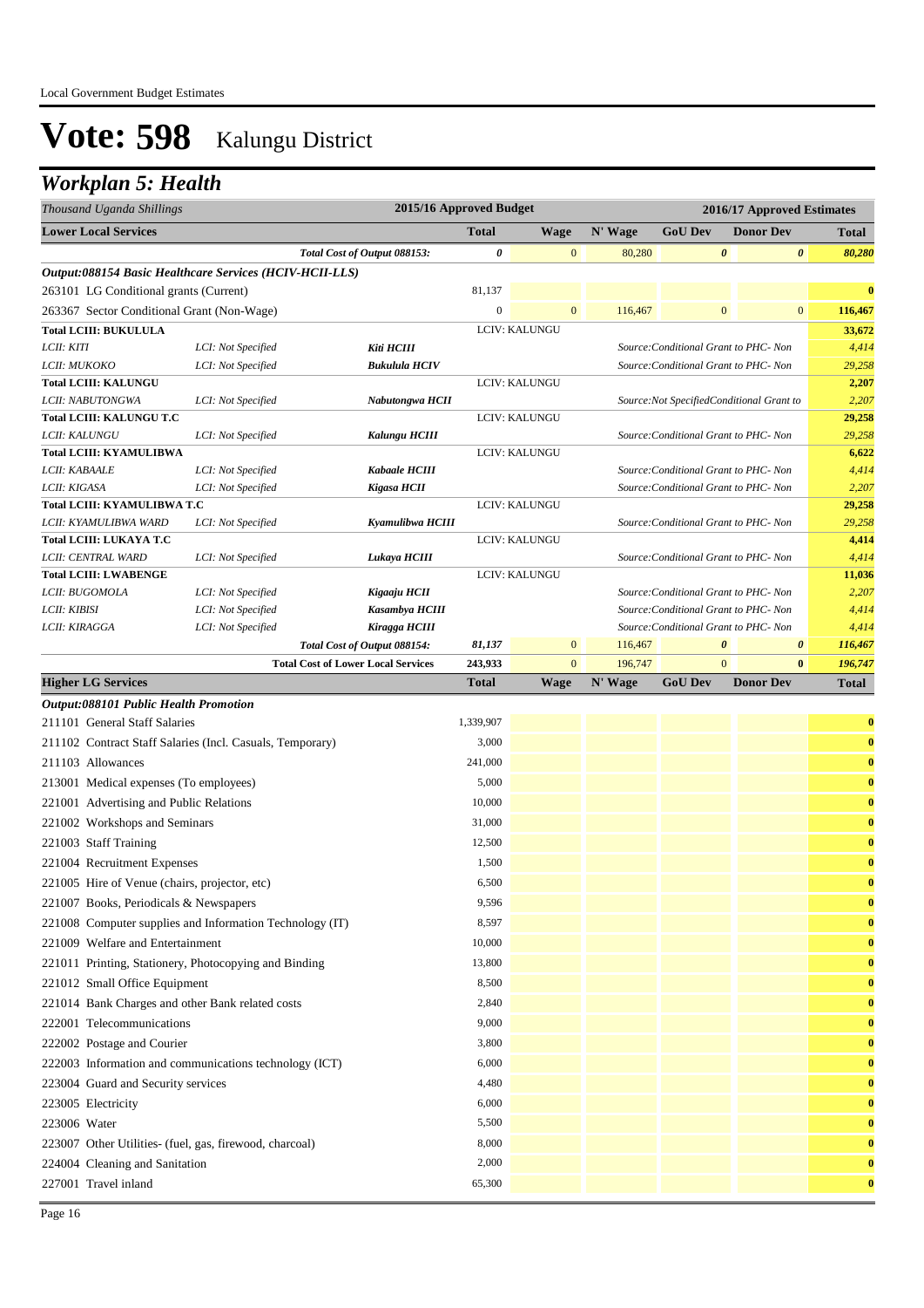# Vote: 598 Kalungu District

## Workplan 5: Health

| Thousand Uganda Shillings | | | 2015/16 Approved Budget | 2016/17 Approved Estimates | | | | |
|---|---|---|---|---|---|---|---|---|
| **Lower Local Services** | | | **Total** | **Wage** | **N' Wage** | **GoU Dev** | **Donor Dev** | **Total** |
| | | *Total Cost of Output 088153:* | *0* | 0 | 80,280 | *0* | *0* | *80,280* |
| ***Output:088154 Basic Healthcare Services (HCIV-HCII-LLS)*** | | | | | | | | |
| 263101 LG Conditional grants (Current) | | | 81,137 | | | | | 0 |
| 263367 Sector Conditional Grant (Non-Wage) | | | 0 | 0 | 116,467 | 0 | 0 | 116,467 |
| **Total LCIII: BUKULULA** | | | LCIV: KALUNGU | | | | | **33,672** |
| *LCII: KITI* | *LCI: Not Specified* | ***Kiti HCIII*** | | | | *Source:Conditional Grant to PHC- Non* | | *4,414* |
| *LCII: MUKOKO* | *LCI: Not Specified* | ***Bukulula HCIV*** | | | | *Source:Conditional Grant to PHC- Non* | | *29,258* |
| **Total LCIII: KALUNGU** | | | LCIV: KALUNGU | | | | | **2,207** |
| *LCII: NABUTONGWA* | *LCI: Not Specified* | ***Nabutongwa HCII*** | | | | *Source:Not SpecifiedConditional Grant to* | | *2,207* |
| **Total LCIII: KALUNGU T.C** | | | LCIV: KALUNGU | | | | | **29,258** |
| *LCII: KALUNGU* | *LCI: Not Specified* | ***Kalungu HCIII*** | | | | *Source:Conditional Grant to PHC- Non* | | *29,258* |
| **Total LCIII: KYAMULIBWA** | | | LCIV: KALUNGU | | | | | **6,622** |
| *LCII: KABAALE* | *LCI: Not Specified* | ***Kabaale HCIII*** | | | | *Source:Conditional Grant to PHC- Non* | | *4,414* |
| *LCII: KIGASA* | *LCI: Not Specified* | ***Kigasa HCII*** | | | | *Source:Conditional Grant to PHC- Non* | | *2,207* |
| **Total LCIII: KYAMULIBWA T.C** | | | LCIV: KALUNGU | | | | | **29,258** |
| *LCII: KYAMULIBWA WARD* | *LCI: Not Specified* | ***Kyamulibwa HCIII*** | | | | *Source:Conditional Grant to PHC- Non* | | *29,258* |
| **Total LCIII: LUKAYA T.C** | | | LCIV: KALUNGU | | | | | **4,414** |
| *LCII: CENTRAL WARD* | *LCI: Not Specified* | ***Lukaya HCIII*** | | | | *Source:Conditional Grant to PHC- Non* | | *4,414* |
| **Total LCIII: LWABENGE** | | | LCIV: KALUNGU | | | | | **11,036** |
| *LCII: BUGOMOLA* | *LCI: Not Specified* | ***Kigaaju HCII*** | | | | *Source:Conditional Grant to PHC- Non* | | *2,207* |
| *LCII: KIBISI* | *LCI: Not Specified* | ***Kasambya HCIII*** | | | | *Source:Conditional Grant to PHC- Non* | | *4,414* |
| *LCII: KIRAGGA* | *LCI: Not Specified* | ***Kiragga HCIII*** | | | | *Source:Conditional Grant to PHC- Non* | | *4,414* |
| | | *Total Cost of Output 088154:* | *81,137* | 0 | 116,467 | *0* | *0* | *116,467* |
| | | **Total Cost of Lower Local Services** | **243,933** | 0 | 196,747 | 0 | **0** | ***196,747*** |
| **Higher LG Services** | | | **Total** | **Wage** | **N' Wage** | **GoU Dev** | **Donor Dev** | **Total** |
| ***Output:088101 Public Health Promotion*** | | | | | | | | |
| 211101 General Staff Salaries | | | 1,339,907 | | | | | 0 |
| 211102 Contract Staff Salaries (Incl. Casuals, Temporary) | | | 3,000 | | | | | 0 |
| 211103 Allowances | | | 241,000 | | | | | 0 |
| 213001 Medical expenses (To employees) | | | 5,000 | | | | | 0 |
| 221001 Advertising and Public Relations | | | 10,000 | | | | | 0 |
| 221002 Workshops and Seminars | | | 31,000 | | | | | 0 |
| 221003 Staff Training | | | 12,500 | | | | | 0 |
| 221004 Recruitment Expenses | | | 1,500 | | | | | 0 |
| 221005 Hire of Venue (chairs, projector, etc) | | | 6,500 | | | | | 0 |
| 221007 Books, Periodicals & Newspapers | | | 9,596 | | | | | 0 |
| 221008 Computer supplies and Information Technology (IT) | | | 8,597 | | | | | 0 |
| 221009 Welfare and Entertainment | | | 10,000 | | | | | 0 |
| 221011 Printing, Stationery, Photocopying and Binding | | | 13,800 | | | | | 0 |
| 221012 Small Office Equipment | | | 8,500 | | | | | 0 |
| 221014 Bank Charges and other Bank related costs | | | 2,840 | | | | | 0 |
| 222001 Telecommunications | | | 9,000 | | | | | 0 |
| 222002 Postage and Courier | | | 3,800 | | | | | 0 |
| 222003 Information and communications technology (ICT) | | | 6,000 | | | | | 0 |
| 223004 Guard and Security services | | | 4,480 | | | | | 0 |
| 223005 Electricity | | | 6,000 | | | | | 0 |
| 223006 Water | | | 5,500 | | | | | 0 |
| 223007 Other Utilities- (fuel, gas, firewood, charcoal) | | | 8,000 | | | | | 0 |
| 224004 Cleaning and Sanitation | | | 2,000 | | | | | 0 |
| 227001 Travel inland | | | 65,300 | | | | | 0 |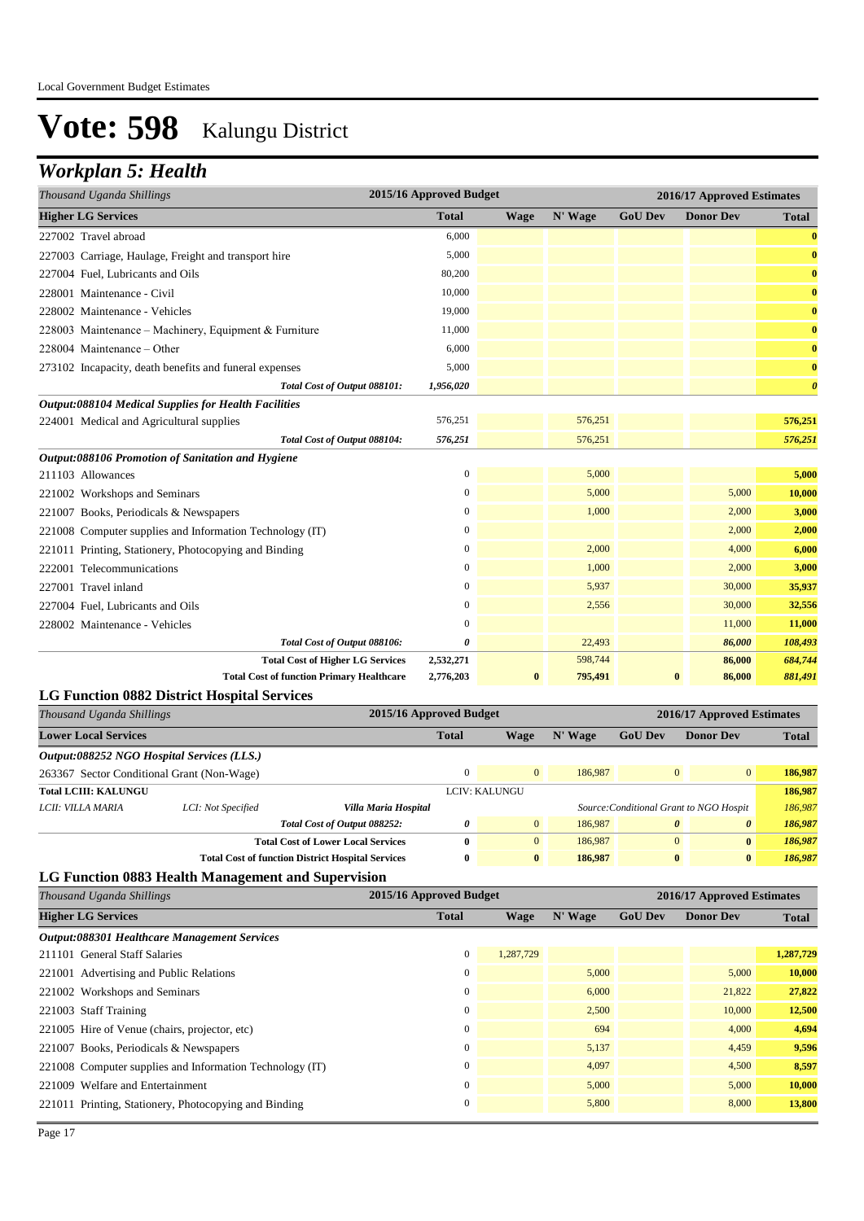Local Government Budget Estimates

# Vote: 598 Kalungu District

## Workplan 5: Health

| Thousand Uganda Shillings | 2015/16 Approved Budget | 2016/17 Approved Estimates | | | | |
|---|---|---|---|---|---|---|
| **Higher LG Services** | **Total** | **Wage** | **N' Wage** | **GoU Dev** | **Donor Dev** | **Total** |
| 227002 Travel abroad | 6,000 | | | | | **0** |
| 227003 Carriage, Haulage, Freight and transport hire | 5,000 | | | | | **0** |
| 227004 Fuel, Lubricants and Oils | 80,200 | | | | | **0** |
| 228001 Maintenance - Civil | 10,000 | | | | | **0** |
| 228002 Maintenance - Vehicles | 19,000 | | | | | **0** |
| 228003 Maintenance – Machinery, Equipment & Furniture | 11,000 | | | | | **0** |
| 228004 Maintenance – Other | 6,000 | | | | | **0** |
| 273102 Incapacity, death benefits and funeral expenses | 5,000 | | | | | **0** |
| *Total Cost of Output 088101:* | *1,956,020* | | | | | ***0*** |
| ***Output:088104 Medical Supplies for Health Facilities*** | | | | | | |
| 224001 Medical and Agricultural supplies | 576,251 | | 576,251 | | | **576,251** |
| *Total Cost of Output 088104:* | *576,251* | | *576,251* | | | ***576,251*** |
| ***Output:088106 Promotion of Sanitation and Hygiene*** | | | | | | |
| 211103 Allowances | 0 | | 5,000 | | | **5,000** |
| 221002 Workshops and Seminars | 0 | | 5,000 | | 5,000 | **10,000** |
| 221007 Books, Periodicals & Newspapers | 0 | | 1,000 | | 2,000 | **3,000** |
| 221008 Computer supplies and Information Technology (IT) | 0 | | | | 2,000 | **2,000** |
| 221011 Printing, Stationery, Photocopying and Binding | 0 | | 2,000 | | 4,000 | **6,000** |
| 222001 Telecommunications | 0 | | 1,000 | | 2,000 | **3,000** |
| 227001 Travel inland | 0 | | 5,937 | | 30,000 | **35,937** |
| 227004 Fuel, Lubricants and Oils | 0 | | 2,556 | | 30,000 | **32,556** |
| 228002 Maintenance - Vehicles | 0 | | | | 11,000 | **11,000** |
| *Total Cost of Output 088106:* | *0* | | *22,493* | | *86,000* | ***108,493*** |
| **Total Cost of Higher LG Services** | **2,532,271** | | **598,744** | | **86,000** | ***684,744*** |
| **Total Cost of function Primary Healthcare** | **2,776,203** | **0** | **795,491** | **0** | **86,000** | ***881,491*** |

### LG Function 0882 District Hospital Services

| Thousand Uganda Shillings | | | 2015/16 Approved Budget | 2016/17 Approved Estimates | | | | |
|---|---|---|---|---|---|---|---|---|
| **Lower Local Services** | | | **Total** | **Wage** | **N' Wage** | **GoU Dev** | **Donor Dev** | **Total** |
| ***Output:088252 NGO Hospital Services (LLS.)*** | | | | | | | | |
| 263367 Sector Conditional Grant (Non-Wage) | | | 0 | 0 | 186,987 | 0 | 0 | **186,987** |
| **Total LCIII: KALUNGU** | | | | LCIV: KALUNGU | | | | **186,987** |
| *LCII: VILLA MARIA* | *LCI: Not Specified* | ***Villa Maria Hospital*** | | | *Source:Conditional Grant to NGO Hospit* | | | *186,987* |
| | | *Total Cost of Output 088252:* | *0* | 0 | 186,987 | *0* | *0* | ***186,987*** |
| | | **Total Cost of Lower Local Services** | **0** | 0 | 186,987 | 0 | **0** | ***186,987*** |
| | | **Total Cost of function District Hospital Services** | **0** | **0** | **186,987** | **0** | **0** | ***186,987*** |

### LG Function 0883 Health Management and Supervision

| Thousand Uganda Shillings | 2015/16 Approved Budget | 2016/17 Approved Estimates | | | | |
|---|---|---|---|---|---|---|
| **Higher LG Services** | **Total** | **Wage** | **N' Wage** | **GoU Dev** | **Donor Dev** | **Total** |
| ***Output:088301 Healthcare Management Services*** | | | | | | |
| 211101 General Staff Salaries | 0 | 1,287,729 | | | | **1,287,729** |
| 221001 Advertising and Public Relations | 0 | | 5,000 | | 5,000 | **10,000** |
| 221002 Workshops and Seminars | 0 | | 6,000 | | 21,822 | **27,822** |
| 221003 Staff Training | 0 | | 2,500 | | 10,000 | **12,500** |
| 221005 Hire of Venue (chairs, projector, etc) | 0 | | 694 | | 4,000 | **4,694** |
| 221007 Books, Periodicals & Newspapers | 0 | | 5,137 | | 4,459 | **9,596** |
| 221008 Computer supplies and Information Technology (IT) | 0 | | 4,097 | | 4,500 | **8,597** |
| 221009 Welfare and Entertainment | 0 | | 5,000 | | 5,000 | **10,000** |
| 221011 Printing, Stationery, Photocopying and Binding | 0 | | 5,800 | | 8,000 | **13,800** |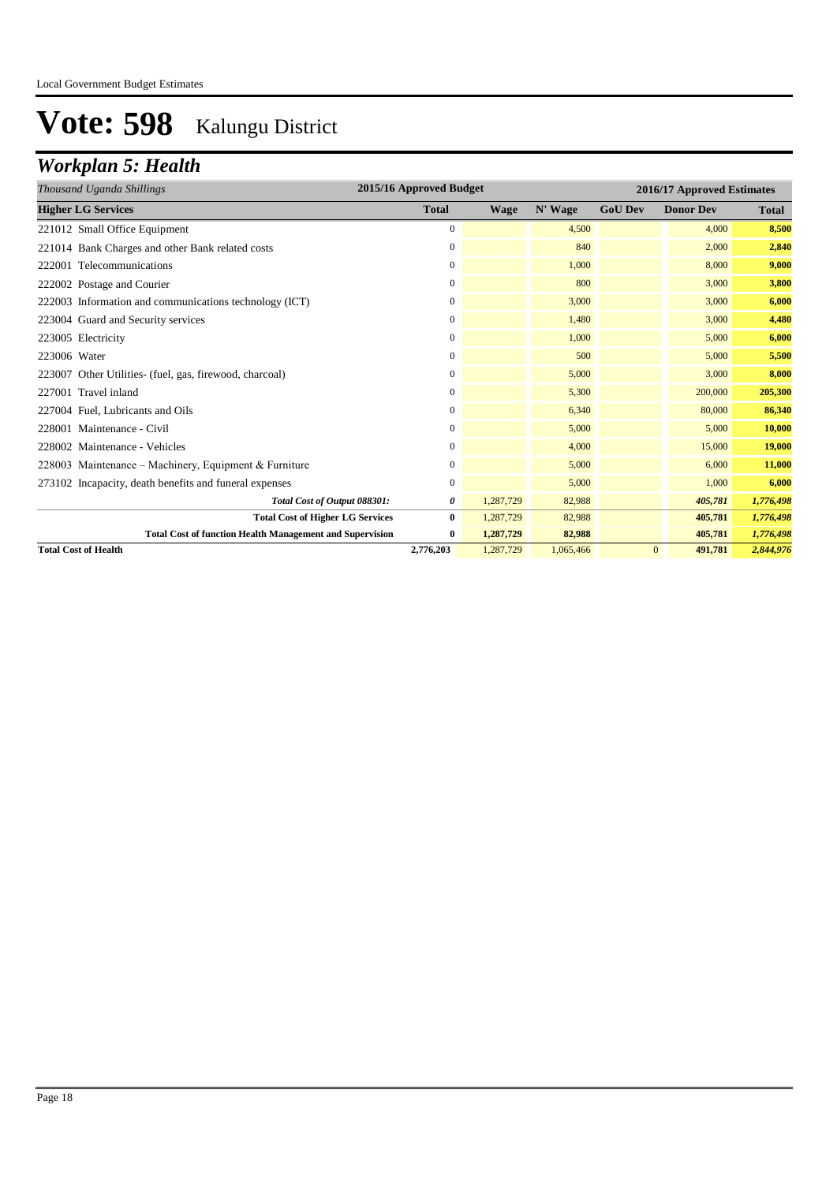# Vote: 598 Kalungu District

## *Workplan 5: Health*

| *Thousand Uganda Shillings* | 2015/16 Approved Budget | 2016/17 Approved Estimates | | | | |
|---|---|---|---|---|---|---|
| **Higher LG Services** | **Total** | **Wage** | **N' Wage** | **GoU Dev** | **Donor Dev** | **Total** |
| 221012 Small Office Equipment | 0 | | 4,500 | | 4,000 | **8,500** |
| 221014 Bank Charges and other Bank related costs | 0 | | 840 | | 2,000 | **2,840** |
| 222001 Telecommunications | 0 | | 1,000 | | 8,000 | **9,000** |
| 222002 Postage and Courier | 0 | | 800 | | 3,000 | **3,800** |
| 222003 Information and communications technology (ICT) | 0 | | 3,000 | | 3,000 | **6,000** |
| 223004 Guard and Security services | 0 | | 1,480 | | 3,000 | **4,480** |
| 223005 Electricity | 0 | | 1,000 | | 5,000 | **6,000** |
| 223006 Water | 0 | | 500 | | 5,000 | **5,500** |
| 223007 Other Utilities- (fuel, gas, firewood, charcoal) | 0 | | 5,000 | | 3,000 | **8,000** |
| 227001 Travel inland | 0 | | 5,300 | | 200,000 | **205,300** |
| 227004 Fuel, Lubricants and Oils | 0 | | 6,340 | | 80,000 | **86,340** |
| 228001 Maintenance - Civil | 0 | | 5,000 | | 5,000 | **10,000** |
| 228002 Maintenance - Vehicles | 0 | | 4,000 | | 15,000 | **19,000** |
| 228003 Maintenance – Machinery, Equipment & Furniture | 0 | | 5,000 | | 6,000 | **11,000** |
| 273102 Incapacity, death benefits and funeral expenses | 0 | | 5,000 | | 1,000 | **6,000** |
| ***Total Cost of Output 088301:*** | ***0*** | 1,287,729 | 82,988 | | ***405,781*** | ***1,776,498*** |
| **Total Cost of Higher LG Services** | **0** | 1,287,729 | 82,988 | | **405,781** | ***1,776,498*** |
| **Total Cost of function Health Management and Supervision** | **0** | **1,287,729** | **82,988** | | **405,781** | ***1,776,498*** |
| **Total Cost of Health** | **2,776,203** | 1,287,729 | 1,065,466 | 0 | **491,781** | ***2,844,976*** |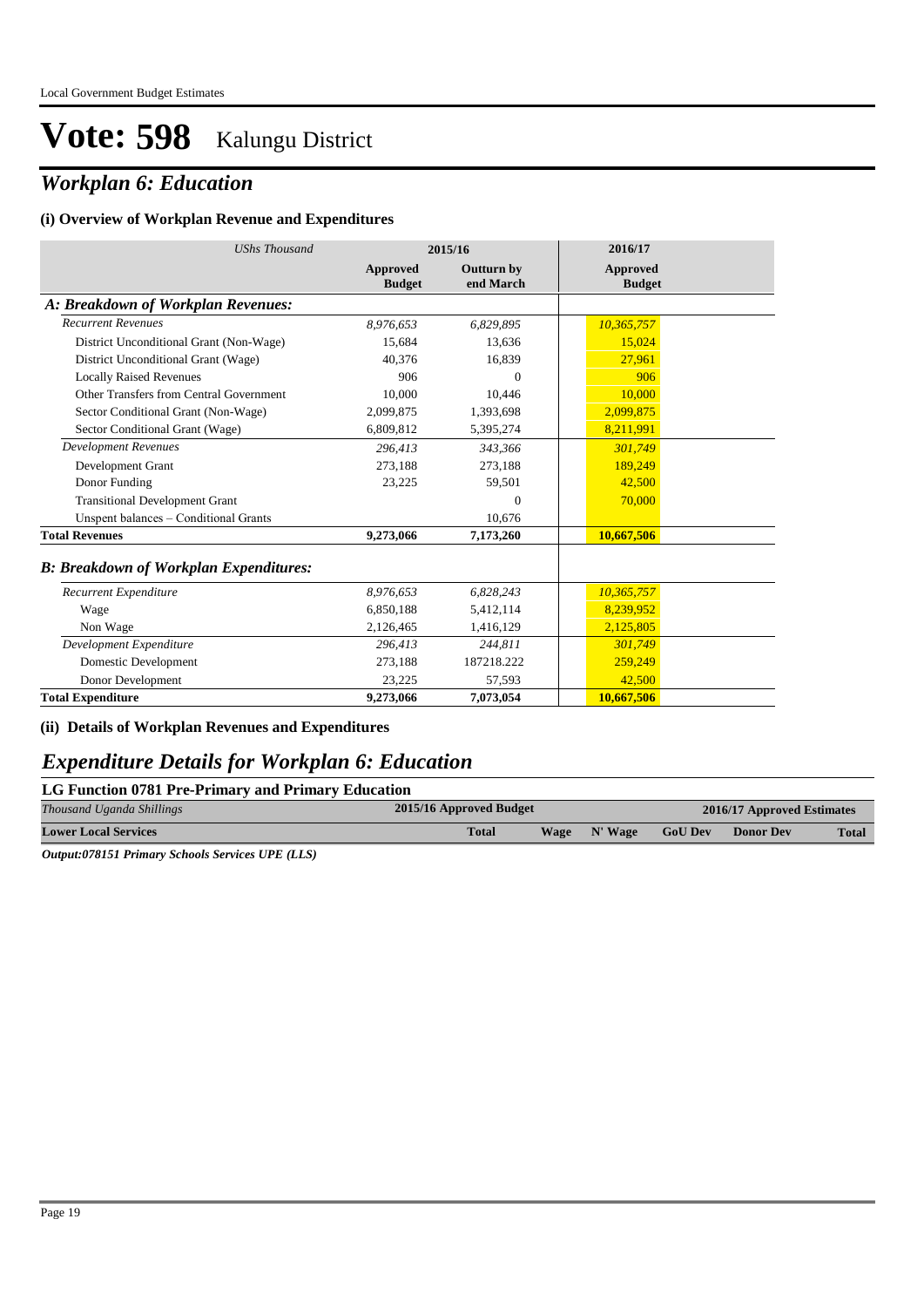# Vote: 598 Kalungu District

## *Workplan 6: Education*

### (i) Overview of Workplan Revenue and Expenditures

| *UShs Thousand* | 2015/16 | | 2016/17 |
|---|---|---|---|
| | **Approved Budget** | **Outturn by end March** | **Approved Budget** |
| ***A: Breakdown of Workplan Revenues:*** | | | |
| *Recurrent Revenues* | *8,976,653* | *6,829,895* | *10,365,757* |
| District Unconditional Grant (Non-Wage) | 15,684 | 13,636 | 15,024 |
| District Unconditional Grant (Wage) | 40,376 | 16,839 | 27,961 |
| Locally Raised Revenues | 906 | 0 | 906 |
| Other Transfers from Central Government | 10,000 | 10,446 | 10,000 |
| Sector Conditional Grant (Non-Wage) | 2,099,875 | 1,393,698 | 2,099,875 |
| Sector Conditional Grant (Wage) | 6,809,812 | 5,395,274 | 8,211,991 |
| *Development Revenues* | *296,413* | *343,366* | *301,749* |
| Development Grant | 273,188 | 273,188 | 189,249 |
| Donor Funding | 23,225 | 59,501 | 42,500 |
| Transitional Development Grant | | 0 | 70,000 |
| Unspent balances – Conditional Grants | | 10,676 | |
| **Total Revenues** | **9,273,066** | **7,173,260** | **10,667,506** |
| ***B: Breakdown of Workplan Expenditures:*** | | | |
| *Recurrent Expenditure* | *8,976,653* | *6,828,243* | *10,365,757* |
| Wage | 6,850,188 | 5,412,114 | 8,239,952 |
| Non Wage | 2,126,465 | 1,416,129 | 2,125,805 |
| *Development Expenditure* | *296,413* | *244,811* | *301,749* |
| Domestic Development | 273,188 | 187218.222 | 259,249 |
| Donor Development | 23,225 | 57,593 | 42,500 |
| **Total Expenditure** | **9,273,066** | **7,073,054** | **10,667,506** |

### (ii) Details of Workplan Revenues and Expenditures

## *Expenditure Details for Workplan 6: Education*

### LG Function 0781 Pre-Primary and Primary Education

| *Thousand Uganda Shillings* | 2015/16 Approved Budget | 2016/17 Approved Estimates | | | | |
|---|---|---|---|---|---|---|
| **Lower Local Services** | **Total** | **Wage** | **N' Wage** | **GoU Dev** | **Donor Dev** | **Total** |

***Output:078151 Primary Schools Services UPE (LLS)***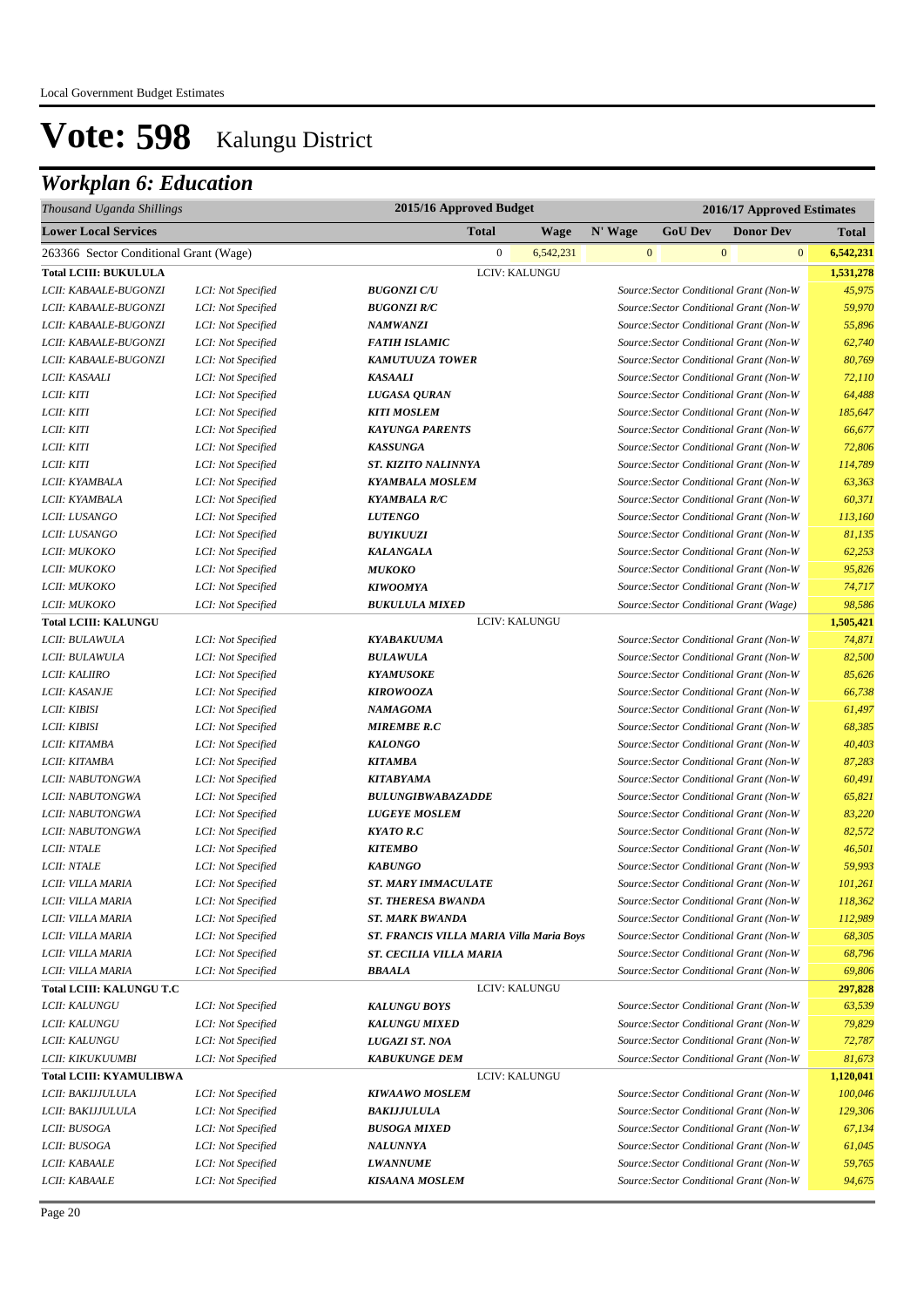Local Government Budget Estimates

# Vote: 598 Kalungu District

## *Workplan 6: Education*

| *Thousand Uganda Shillings* | | | 2015/16 Approved Budget | | 2016/17 Approved Estimates | | | |
|---|---|---|---|---|---|---|---|---|
| **Lower Local Services** | | | **Total** | **Wage** | **N' Wage** | **GoU Dev** | **Donor Dev** | **Total** |
| 263366 Sector Conditional Grant (Wage) | | | 0 | 6,542,231 | 0 | 0 | 0 | **6,542,231** |
| **Total LCIII: BUKULULA** | | LCIV: KALUNGU | | | | | | **1,531,278** |
| *LCII: KABAALE-BUGONZI* | *LCI: Not Specified* | ***BUGONZI C/U*** | | | *Source:Sector Conditional Grant (Non-W* | | | *45,975* |
| *LCII: KABAALE-BUGONZI* | *LCI: Not Specified* | ***BUGONZI R/C*** | | | *Source:Sector Conditional Grant (Non-W* | | | *59,970* |
| *LCII: KABAALE-BUGONZI* | *LCI: Not Specified* | ***NAMWANZI*** | | | *Source:Sector Conditional Grant (Non-W* | | | *55,896* |
| *LCII: KABAALE-BUGONZI* | *LCI: Not Specified* | ***FATIH ISLAMIC*** | | | *Source:Sector Conditional Grant (Non-W* | | | *62,740* |
| *LCII: KABAALE-BUGONZI* | *LCI: Not Specified* | ***KAMUTUUZA TOWER*** | | | *Source:Sector Conditional Grant (Non-W* | | | *80,769* |
| *LCII: KASAALI* | *LCI: Not Specified* | ***KASAALI*** | | | *Source:Sector Conditional Grant (Non-W* | | | *72,110* |
| *LCII: KITI* | *LCI: Not Specified* | ***LUGASA QURAN*** | | | *Source:Sector Conditional Grant (Non-W* | | | *64,488* |
| *LCII: KITI* | *LCI: Not Specified* | ***KITI MOSLEM*** | | | *Source:Sector Conditional Grant (Non-W* | | | *185,647* |
| *LCII: KITI* | *LCI: Not Specified* | ***KAYUNGA PARENTS*** | | | *Source:Sector Conditional Grant (Non-W* | | | *66,677* |
| *LCII: KITI* | *LCI: Not Specified* | ***KASSUNGA*** | | | *Source:Sector Conditional Grant (Non-W* | | | *72,806* |
| *LCII: KITI* | *LCI: Not Specified* | ***ST. KIZITO NALINNYA*** | | | *Source:Sector Conditional Grant (Non-W* | | | *114,789* |
| *LCII: KYAMBALA* | *LCI: Not Specified* | ***KYAMBALA MOSLEM*** | | | *Source:Sector Conditional Grant (Non-W* | | | *63,363* |
| *LCII: KYAMBALA* | *LCI: Not Specified* | ***KYAMBALA R/C*** | | | *Source:Sector Conditional Grant (Non-W* | | | *60,371* |
| *LCII: LUSANGO* | *LCI: Not Specified* | ***LUTENGO*** | | | *Source:Sector Conditional Grant (Non-W* | | | *113,160* |
| *LCII: LUSANGO* | *LCI: Not Specified* | ***BUYIKUUZI*** | | | *Source:Sector Conditional Grant (Non-W* | | | *81,135* |
| *LCII: MUKOKO* | *LCI: Not Specified* | ***KALANGALA*** | | | *Source:Sector Conditional Grant (Non-W* | | | *62,253* |
| *LCII: MUKOKO* | *LCI: Not Specified* | ***MUKOKO*** | | | *Source:Sector Conditional Grant (Non-W* | | | *95,826* |
| *LCII: MUKOKO* | *LCI: Not Specified* | ***KIWOOMYA*** | | | *Source:Sector Conditional Grant (Non-W* | | | *74,717* |
| *LCII: MUKOKO* | *LCI: Not Specified* | ***BUKULULA MIXED*** | | | *Source:Sector Conditional Grant (Wage)* | | | *98,586* |
| **Total LCIII: KALUNGU** | | LCIV: KALUNGU | | | | | | **1,505,421** |
| *LCII: BULAWULA* | *LCI: Not Specified* | ***KYABAKUUMA*** | | | *Source:Sector Conditional Grant (Non-W* | | | *74,871* |
| *LCII: BULAWULA* | *LCI: Not Specified* | ***BULAWULA*** | | | *Source:Sector Conditional Grant (Non-W* | | | *82,500* |
| *LCII: KALIIRO* | *LCI: Not Specified* | ***KYAMUSOKE*** | | | *Source:Sector Conditional Grant (Non-W* | | | *85,626* |
| *LCII: KASANJE* | *LCI: Not Specified* | ***KIROWOOZA*** | | | *Source:Sector Conditional Grant (Non-W* | | | *66,738* |
| *LCII: KIBISI* | *LCI: Not Specified* | ***NAMAGOMA*** | | | *Source:Sector Conditional Grant (Non-W* | | | *61,497* |
| *LCII: KIBISI* | *LCI: Not Specified* | ***MIREMBE R.C*** | | | *Source:Sector Conditional Grant (Non-W* | | | *68,385* |
| *LCII: KITAMBA* | *LCI: Not Specified* | ***KALONGO*** | | | *Source:Sector Conditional Grant (Non-W* | | | *40,403* |
| *LCII: KITAMBA* | *LCI: Not Specified* | ***KITAMBA*** | | | *Source:Sector Conditional Grant (Non-W* | | | *87,283* |
| *LCII: NABUTONGWA* | *LCI: Not Specified* | ***KITABYAMA*** | | | *Source:Sector Conditional Grant (Non-W* | | | *60,491* |
| *LCII: NABUTONGWA* | *LCI: Not Specified* | ***BULUNGIBWABAZADDE*** | | | *Source:Sector Conditional Grant (Non-W* | | | *65,821* |
| *LCII: NABUTONGWA* | *LCI: Not Specified* | ***LUGEYE MOSLEM*** | | | *Source:Sector Conditional Grant (Non-W* | | | *83,220* |
| *LCII: NABUTONGWA* | *LCI: Not Specified* | ***KYATO R.C*** | | | *Source:Sector Conditional Grant (Non-W* | | | *82,572* |
| *LCII: NTALE* | *LCI: Not Specified* | ***KITEMBO*** | | | *Source:Sector Conditional Grant (Non-W* | | | *46,501* |
| *LCII: NTALE* | *LCI: Not Specified* | ***KABUNGO*** | | | *Source:Sector Conditional Grant (Non-W* | | | *59,993* |
| *LCII: VILLA MARIA* | *LCI: Not Specified* | ***ST. MARY IMMACULATE*** | | | *Source:Sector Conditional Grant (Non-W* | | | *101,261* |
| *LCII: VILLA MARIA* | *LCI: Not Specified* | ***ST. THERESA BWANDA*** | | | *Source:Sector Conditional Grant (Non-W* | | | *118,362* |
| *LCII: VILLA MARIA* | *LCI: Not Specified* | ***ST. MARK BWANDA*** | | | *Source:Sector Conditional Grant (Non-W* | | | *112,989* |
| *LCII: VILLA MARIA* | *LCI: Not Specified* | ***ST. FRANCIS VILLA MARIA Villa Maria Boys*** | | | *Source:Sector Conditional Grant (Non-W* | | | *68,305* |
| *LCII: VILLA MARIA* | *LCI: Not Specified* | ***ST. CECILIA VILLA MARIA*** | | | *Source:Sector Conditional Grant (Non-W* | | | *68,796* |
| *LCII: VILLA MARIA* | *LCI: Not Specified* | ***BBAALA*** | | | *Source:Sector Conditional Grant (Non-W* | | | *69,806* |
| **Total LCIII: KALUNGU T.C** | | LCIV: KALUNGU | | | | | | **297,828** |
| *LCII: KALUNGU* | *LCI: Not Specified* | ***KALUNGU BOYS*** | | | *Source:Sector Conditional Grant (Non-W* | | | *63,539* |
| *LCII: KALUNGU* | *LCI: Not Specified* | ***KALUNGU MIXED*** | | | *Source:Sector Conditional Grant (Non-W* | | | *79,829* |
| *LCII: KALUNGU* | *LCI: Not Specified* | ***LUGAZI ST. NOA*** | | | *Source:Sector Conditional Grant (Non-W* | | | *72,787* |
| *LCII: KIKUKUUMBI* | *LCI: Not Specified* | ***KABUKUNGE DEM*** | | | *Source:Sector Conditional Grant (Non-W* | | | *81,673* |
| **Total LCIII: KYAMULIBWA** | | LCIV: KALUNGU | | | | | | **1,120,041** |
| *LCII: BAKIJJULULA* | *LCI: Not Specified* | ***KIWAAWO MOSLEM*** | | | *Source:Sector Conditional Grant (Non-W* | | | *100,046* |
| *LCII: BAKIJJULULA* | *LCI: Not Specified* | ***BAKIJJULULA*** | | | *Source:Sector Conditional Grant (Non-W* | | | *129,306* |
| *LCII: BUSOGA* | *LCI: Not Specified* | ***BUSOGA MIXED*** | | | *Source:Sector Conditional Grant (Non-W* | | | *67,134* |
| *LCII: BUSOGA* | *LCI: Not Specified* | ***NALUNNYA*** | | | *Source:Sector Conditional Grant (Non-W* | | | *61,045* |
| *LCII: KABAALE* | *LCI: Not Specified* | ***LWANNUME*** | | | *Source:Sector Conditional Grant (Non-W* | | | *59,765* |
| *LCII: KABAALE* | *LCI: Not Specified* | ***KISAANA MOSLEM*** | | | *Source:Sector Conditional Grant (Non-W* | | | *94,675* |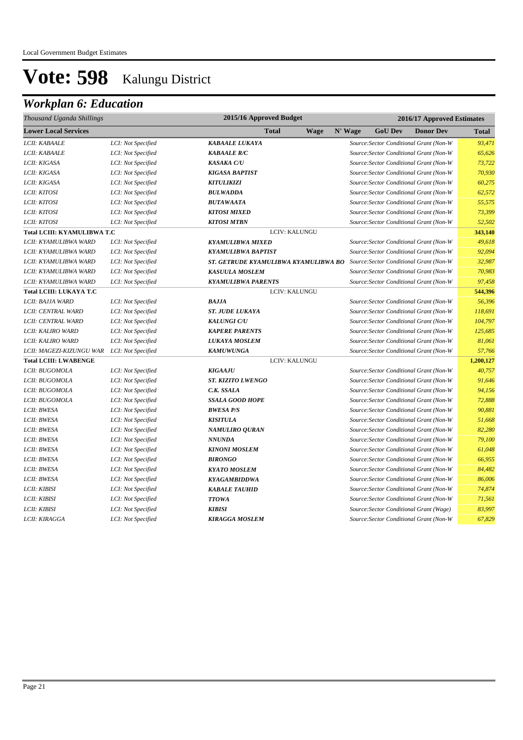# Vote: 598 Kalungu District

## *Workplan 6: Education*

| *Thousand Uganda Shillings* | | 2015/16 Approved Budget | | | 2016/17 Approved Estimates | | | |
|---|---|---|---|---|---|---|---|---|
| **Lower Local Services** | | | **Total** | **Wage** | **N' Wage** | **GoU Dev** | **Donor Dev** | **Total** |
| *LCII: KABAALE* | *LCI: Not Specified* | ***KABAALE LUKAYA*** | | | *Source:Sector Conditional Grant (Non-W* | | | *93,471* |
| *LCII: KABAALE* | *LCI: Not Specified* | ***KABAALE R/C*** | | | *Source:Sector Conditional Grant (Non-W* | | | *65,626* |
| *LCII: KIGASA* | *LCI: Not Specified* | ***KASAKA C/U*** | | | *Source:Sector Conditional Grant (Non-W* | | | *73,722* |
| *LCII: KIGASA* | *LCI: Not Specified* | ***KIGASA BAPTIST*** | | | *Source:Sector Conditional Grant (Non-W* | | | *70,930* |
| *LCII: KIGASA* | *LCI: Not Specified* | ***KITULIKIZI*** | | | *Source:Sector Conditional Grant (Non-W* | | | *60,275* |
| *LCII: KITOSI* | *LCI: Not Specified* | ***BULWADDA*** | | | *Source:Sector Conditional Grant (Non-W* | | | *62,572* |
| *LCII: KITOSI* | *LCI: Not Specified* | ***BUTAWAATA*** | | | *Source:Sector Conditional Grant (Non-W* | | | *55,575* |
| *LCII: KITOSI* | *LCI: Not Specified* | ***KITOSI MIXED*** | | | *Source:Sector Conditional Grant (Non-W* | | | *73,399* |
| *LCII: KITOSI* | *LCI: Not Specified* | ***KITOSI MTBN*** | | | *Source:Sector Conditional Grant (Non-W* | | | *52,502* |
| **Total LCIII: KYAMULIBWA T.C** | | LCIV: KALUNGU | | | | | | **343,140** |
| *LCII: KYAMULIBWA WARD* | *LCI: Not Specified* | ***KYAMULIBWA MIXED*** | | | *Source:Sector Conditional Grant (Non-W* | | | *49,618* |
| *LCII: KYAMULIBWA WARD* | *LCI: Not Specified* | ***KYAMULIBWA BAPTIST*** | | | *Source:Sector Conditional Grant (Non-W* | | | *92,094* |
| *LCII: KYAMULIBWA WARD* | *LCI: Not Specified* | ***ST. GETRUDE KYAMULIBWA KYAMULIBWA BO*** | | | *Source:Sector Conditional Grant (Non-W* | | | *32,987* |
| *LCII: KYAMULIBWA WARD* | *LCI: Not Specified* | ***KASUULA MOSLEM*** | | | *Source:Sector Conditional Grant (Non-W* | | | *70,983* |
| *LCII: KYAMULIBWA WARD* | *LCI: Not Specified* | ***KYAMULIBWA PARENTS*** | | | *Source:Sector Conditional Grant (Non-W* | | | *97,458* |
| **Total LCIII: LUKAYA T.C** | | LCIV: KALUNGU | | | | | | **544,396** |
| *LCII: BAJJA WARD* | *LCI: Not Specified* | ***BAJJA*** | | | *Source:Sector Conditional Grant (Non-W* | | | *56,396* |
| *LCII: CENTRAL WARD* | *LCI: Not Specified* | ***ST. JUDE LUKAYA*** | | | *Source:Sector Conditional Grant (Non-W* | | | *118,691* |
| *LCII: CENTRAL WARD* | *LCI: Not Specified* | ***KALUNGI C/U*** | | | *Source:Sector Conditional Grant (Non-W* | | | *104,797* |
| *LCII: KALIRO WARD* | *LCI: Not Specified* | ***KAPERE PARENTS*** | | | *Source:Sector Conditional Grant (Non-W* | | | *125,685* |
| *LCII: KALIRO WARD* | *LCI: Not Specified* | ***LUKAYA MOSLEM*** | | | *Source:Sector Conditional Grant (Non-W* | | | *81,061* |
| *LCII: MAGEZI-KIZUNGU WAR* | *LCI: Not Specified* | ***KAMUWUNGA*** | | | *Source:Sector Conditional Grant (Non-W* | | | *57,766* |
| **Total LCIII: LWABENGE** | | LCIV: KALUNGU | | | | | | **1,200,127** |
| *LCII: BUGOMOLA* | *LCI: Not Specified* | ***KIGAAJU*** | | | *Source:Sector Conditional Grant (Non-W* | | | *40,757* |
| *LCII: BUGOMOLA* | *LCI: Not Specified* | ***ST. KIZITO LWENGO*** | | | *Source:Sector Conditional Grant (Non-W* | | | *91,646* |
| *LCII: BUGOMOLA* | *LCI: Not Specified* | ***C.K. SSALA*** | | | *Source:Sector Conditional Grant (Non-W* | | | *94,156* |
| *LCII: BUGOMOLA* | *LCI: Not Specified* | ***SSALA GOOD HOPE*** | | | *Source:Sector Conditional Grant (Non-W* | | | *72,888* |
| *LCII: BWESA* | *LCI: Not Specified* | ***BWESA P/S*** | | | *Source:Sector Conditional Grant (Non-W* | | | *90,881* |
| *LCII: BWESA* | *LCI: Not Specified* | ***KISITULA*** | | | *Source:Sector Conditional Grant (Non-W* | | | *51,668* |
| *LCII: BWESA* | *LCI: Not Specified* | ***NAMULIRO QURAN*** | | | *Source:Sector Conditional Grant (Non-W* | | | *82,280* |
| *LCII: BWESA* | *LCI: Not Specified* | ***NNUNDA*** | | | *Source:Sector Conditional Grant (Non-W* | | | *79,100* |
| *LCII: BWESA* | *LCI: Not Specified* | ***KINONI MOSLEM*** | | | *Source:Sector Conditional Grant (Non-W* | | | *61,048* |
| *LCII: BWESA* | *LCI: Not Specified* | ***BIRONGO*** | | | *Source:Sector Conditional Grant (Non-W* | | | *66,955* |
| *LCII: BWESA* | *LCI: Not Specified* | ***KYATO MOSLEM*** | | | *Source:Sector Conditional Grant (Non-W* | | | *84,482* |
| *LCII: BWESA* | *LCI: Not Specified* | ***KYAGAMBIDDWA*** | | | *Source:Sector Conditional Grant (Non-W* | | | *86,006* |
| *LCII: KIBISI* | *LCI: Not Specified* | ***KABALE TAUHID*** | | | *Source:Sector Conditional Grant (Non-W* | | | *74,874* |
| *LCII: KIBISI* | *LCI: Not Specified* | ***TTOWA*** | | | *Source:Sector Conditional Grant (Non-W* | | | *71,561* |
| *LCII: KIBISI* | *LCI: Not Specified* | ***KIBISI*** | | | *Source:Sector Conditional Grant (Wage)* | | | *83,997* |
| *LCII: KIRAGGA* | *LCI: Not Specified* | ***KIRAGGA MOSLEM*** | | | *Source:Sector Conditional Grant (Non-W* | | | *67,829* |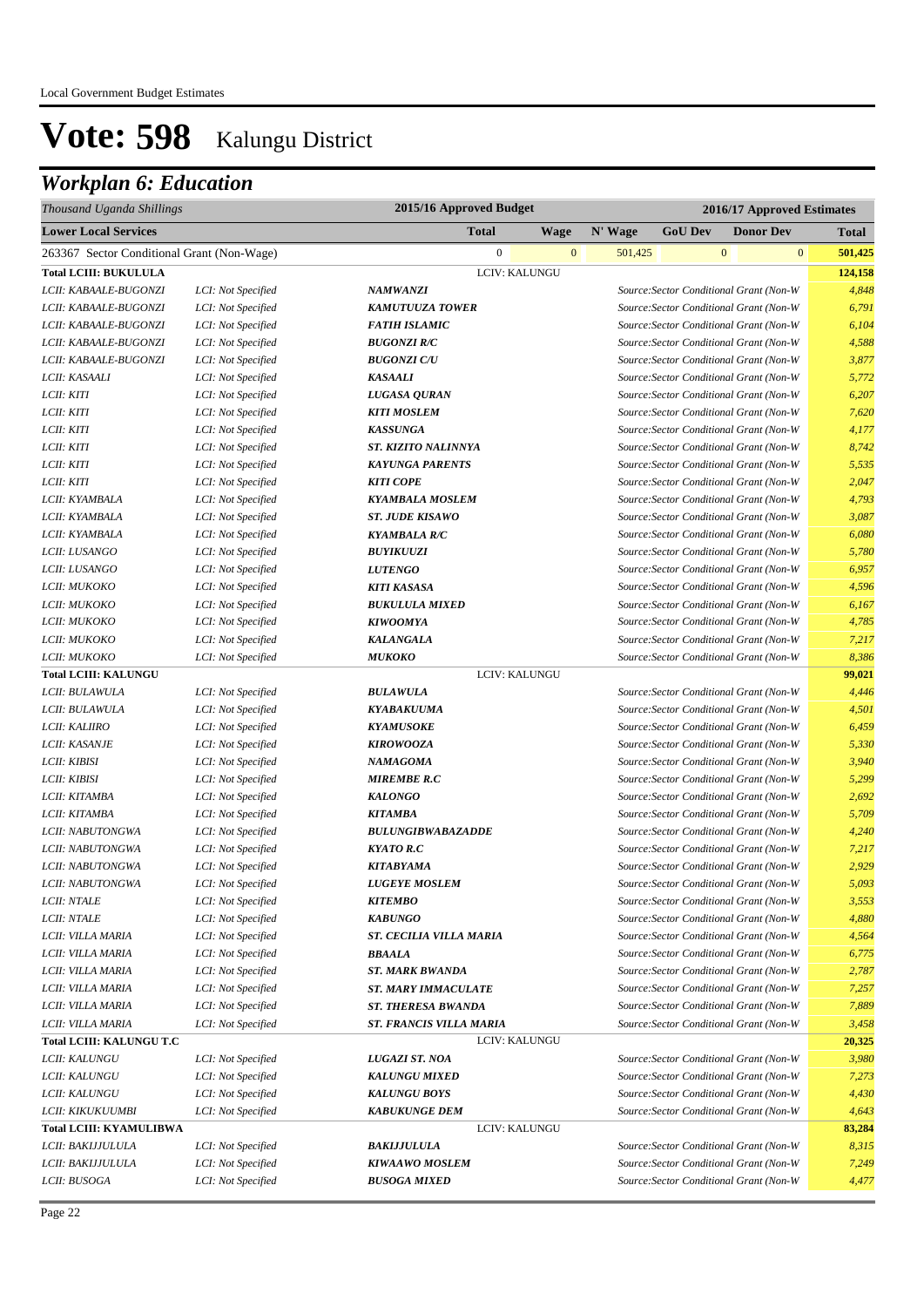Local Government Budget Estimates

# Vote: 598 Kalungu District

## *Workplan 6: Education*

| *Thousand Uganda Shillings* | | | 2015/16 Approved Budget | | 2016/17 Approved Estimates | | | |
|---|---|---|---|---|---|---|---|---|
| **Lower Local Services** | | | **Total** | **Wage** | **N' Wage** | **GoU Dev** | **Donor Dev** | **Total** |
| 263367 Sector Conditional Grant (Non-Wage) | | | 0 | 0 | 501,425 | 0 | 0 | **501,425** |
| **Total LCIII: BUKULULA** | | | LCIV: KALUNGU | | | | | **124,158** |
| *LCII: KABAALE-BUGONZI* | *LCI: Not Specified* | ***NAMWANZI*** | | | *Source:Sector Conditional Grant (Non-W* | | | *4,848* |
| *LCII: KABAALE-BUGONZI* | *LCI: Not Specified* | ***KAMUTUUZA TOWER*** | | | *Source:Sector Conditional Grant (Non-W* | | | *6,791* |
| *LCII: KABAALE-BUGONZI* | *LCI: Not Specified* | ***FATIH ISLAMIC*** | | | *Source:Sector Conditional Grant (Non-W* | | | *6,104* |
| *LCII: KABAALE-BUGONZI* | *LCI: Not Specified* | ***BUGONZI R/C*** | | | *Source:Sector Conditional Grant (Non-W* | | | *4,588* |
| *LCII: KABAALE-BUGONZI* | *LCI: Not Specified* | ***BUGONZI C/U*** | | | *Source:Sector Conditional Grant (Non-W* | | | *3,877* |
| *LCII: KASAALI* | *LCI: Not Specified* | ***KASAALI*** | | | *Source:Sector Conditional Grant (Non-W* | | | *5,772* |
| *LCII: KITI* | *LCI: Not Specified* | ***LUGASA QURAN*** | | | *Source:Sector Conditional Grant (Non-W* | | | *6,207* |
| *LCII: KITI* | *LCI: Not Specified* | ***KITI MOSLEM*** | | | *Source:Sector Conditional Grant (Non-W* | | | *7,620* |
| *LCII: KITI* | *LCI: Not Specified* | ***KASSUNGA*** | | | *Source:Sector Conditional Grant (Non-W* | | | *4,177* |
| *LCII: KITI* | *LCI: Not Specified* | ***ST. KIZITO NALINNYA*** | | | *Source:Sector Conditional Grant (Non-W* | | | *8,742* |
| *LCII: KITI* | *LCI: Not Specified* | ***KAYUNGA PARENTS*** | | | *Source:Sector Conditional Grant (Non-W* | | | *5,535* |
| *LCII: KITI* | *LCI: Not Specified* | ***KITI COPE*** | | | *Source:Sector Conditional Grant (Non-W* | | | *2,047* |
| *LCII: KYAMBALA* | *LCI: Not Specified* | ***KYAMBALA MOSLEM*** | | | *Source:Sector Conditional Grant (Non-W* | | | *4,793* |
| *LCII: KYAMBALA* | *LCI: Not Specified* | ***ST. JUDE KISAWO*** | | | *Source:Sector Conditional Grant (Non-W* | | | *3,087* |
| *LCII: KYAMBALA* | *LCI: Not Specified* | ***KYAMBALA R/C*** | | | *Source:Sector Conditional Grant (Non-W* | | | *6,080* |
| *LCII: LUSANGO* | *LCI: Not Specified* | ***BUYIKUUZI*** | | | *Source:Sector Conditional Grant (Non-W* | | | *5,780* |
| *LCII: LUSANGO* | *LCI: Not Specified* | ***LUTENGO*** | | | *Source:Sector Conditional Grant (Non-W* | | | *6,957* |
| *LCII: MUKOKO* | *LCI: Not Specified* | ***KITI KASASA*** | | | *Source:Sector Conditional Grant (Non-W* | | | *4,596* |
| *LCII: MUKOKO* | *LCI: Not Specified* | ***BUKULULA MIXED*** | | | *Source:Sector Conditional Grant (Non-W* | | | *6,167* |
| *LCII: MUKOKO* | *LCI: Not Specified* | ***KIWOOMYA*** | | | *Source:Sector Conditional Grant (Non-W* | | | *4,785* |
| *LCII: MUKOKO* | *LCI: Not Specified* | ***KALANGALA*** | | | *Source:Sector Conditional Grant (Non-W* | | | *7,217* |
| *LCII: MUKOKO* | *LCI: Not Specified* | ***MUKOKO*** | | | *Source:Sector Conditional Grant (Non-W* | | | *8,386* |
| **Total LCIII: KALUNGU** | | | LCIV: KALUNGU | | | | | **99,021** |
| *LCII: BULAWULA* | *LCI: Not Specified* | ***BULAWULA*** | | | *Source:Sector Conditional Grant (Non-W* | | | *4,446* |
| *LCII: BULAWULA* | *LCI: Not Specified* | ***KYABAKUUMA*** | | | *Source:Sector Conditional Grant (Non-W* | | | *4,501* |
| *LCII: KALIIRO* | *LCI: Not Specified* | ***KYAMUSOKE*** | | | *Source:Sector Conditional Grant (Non-W* | | | *6,459* |
| *LCII: KASANJE* | *LCI: Not Specified* | ***KIROWOOZA*** | | | *Source:Sector Conditional Grant (Non-W* | | | *5,330* |
| *LCII: KIBISI* | *LCI: Not Specified* | ***NAMAGOMA*** | | | *Source:Sector Conditional Grant (Non-W* | | | *3,940* |
| *LCII: KIBISI* | *LCI: Not Specified* | ***MIREMBE R.C*** | | | *Source:Sector Conditional Grant (Non-W* | | | *5,299* |
| *LCII: KITAMBA* | *LCI: Not Specified* | ***KALONGO*** | | | *Source:Sector Conditional Grant (Non-W* | | | *2,692* |
| *LCII: KITAMBA* | *LCI: Not Specified* | ***KITAMBA*** | | | *Source:Sector Conditional Grant (Non-W* | | | *5,709* |
| *LCII: NABUTONGWA* | *LCI: Not Specified* | ***BULUNGIBWABAZADDE*** | | | *Source:Sector Conditional Grant (Non-W* | | | *4,240* |
| *LCII: NABUTONGWA* | *LCI: Not Specified* | ***KYATO R.C*** | | | *Source:Sector Conditional Grant (Non-W* | | | *7,217* |
| *LCII: NABUTONGWA* | *LCI: Not Specified* | ***KITABYAMA*** | | | *Source:Sector Conditional Grant (Non-W* | | | *2,929* |
| *LCII: NABUTONGWA* | *LCI: Not Specified* | ***LUGEYE MOSLEM*** | | | *Source:Sector Conditional Grant (Non-W* | | | *5,093* |
| *LCII: NTALE* | *LCI: Not Specified* | ***KITEMBO*** | | | *Source:Sector Conditional Grant (Non-W* | | | *3,553* |
| *LCII: NTALE* | *LCI: Not Specified* | ***KABUNGO*** | | | *Source:Sector Conditional Grant (Non-W* | | | *4,880* |
| *LCII: VILLA MARIA* | *LCI: Not Specified* | ***ST. CECILIA VILLA MARIA*** | | | *Source:Sector Conditional Grant (Non-W* | | | *4,564* |
| *LCII: VILLA MARIA* | *LCI: Not Specified* | ***BBAALA*** | | | *Source:Sector Conditional Grant (Non-W* | | | *6,775* |
| *LCII: VILLA MARIA* | *LCI: Not Specified* | ***ST. MARK BWANDA*** | | | *Source:Sector Conditional Grant (Non-W* | | | *2,787* |
| *LCII: VILLA MARIA* | *LCI: Not Specified* | ***ST. MARY IMMACULATE*** | | | *Source:Sector Conditional Grant (Non-W* | | | *7,257* |
| *LCII: VILLA MARIA* | *LCI: Not Specified* | ***ST. THERESA BWANDA*** | | | *Source:Sector Conditional Grant (Non-W* | | | *7,889* |
| *LCII: VILLA MARIA* | *LCI: Not Specified* | ***ST. FRANCIS VILLA MARIA*** | | | *Source:Sector Conditional Grant (Non-W* | | | *3,458* |
| **Total LCIII: KALUNGU T.C** | | | LCIV: KALUNGU | | | | | **20,325** |
| *LCII: KALUNGU* | *LCI: Not Specified* | ***LUGAZI ST. NOA*** | | | *Source:Sector Conditional Grant (Non-W* | | | *3,980* |
| *LCII: KALUNGU* | *LCI: Not Specified* | ***KALUNGU MIXED*** | | | *Source:Sector Conditional Grant (Non-W* | | | *7,273* |
| *LCII: KALUNGU* | *LCI: Not Specified* | ***KALUNGU BOYS*** | | | *Source:Sector Conditional Grant (Non-W* | | | *4,430* |
| *LCII: KIKUKUUMBI* | *LCI: Not Specified* | ***KABUKUNGE DEM*** | | | *Source:Sector Conditional Grant (Non-W* | | | *4,643* |
| **Total LCIII: KYAMULIBWA** | | | LCIV: KALUNGU | | | | | **83,284** |
| *LCII: BAKIJJULULA* | *LCI: Not Specified* | ***BAKIJJULULA*** | | | *Source:Sector Conditional Grant (Non-W* | | | *8,315* |
| *LCII: BAKIJJULULA* | *LCI: Not Specified* | ***KIWAAWO MOSLEM*** | | | *Source:Sector Conditional Grant (Non-W* | | | *7,249* |
| *LCII: BUSOGA* | *LCI: Not Specified* | ***BUSOGA MIXED*** | | | *Source:Sector Conditional Grant (Non-W* | | | *4,477* |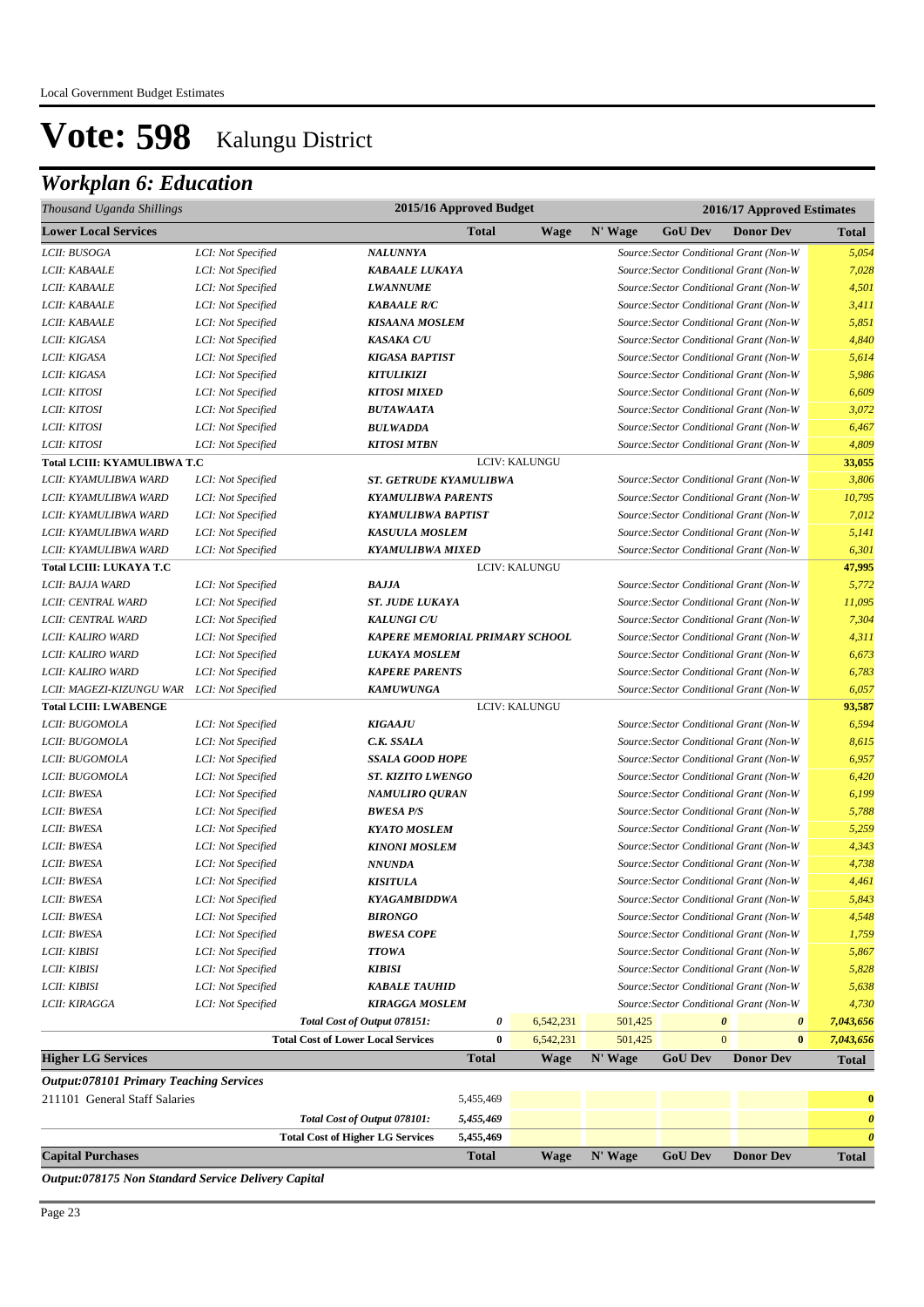Local Government Budget Estimates

# Vote: 598 Kalungu District

## Workplan 6: Education

| Thousand Uganda Shillings | | | 2015/16 Approved Budget | | 2016/17 Approved Estimates | | | |
|---|---|---|---|---|---|---|---|---|
| **Lower Local Services** | | | **Total** | **Wage** | **N' Wage** | **GoU Dev** | **Donor Dev** | **Total** |
| LCII: BUSOGA | LCI: Not Specified | NALUNNYA | | | Source:Sector Conditional Grant (Non-W | | | 5,054 |
| LCII: KABAALE | LCI: Not Specified | KABAALE LUKAYA | | | Source:Sector Conditional Grant (Non-W | | | 7,028 |
| LCII: KABAALE | LCI: Not Specified | LWANNUME | | | Source:Sector Conditional Grant (Non-W | | | 4,501 |
| LCII: KABAALE | LCI: Not Specified | KABAALE R/C | | | Source:Sector Conditional Grant (Non-W | | | 3,411 |
| LCII: KABAALE | LCI: Not Specified | KISAANA MOSLEM | | | Source:Sector Conditional Grant (Non-W | | | 5,851 |
| LCII: KIGASA | LCI: Not Specified | KASAKA C/U | | | Source:Sector Conditional Grant (Non-W | | | 4,840 |
| LCII: KIGASA | LCI: Not Specified | KIGASA BAPTIST | | | Source:Sector Conditional Grant (Non-W | | | 5,614 |
| LCII: KIGASA | LCI: Not Specified | KITULIKIZI | | | Source:Sector Conditional Grant (Non-W | | | 5,986 |
| LCII: KITOSI | LCI: Not Specified | KITOSI MIXED | | | Source:Sector Conditional Grant (Non-W | | | 6,609 |
| LCII: KITOSI | LCI: Not Specified | BUTAWAATA | | | Source:Sector Conditional Grant (Non-W | | | 3,072 |
| LCII: KITOSI | LCI: Not Specified | BULWADDA | | | Source:Sector Conditional Grant (Non-W | | | 6,467 |
| LCII: KITOSI | LCI: Not Specified | KITOSI MTBN | | | Source:Sector Conditional Grant (Non-W | | | 4,809 |
| **Total LCIII: KYAMULIBWA T.C** | | | LCIV: KALUNGU | | | | | **33,055** |
| LCII: KYAMULIBWA WARD | LCI: Not Specified | ST. GETRUDE KYAMULIBWA | | | Source:Sector Conditional Grant (Non-W | | | 3,806 |
| LCII: KYAMULIBWA WARD | LCI: Not Specified | KYAMULIBWA PARENTS | | | Source:Sector Conditional Grant (Non-W | | | 10,795 |
| LCII: KYAMULIBWA WARD | LCI: Not Specified | KYAMULIBWA BAPTIST | | | Source:Sector Conditional Grant (Non-W | | | 7,012 |
| LCII: KYAMULIBWA WARD | LCI: Not Specified | KASUULA MOSLEM | | | Source:Sector Conditional Grant (Non-W | | | 5,141 |
| LCII: KYAMULIBWA WARD | LCI: Not Specified | KYAMULIBWA MIXED | | | Source:Sector Conditional Grant (Non-W | | | 6,301 |
| **Total LCIII: LUKAYA T.C** | | | LCIV: KALUNGU | | | | | **47,995** |
| LCII: BAJJA WARD | LCI: Not Specified | BAJJA | | | Source:Sector Conditional Grant (Non-W | | | 5,772 |
| LCII: CENTRAL WARD | LCI: Not Specified | ST. JUDE LUKAYA | | | Source:Sector Conditional Grant (Non-W | | | 11,095 |
| LCII: CENTRAL WARD | LCI: Not Specified | KALUNGI C/U | | | Source:Sector Conditional Grant (Non-W | | | 7,304 |
| LCII: KALIRO WARD | LCI: Not Specified | KAPERE MEMORIAL PRIMARY SCHOOL | | | Source:Sector Conditional Grant (Non-W | | | 4,311 |
| LCII: KALIRO WARD | LCI: Not Specified | LUKAYA MOSLEM | | | Source:Sector Conditional Grant (Non-W | | | 6,673 |
| LCII: KALIRO WARD | LCI: Not Specified | KAPERE PARENTS | | | Source:Sector Conditional Grant (Non-W | | | 6,783 |
| LCII: MAGEZI-KIZUNGU WAR | LCI: Not Specified | KAMUWUNGA | | | Source:Sector Conditional Grant (Non-W | | | 6,057 |
| **Total LCIII: LWABENGE** | | | LCIV: KALUNGU | | | | | **93,587** |
| LCII: BUGOMOLA | LCI: Not Specified | KIGAAJU | | | Source:Sector Conditional Grant (Non-W | | | 6,594 |
| LCII: BUGOMOLA | LCI: Not Specified | C.K. SSALA | | | Source:Sector Conditional Grant (Non-W | | | 8,615 |
| LCII: BUGOMOLA | LCI: Not Specified | SSALA GOOD HOPE | | | Source:Sector Conditional Grant (Non-W | | | 6,957 |
| LCII: BUGOMOLA | LCI: Not Specified | ST. KIZITO LWENGO | | | Source:Sector Conditional Grant (Non-W | | | 6,420 |
| LCII: BWESA | LCI: Not Specified | NAMULIRO QURAN | | | Source:Sector Conditional Grant (Non-W | | | 6,199 |
| LCII: BWESA | LCI: Not Specified | BWESA P/S | | | Source:Sector Conditional Grant (Non-W | | | 5,788 |
| LCII: BWESA | LCI: Not Specified | KYATO MOSLEM | | | Source:Sector Conditional Grant (Non-W | | | 5,259 |
| LCII: BWESA | LCI: Not Specified | KINONI MOSLEM | | | Source:Sector Conditional Grant (Non-W | | | 4,343 |
| LCII: BWESA | LCI: Not Specified | NNUNDA | | | Source:Sector Conditional Grant (Non-W | | | 4,738 |
| LCII: BWESA | LCI: Not Specified | KISITULA | | | Source:Sector Conditional Grant (Non-W | | | 4,461 |
| LCII: BWESA | LCI: Not Specified | KYAGAMBIDDWA | | | Source:Sector Conditional Grant (Non-W | | | 5,843 |
| LCII: BWESA | LCI: Not Specified | BIRONGO | | | Source:Sector Conditional Grant (Non-W | | | 4,548 |
| LCII: BWESA | LCI: Not Specified | BWESA COPE | | | Source:Sector Conditional Grant (Non-W | | | 1,759 |
| LCII: KIBISI | LCI: Not Specified | TTOWA | | | Source:Sector Conditional Grant (Non-W | | | 5,867 |
| LCII: KIBISI | LCI: Not Specified | KIBISI | | | Source:Sector Conditional Grant (Non-W | | | 5,828 |
| LCII: KIBISI | LCI: Not Specified | KABALE TAUHID | | | Source:Sector Conditional Grant (Non-W | | | 5,638 |
| LCII: KIRAGGA | LCI: Not Specified | KIRAGGA MOSLEM | | | Source:Sector Conditional Grant (Non-W | | | 4,730 |
| | | *Total Cost of Output 078151:* | *0* | 6,542,231 | 501,425 | *0* | *0* | *7,043,656* |
| | | **Total Cost of Lower Local Services** | **0** | 6,542,231 | 501,425 | 0 | **0** | ***7,043,656*** |
| **Higher LG Services** | | | **Total** | **Wage** | **N' Wage** | **GoU Dev** | **Donor Dev** | **Total** |
| ***Output:078101 Primary Teaching Services*** | | | | | | | | |
| 211101 General Staff Salaries | | | 5,455,469 | | | | | **0** |
| | | *Total Cost of Output 078101:* | *5,455,469* | | | | | ***0*** |
| | | **Total Cost of Higher LG Services** | **5,455,469** | | | | | ***0*** |
| **Capital Purchases** | | | **Total** | **Wage** | **N' Wage** | **GoU Dev** | **Donor Dev** | **Total** |

***Output:078175 Non Standard Service Delivery Capital***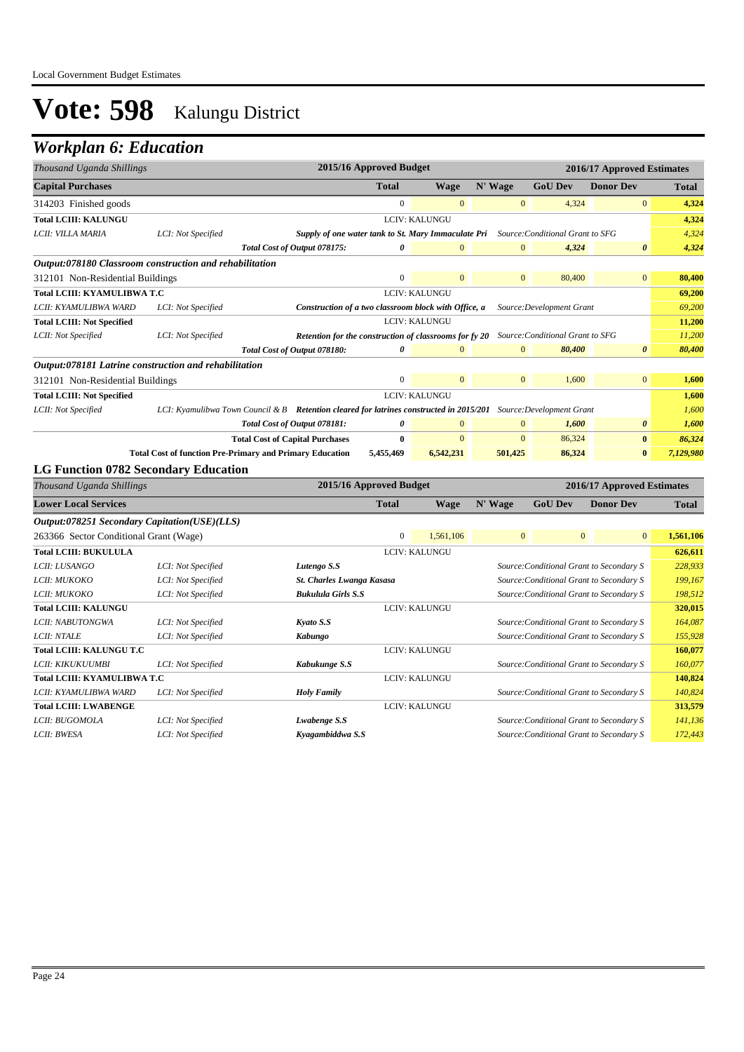# Vote: 598 Kalungu District

## Workplan 6: Education

| Thousand Uganda Shillings | | | 2015/16 Approved Budget | 2016/17 Approved Estimates | | | | |
|---|---|---|---|---|---|---|---|---|
| **Capital Purchases** | | | **Total** | **Wage** | **N' Wage** | **GoU Dev** | **Donor Dev** | **Total** |
| 314203 Finished goods | | | 0 | 0 | 0 | 4,324 | 0 | **4,324** |
| **Total LCIII: KALUNGU** | | | LCIV: KALUNGU | | | | | **4,324** |
| *LCII: VILLA MARIA* | *LCI: Not Specified* | ***Supply of one water tank to St. Mary Immaculate Pri*** | | | *Source:Conditional Grant to SFG* | | | *4,324* |
| | | ***Total Cost of Output 078175:*** | ***0*** | 0 | 0 | ***4,324*** | ***0*** | ***4,324*** |
| ***Output:078180 Classroom construction and rehabilitation*** | | | | | | | | |
| 312101 Non-Residential Buildings | | | 0 | 0 | 0 | 80,400 | 0 | **80,400** |
| **Total LCIII: KYAMULIBWA T.C** | | | LCIV: KALUNGU | | | | | **69,200** |
| *LCII: KYAMULIBWA WARD* | *LCI: Not Specified* | ***Construction of a two classroom block with Office, a*** | | | *Source:Development Grant* | | | *69,200* |
| **Total LCIII: Not Specified** | | | LCIV: KALUNGU | | | | | **11,200** |
| *LCII: Not Specified* | *LCI: Not Specified* | ***Retention for the construction of classrooms for fy 20*** | | | *Source:Conditional Grant to SFG* | | | *11,200* |
| | | ***Total Cost of Output 078180:*** | ***0*** | 0 | 0 | ***80,400*** | ***0*** | ***80,400*** |
| ***Output:078181 Latrine construction and rehabilitation*** | | | | | | | | |
| 312101 Non-Residential Buildings | | | 0 | 0 | 0 | 1,600 | 0 | **1,600** |
| **Total LCIII: Not Specified** | | | LCIV: KALUNGU | | | | | **1,600** |
| *LCII: Not Specified* | *LCI: Kyamulibwa Town Council & B* | ***Retention cleared for latrines constructed in 2015/201*** | | | *Source:Development Grant* | | | *1,600* |
| | | ***Total Cost of Output 078181:*** | ***0*** | 0 | 0 | ***1,600*** | ***0*** | ***1,600*** |
| | | **Total Cost of Capital Purchases** | **0** | 0 | 0 | 86,324 | **0** | ***86,324*** |
| | **Total Cost of function Pre-Primary and Primary Education** | | **5,455,469** | **6,542,231** | **501,425** | **86,324** | **0** | ***7,129,980*** |

### LG Function 0782 Secondary Education

| Thousand Uganda Shillings | | | 2015/16 Approved Budget | 2016/17 Approved Estimates | | | | |
|---|---|---|---|---|---|---|---|---|
| **Lower Local Services** | | | **Total** | **Wage** | **N' Wage** | **GoU Dev** | **Donor Dev** | **Total** |
| ***Output:078251 Secondary Capitation(USE)(LLS)*** | | | | | | | | |
| 263366 Sector Conditional Grant (Wage) | | | 0 | 1,561,106 | 0 | 0 | 0 | **1,561,106** |
| **Total LCIII: BUKULULA** | | | LCIV: KALUNGU | | | | | **626,611** |
| *LCII: LUSANGO* | *LCI: Not Specified* | ***Lutengo S.S*** | | | *Source:Conditional Grant to Secondary S* | | | *228,933* |
| *LCII: MUKOKO* | *LCI: Not Specified* | ***St. Charles Lwanga Kasasa*** | | | *Source:Conditional Grant to Secondary S* | | | *199,167* |
| *LCII: MUKOKO* | *LCI: Not Specified* | ***Bukulula Girls S.S*** | | | *Source:Conditional Grant to Secondary S* | | | *198,512* |
| **Total LCIII: KALUNGU** | | | LCIV: KALUNGU | | | | | **320,015** |
| *LCII: NABUTONGWA* | *LCI: Not Specified* | ***Kyato S.S*** | | | *Source:Conditional Grant to Secondary S* | | | *164,087* |
| *LCII: NTALE* | *LCI: Not Specified* | ***Kabungo*** | | | *Source:Conditional Grant to Secondary S* | | | *155,928* |
| **Total LCIII: KALUNGU T.C** | | | LCIV: KALUNGU | | | | | **160,077** |
| *LCII: KIKUKUUMBI* | *LCI: Not Specified* | ***Kabukunge S.S*** | | | *Source:Conditional Grant to Secondary S* | | | *160,077* |
| **Total LCIII: KYAMULIBWA T.C** | | | LCIV: KALUNGU | | | | | **140,824** |
| *LCII: KYAMULIBWA WARD* | *LCI: Not Specified* | ***Holy Family*** | | | *Source:Conditional Grant to Secondary S* | | | *140,824* |
| **Total LCIII: LWABENGE** | | | LCIV: KALUNGU | | | | | **313,579** |
| *LCII: BUGOMOLA* | *LCI: Not Specified* | ***Lwabenge S.S*** | | | *Source:Conditional Grant to Secondary S* | | | *141,136* |
| *LCII: BWESA* | *LCI: Not Specified* | ***Kyagambiddwa S.S*** | | | *Source:Conditional Grant to Secondary S* | | | *172,443* |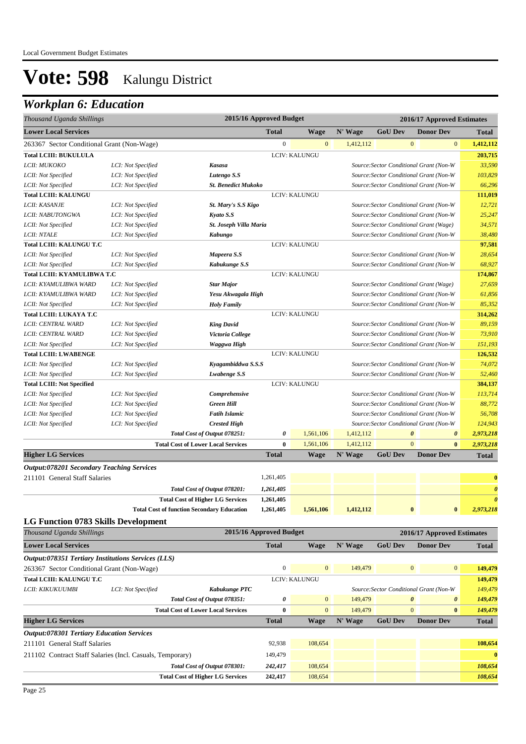# Vote: 598 Kalungu District

## Workplan 6: Education

| Thousand Uganda Shillings | | | 2015/16 Approved Budget | 2016/17 Approved Estimates | | | | |
|---|---|---|---|---|---|---|---|---|
| **Lower Local Services** | | | **Total** | **Wage** | **N' Wage** | **GoU Dev** | **Donor Dev** | **Total** |
| 263367 Sector Conditional Grant (Non-Wage) | | | 0 | 0 | 1,412,112 | 0 | 0 | **1,412,112** |
| **Total LCIII: BUKULULA** | | | | LCIV: KALUNGU | | | | **203,715** |
| *LCII: MUKOKO* | *LCI: Not Specified* | ***Kasasa*** | | | | *Source:Sector Conditional Grant (Non-W* | | *33,590* |
| *LCII: Not Specified* | *LCI: Not Specified* | ***Lutengo S.S*** | | | | *Source:Sector Conditional Grant (Non-W* | | *103,829* |
| *LCII: Not Specified* | *LCI: Not Specified* | ***St. Benedict Mukoko*** | | | | *Source:Sector Conditional Grant (Non-W* | | *66,296* |
| **Total LCIII: KALUNGU** | | | | LCIV: KALUNGU | | | | **111,019** |
| *LCII: KASANJE* | *LCI: Not Specified* | ***St. Mary's S.S Kigo*** | | | | *Source:Sector Conditional Grant (Non-W* | | *12,721* |
| *LCII: NABUTONGWA* | *LCI: Not Specified* | ***Kyato S.S*** | | | | *Source:Sector Conditional Grant (Non-W* | | *25,247* |
| *LCII: Not Specified* | *LCI: Not Specified* | ***St. Joseph Villa Maria*** | | | | *Source:Sector Conditional Grant (Wage)* | | *34,571* |
| *LCII: NTALE* | *LCI: Not Specified* | ***Kabungo*** | | | | *Source:Sector Conditional Grant (Non-W* | | *38,480* |
| **Total LCIII: KALUNGU T.C** | | | | LCIV: KALUNGU | | | | **97,581** |
| *LCII: Not Specified* | *LCI: Not Specified* | ***Mapeera S.S*** | | | | *Source:Sector Conditional Grant (Non-W* | | *28,654* |
| *LCII: Not Specified* | *LCI: Not Specified* | ***Kabukunge S.S*** | | | | *Source:Sector Conditional Grant (Non-W* | | *68,927* |
| **Total LCIII: KYAMULIBWA T.C** | | | | LCIV: KALUNGU | | | | **174,867** |
| *LCII: KYAMULIBWA WARD* | *LCI: Not Specified* | ***Star Major*** | | | | *Source:Sector Conditional Grant (Wage)* | | *27,659* |
| *LCII: KYAMULIBWA WARD* | *LCI: Not Specified* | ***Yesu Akwagala High*** | | | | *Source:Sector Conditional Grant (Non-W* | | *61,856* |
| *LCII: Not Specified* | *LCI: Not Specified* | ***Holy Family*** | | | | *Source:Sector Conditional Grant (Non-W* | | *85,352* |
| **Total LCIII: LUKAYA T.C** | | | | LCIV: KALUNGU | | | | **314,262** |
| *LCII: CENTRAL WARD* | *LCI: Not Specified* | ***King David*** | | | | *Source:Sector Conditional Grant (Non-W* | | *89,159* |
| *LCII: CENTRAL WARD* | *LCI: Not Specified* | ***Victoria College*** | | | | *Source:Sector Conditional Grant (Non-W* | | *73,910* |
| *LCII: Not Specified* | *LCI: Not Specified* | ***Waggwa High*** | | | | *Source:Sector Conditional Grant (Non-W* | | *151,193* |
| **Total LCIII: LWABENGE** | | | | LCIV: KALUNGU | | | | **126,532** |
| *LCII: Not Specified* | *LCI: Not Specified* | ***Kyagambiddwa S.S.S*** | | | | *Source:Sector Conditional Grant (Non-W* | | *74,072* |
| *LCII: Not Specified* | *LCI: Not Specified* | ***Lwabenge S.S*** | | | | *Source:Sector Conditional Grant (Non-W* | | *52,460* |
| **Total LCIII: Not Specified** | | | | LCIV: KALUNGU | | | | **384,137** |
| *LCII: Not Specified* | *LCI: Not Specified* | ***Comprehensive*** | | | | *Source:Sector Conditional Grant (Non-W* | | *113,714* |
| *LCII: Not Specified* | *LCI: Not Specified* | ***Green Hill*** | | | | *Source:Sector Conditional Grant (Non-W* | | *88,772* |
| *LCII: Not Specified* | *LCI: Not Specified* | ***Fatih Islamic*** | | | | *Source:Sector Conditional Grant (Non-W* | | *56,708* |
| *LCII: Not Specified* | *LCI: Not Specified* | ***Crested High*** | | | | *Source:Sector Conditional Grant (Non-W* | | *124,943* |
| | | ***Total Cost of Output 078251:*** | ***0*** | 1,561,106 | 1,412,112 | ***0*** | ***0*** | ***2,973,218*** |
| | | **Total Cost of Lower Local Services** | **0** | 1,561,106 | 1,412,112 | 0 | **0** | ***2,973,218*** |
| **Higher LG Services** | | | **Total** | **Wage** | **N' Wage** | **GoU Dev** | **Donor Dev** | **Total** |
| ***Output:078201 Secondary Teaching Services*** | | | | | | | | |
| 211101 General Staff Salaries | | | 1,261,405 | | | | | **0** |
| | | ***Total Cost of Output 078201:*** | ***1,261,405*** | | | | | ***0*** |
| | | **Total Cost of Higher LG Services** | **1,261,405** | | | | | ***0*** |
| | | **Total Cost of function Secondary Education** | **1,261,405** | **1,561,106** | **1,412,112** | **0** | **0** | ***2,973,218*** |

### LG Function 0783 Skills Development

| Thousand Uganda Shillings | | | 2015/16 Approved Budget | 2016/17 Approved Estimates | | | | |
|---|---|---|---|---|---|---|---|---|
| **Lower Local Services** | | | **Total** | **Wage** | **N' Wage** | **GoU Dev** | **Donor Dev** | **Total** |
| ***Output:078351 Tertiary Institutions Services (LLS)*** | | | | | | | | |
| 263367 Sector Conditional Grant (Non-Wage) | | | 0 | 0 | 149,479 | 0 | 0 | **149,479** |
| **Total LCIII: KALUNGU T.C** | | | | LCIV: KALUNGU | | | | **149,479** |
| *LCII: KIKUKUUMBI* | *LCI: Not Specified* | ***Kabukunge PTC*** | | | | *Source:Sector Conditional Grant (Non-W* | | *149,479* |
| | | ***Total Cost of Output 078351:*** | ***0*** | 0 | 149,479 | ***0*** | ***0*** | ***149,479*** |
| | | **Total Cost of Lower Local Services** | **0** | 0 | 149,479 | 0 | **0** | ***149,479*** |
| **Higher LG Services** | | | **Total** | **Wage** | **N' Wage** | **GoU Dev** | **Donor Dev** | **Total** |
| ***Output:078301 Tertiary Education Services*** | | | | | | | | |
| 211101 General Staff Salaries | | | 92,938 | 108,654 | | | | **108,654** |
| 211102 Contract Staff Salaries (Incl. Casuals, Temporary) | | | 149,479 | | | | | **0** |
| | | ***Total Cost of Output 078301:*** | ***242,417*** | 108,654 | | | | ***108,654*** |
| | | **Total Cost of Higher LG Services** | **242,417** | 108,654 | | | | ***108,654*** |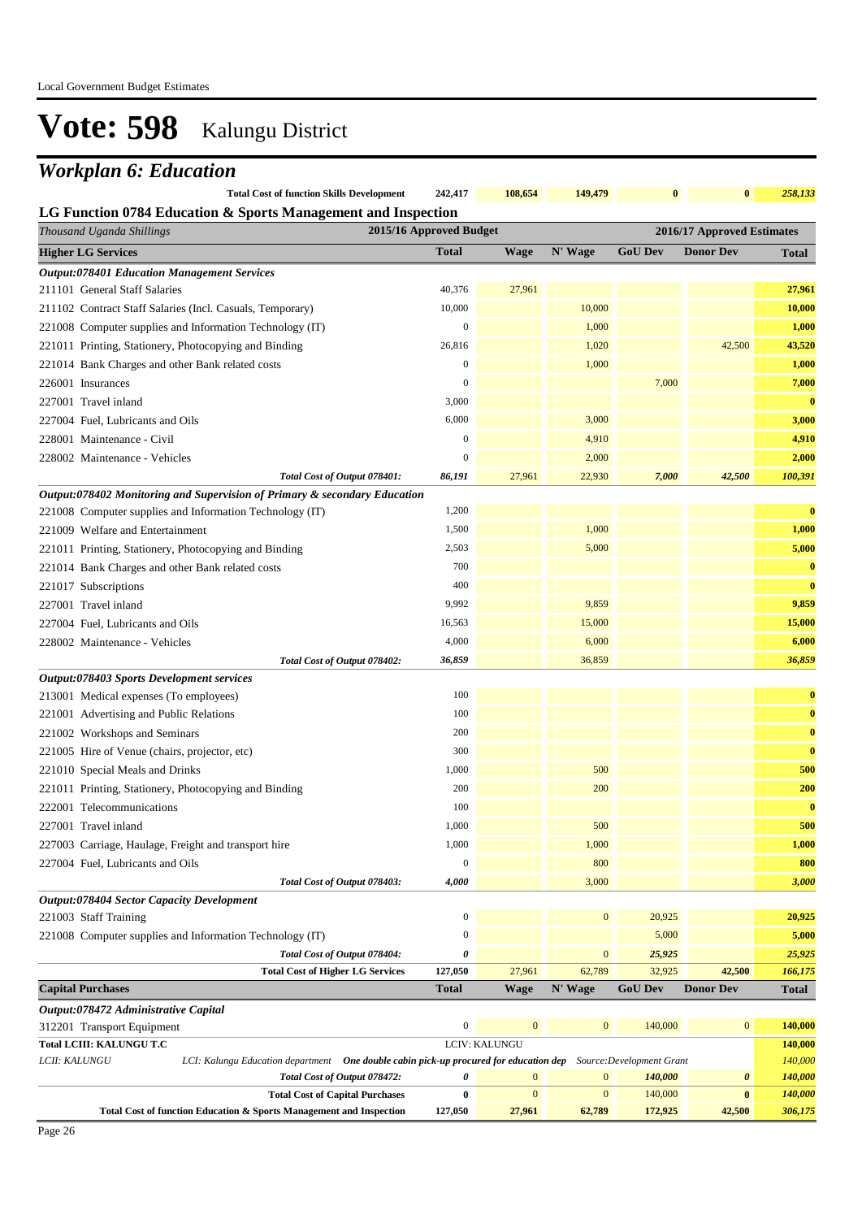# Vote: 598 Kalungu District

## Workplan 6: Education

| | | | | | | |
|---|---|---|---|---|---|---|
| **Total Cost of function Skills Development** | **242,417** | **108,654** | **149,479** | **0** | **0** | **258,133** |

### LG Function 0784 Education & Sports Management and Inspection

| *Thousand Uganda Shillings* | 2015/16 Approved Budget | | | 2016/17 Approved Estimates | | |
|---|---|---|---|---|---|---|
| **Higher LG Services** | **Total** | **Wage** | **N' Wage** | **GoU Dev** | **Donor Dev** | **Total** |
| ***Output:078401 Education Management Services*** | | | | | | |
| 211101 General Staff Salaries | 40,376 | 27,961 | | | | 27,961 |
| 211102 Contract Staff Salaries (Incl. Casuals, Temporary) | 10,000 | | 10,000 | | | 10,000 |
| 221008 Computer supplies and Information Technology (IT) | 0 | | 1,000 | | | 1,000 |
| 221011 Printing, Stationery, Photocopying and Binding | 26,816 | | 1,020 | | 42,500 | 43,520 |
| 221014 Bank Charges and other Bank related costs | 0 | | 1,000 | | | 1,000 |
| 226001 Insurances | 0 | | | 7,000 | | 7,000 |
| 227001 Travel inland | 3,000 | | | | | 0 |
| 227004 Fuel, Lubricants and Oils | 6,000 | | 3,000 | | | 3,000 |
| 228001 Maintenance - Civil | 0 | | 4,910 | | | 4,910 |
| 228002 Maintenance - Vehicles | 0 | | 2,000 | | | 2,000 |
| *Total Cost of Output 078401:* | *86,191* | 27,961 | 22,930 | *7,000* | *42,500* | *100,391* |
| ***Output:078402 Monitoring and Supervision of Primary & secondary Education*** | | | | | | |
| 221008 Computer supplies and Information Technology (IT) | 1,200 | | | | | 0 |
| 221009 Welfare and Entertainment | 1,500 | | 1,000 | | | 1,000 |
| 221011 Printing, Stationery, Photocopying and Binding | 2,503 | | 5,000 | | | 5,000 |
| 221014 Bank Charges and other Bank related costs | 700 | | | | | 0 |
| 221017 Subscriptions | 400 | | | | | 0 |
| 227001 Travel inland | 9,992 | | 9,859 | | | 9,859 |
| 227004 Fuel, Lubricants and Oils | 16,563 | | 15,000 | | | 15,000 |
| 228002 Maintenance - Vehicles | 4,000 | | 6,000 | | | 6,000 |
| *Total Cost of Output 078402:* | *36,859* | | 36,859 | | | *36,859* |
| ***Output:078403 Sports Development services*** | | | | | | |
| 213001 Medical expenses (To employees) | 100 | | | | | 0 |
| 221001 Advertising and Public Relations | 100 | | | | | 0 |
| 221002 Workshops and Seminars | 200 | | | | | 0 |
| 221005 Hire of Venue (chairs, projector, etc) | 300 | | | | | 0 |
| 221010 Special Meals and Drinks | 1,000 | | 500 | | | 500 |
| 221011 Printing, Stationery, Photocopying and Binding | 200 | | 200 | | | 200 |
| 222001 Telecommunications | 100 | | | | | 0 |
| 227001 Travel inland | 1,000 | | 500 | | | 500 |
| 227003 Carriage, Haulage, Freight and transport hire | 1,000 | | 1,000 | | | 1,000 |
| 227004 Fuel, Lubricants and Oils | 0 | | 800 | | | 800 |
| *Total Cost of Output 078403:* | *4,000* | | 3,000 | | | *3,000* |
| ***Output:078404 Sector Capacity Development*** | | | | | | |
| 221003 Staff Training | 0 | | 0 | 20,925 | | 20,925 |
| 221008 Computer supplies and Information Technology (IT) | 0 | | | 5,000 | | 5,000 |
| *Total Cost of Output 078404:* | *0* | | 0 | *25,925* | | *25,925* |
| **Total Cost of Higher LG Services** | **127,050** | 27,961 | 62,789 | 32,925 | 42,500 | *166,175* |
| **Capital Purchases** | **Total** | **Wage** | **N' Wage** | **GoU Dev** | **Donor Dev** | **Total** |
| ***Output:078472 Administrative Capital*** | | | | | | |
| 312201 Transport Equipment | 0 | 0 | 0 | 140,000 | 0 | 140,000 |
| **Total LCIII: KALUNGU T.C** | LCIV: KALUNGU | | | | | **140,000** |
| *LCII: KALUNGU* — *LCI: Kalungu Education department* — ***One double cabin pick-up procured for education dep*** — *Source:Development Grant* | | | | | | *140,000* |
| *Total Cost of Output 078472:* | *0* | 0 | 0 | *140,000* | *0* | *140,000* |
| **Total Cost of Capital Purchases** | **0** | 0 | 0 | 140,000 | **0** | *140,000* |
| **Total Cost of function Education & Sports Management and Inspection** | **127,050** | **27,961** | **62,789** | **172,925** | **42,500** | ***306,175*** |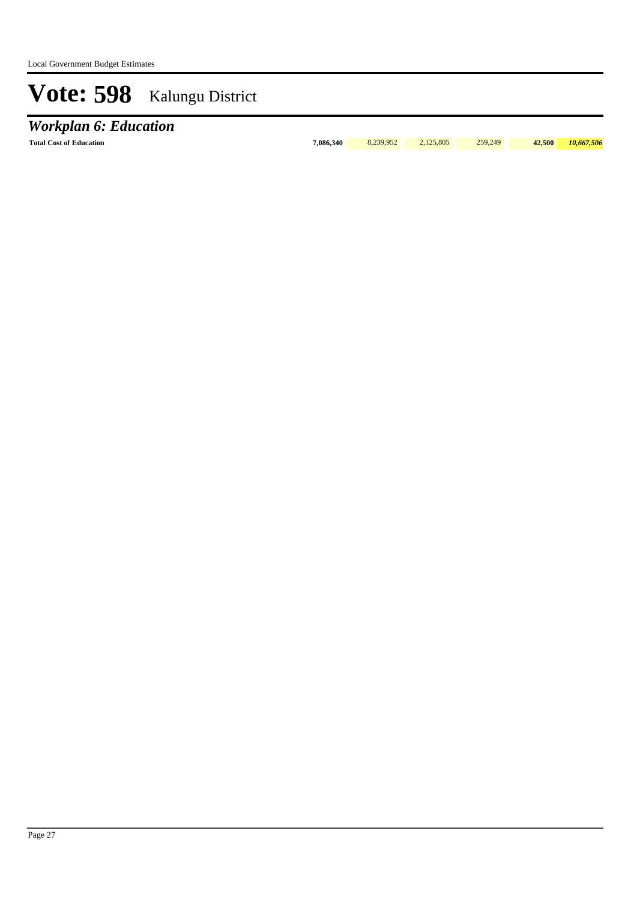# Vote: 598 Kalungu District

## *Workplan 6: Education*

| | | | | | | |
|---|---|---|---|---|---|---|
| **Total Cost of Education** | **7,086,340** | 8,239,952 | 2,125,805 | 259,249 | **42,500** | ***10,667,506*** |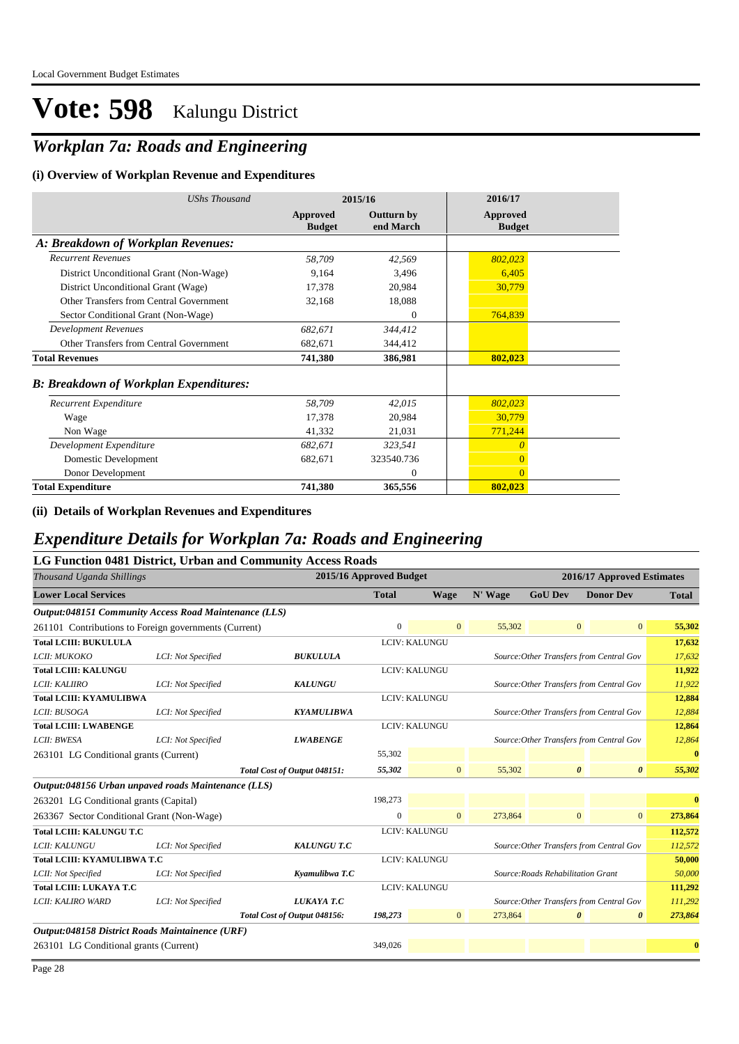# Vote: 598 Kalungu District

## *Workplan 7a: Roads and Engineering*

### (i) Overview of Workplan Revenue and Expenditures

| *UShs Thousand* | 2015/16 | | 2016/17 |
|---|---|---|---|
| | Approved Budget | Outturn by end March | Approved Budget |
| ***A: Breakdown of Workplan Revenues:*** | | | |
| *Recurrent Revenues* | *58,709* | *42,569* | *802,023* |
| District Unconditional Grant (Non-Wage) | 9,164 | 3,496 | 6,405 |
| District Unconditional Grant (Wage) | 17,378 | 20,984 | 30,779 |
| Other Transfers from Central Government | 32,168 | 18,088 | |
| Sector Conditional Grant (Non-Wage) | | 0 | 764,839 |
| *Development Revenues* | *682,671* | *344,412* | |
| Other Transfers from Central Government | 682,671 | 344,412 | |
| **Total Revenues** | **741,380** | **386,981** | **802,023** |
| ***B: Breakdown of Workplan Expenditures:*** | | | |
| *Recurrent Expenditure* | *58,709* | *42,015* | *802,023* |
| Wage | 17,378 | 20,984 | 30,779 |
| Non Wage | 41,332 | 21,031 | 771,244 |
| *Development Expenditure* | *682,671* | *323,541* | *0* |
| Domestic Development | 682,671 | 323540.736 | 0 |
| Donor Development | | 0 | 0 |
| **Total Expenditure** | **741,380** | **365,556** | **802,023** |

### (ii) Details of Workplan Revenues and Expenditures

## *Expenditure Details for Workplan 7a: Roads and Engineering*

### LG Function 0481 District, Urban and Community Access Roads

| *Thousand Uganda Shillings* | | | 2015/16 Approved Budget | | 2016/17 Approved Estimates | | | |
|---|---|---|---|---|---|---|---|---|
| **Lower Local Services** | | | **Total** | **Wage** | **N' Wage** | **GoU Dev** | **Donor Dev** | **Total** |
| ***Output:048151 Community Access Road Maintenance (LLS)*** | | | | | | | | |
| 261101 Contributions to Foreign governments (Current) | | | 0 | 0 | 55,302 | 0 | 0 | **55,302** |
| **Total LCIII: BUKULULA** | | | LCIV: KALUNGU | | | | | **17,632** |
| *LCII: MUKOKO* | *LCI: Not Specified* | ***BUKULULA*** | | | *Source:Other Transfers from Central Gov* | | | *17,632* |
| **Total LCIII: KALUNGU** | | | LCIV: KALUNGU | | | | | **11,922** |
| *LCII: KALIIRO* | *LCI: Not Specified* | ***KALUNGU*** | | | *Source:Other Transfers from Central Gov* | | | *11,922* |
| **Total LCIII: KYAMULIBWA** | | | LCIV: KALUNGU | | | | | **12,884** |
| *LCII: BUSOGA* | *LCI: Not Specified* | ***KYAMULIBWA*** | | | *Source:Other Transfers from Central Gov* | | | *12,884* |
| **Total LCIII: LWABENGE** | | | LCIV: KALUNGU | | | | | **12,864** |
| *LCII: BWESA* | *LCI: Not Specified* | ***LWABENGE*** | | | *Source:Other Transfers from Central Gov* | | | *12,864* |
| 263101 LG Conditional grants (Current) | | | 55,302 | | | | | **0** |
| | | ***Total Cost of Output 048151:*** | ***55,302*** | 0 | 55,302 | ***0*** | ***0*** | ***55,302*** |
| ***Output:048156 Urban unpaved roads Maintenance (LLS)*** | | | | | | | | |
| 263201 LG Conditional grants (Capital) | | | 198,273 | | | | | **0** |
| 263367 Sector Conditional Grant (Non-Wage) | | | 0 | 0 | 273,864 | 0 | 0 | **273,864** |
| **Total LCIII: KALUNGU T.C** | | | LCIV: KALUNGU | | | | | **112,572** |
| *LCII: KALUNGU* | *LCI: Not Specified* | ***KALUNGU T.C*** | | | *Source:Other Transfers from Central Gov* | | | *112,572* |
| **Total LCIII: KYAMULIBWA T.C** | | | LCIV: KALUNGU | | | | | **50,000** |
| *LCII: Not Specified* | *LCI: Not Specified* | ***Kyamulibwa T.C*** | | | *Source:Roads Rehabilitation Grant* | | | *50,000* |
| **Total LCIII: LUKAYA T.C** | | | LCIV: KALUNGU | | | | | **111,292** |
| *LCII: KALIRO WARD* | *LCI: Not Specified* | ***LUKAYA T.C*** | | | *Source:Other Transfers from Central Gov* | | | *111,292* |
| | | ***Total Cost of Output 048156:*** | ***198,273*** | 0 | 273,864 | ***0*** | ***0*** | ***273,864*** |
| ***Output:048158 District Roads Maintainence (URF)*** | | | | | | | | |
| 263101 LG Conditional grants (Current) | | | 349,026 | | | | | **0** |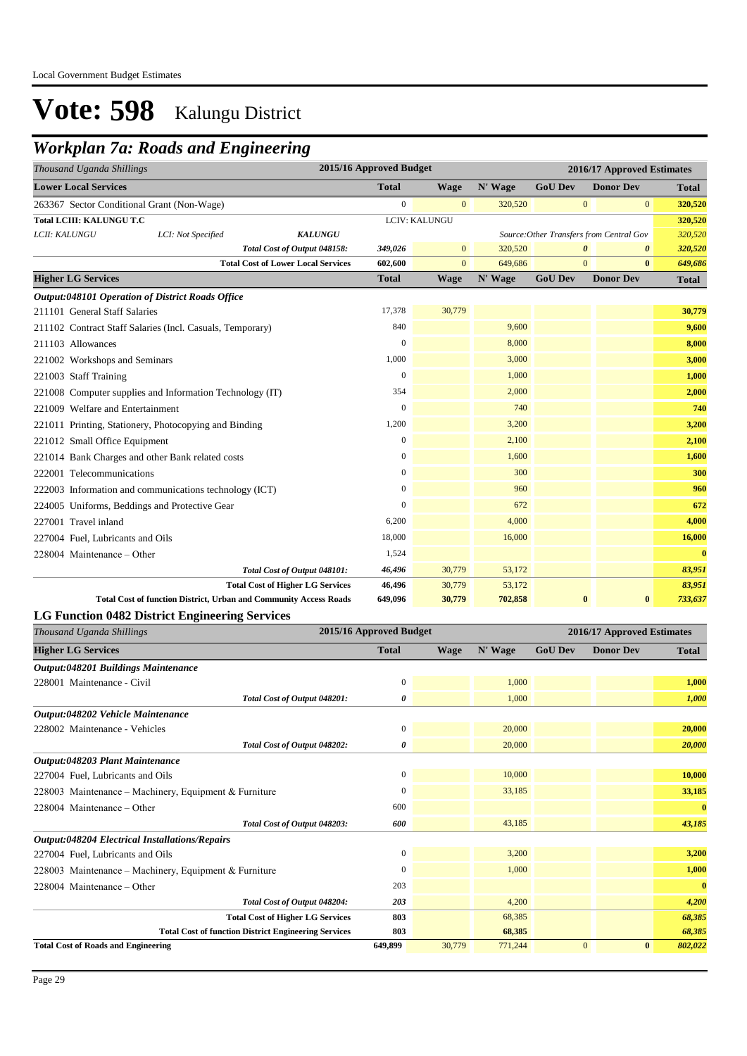# Vote: 598 Kalungu District

## Workplan 7a: Roads and Engineering

| Thousand Uganda Shillings | | | 2015/16 Approved Budget | 2016/17 Approved Estimates | | | | |
|---|---|---|---|---|---|---|---|---|
| **Lower Local Services** | | | **Total** | **Wage** | **N' Wage** | **GoU Dev** | **Donor Dev** | **Total** |
| 263367 Sector Conditional Grant (Non-Wage) | | | 0 | 0 | 320,520 | 0 | 0 | 320,520 |
| **Total LCIII: KALUNGU T.C** | | | | LCIV: KALUNGU | | | | 320,520 |
| *LCII: KALUNGU* | *LCI: Not Specified* | ***KALUNGU*** | | | *Source:Other Transfers from Central Gov* | | | *320,520* |
| | | *Total Cost of Output 048158:* | *349,026* | 0 | 320,520 | *0* | *0* | *320,520* |
| | | **Total Cost of Lower Local Services** | **602,600** | 0 | 649,686 | 0 | **0** | *649,686* |
| **Higher LG Services** | | | **Total** | **Wage** | **N' Wage** | **GoU Dev** | **Donor Dev** | **Total** |
| ***Output:048101 Operation of District Roads Office*** | | | | | | | | |
| 211101 General Staff Salaries | | | 17,378 | 30,779 | | | | 30,779 |
| 211102 Contract Staff Salaries (Incl. Casuals, Temporary) | | | 840 | | 9,600 | | | 9,600 |
| 211103 Allowances | | | 0 | | 8,000 | | | 8,000 |
| 221002 Workshops and Seminars | | | 1,000 | | 3,000 | | | 3,000 |
| 221003 Staff Training | | | 0 | | 1,000 | | | 1,000 |
| 221008 Computer supplies and Information Technology (IT) | | | 354 | | 2,000 | | | 2,000 |
| 221009 Welfare and Entertainment | | | 0 | | 740 | | | 740 |
| 221011 Printing, Stationery, Photocopying and Binding | | | 1,200 | | 3,200 | | | 3,200 |
| 221012 Small Office Equipment | | | 0 | | 2,100 | | | 2,100 |
| 221014 Bank Charges and other Bank related costs | | | 0 | | 1,600 | | | 1,600 |
| 222001 Telecommunications | | | 0 | | 300 | | | 300 |
| 222003 Information and communications technology (ICT) | | | 0 | | 960 | | | 960 |
| 224005 Uniforms, Beddings and Protective Gear | | | 0 | | 672 | | | 672 |
| 227001 Travel inland | | | 6,200 | | 4,000 | | | 4,000 |
| 227004 Fuel, Lubricants and Oils | | | 18,000 | | 16,000 | | | 16,000 |
| 228004 Maintenance – Other | | | 1,524 | | | | | 0 |
| | | *Total Cost of Output 048101:* | *46,496* | 30,779 | 53,172 | | | *83,951* |
| | | **Total Cost of Higher LG Services** | **46,496** | 30,779 | 53,172 | | | *83,951* |
| | | **Total Cost of function District, Urban and Community Access Roads** | **649,096** | **30,779** | **702,858** | **0** | **0** | ***733,637*** |

### LG Function 0482 District Engineering Services

| Thousand Uganda Shillings | | 2015/16 Approved Budget | 2016/17 Approved Estimates | | | | |
|---|---|---|---|---|---|---|---|
| **Higher LG Services** | | **Total** | **Wage** | **N' Wage** | **GoU Dev** | **Donor Dev** | **Total** |
| ***Output:048201 Buildings Maintenance*** | | | | | | | |
| 228001 Maintenance - Civil | | 0 | | 1,000 | | | 1,000 |
| | *Total Cost of Output 048201:* | *0* | | 1,000 | | | *1,000* |
| ***Output:048202 Vehicle Maintenance*** | | | | | | | |
| 228002 Maintenance - Vehicles | | 0 | | 20,000 | | | 20,000 |
| | *Total Cost of Output 048202:* | *0* | | 20,000 | | | *20,000* |
| ***Output:048203 Plant Maintenance*** | | | | | | | |
| 227004 Fuel, Lubricants and Oils | | 0 | | 10,000 | | | 10,000 |
| 228003 Maintenance – Machinery, Equipment & Furniture | | 0 | | 33,185 | | | 33,185 |
| 228004 Maintenance – Other | | 600 | | | | | 0 |
| | *Total Cost of Output 048203:* | *600* | | 43,185 | | | *43,185* |
| ***Output:048204 Electrical Installations/Repairs*** | | | | | | | |
| 227004 Fuel, Lubricants and Oils | | 0 | | 3,200 | | | 3,200 |
| 228003 Maintenance – Machinery, Equipment & Furniture | | 0 | | 1,000 | | | 1,000 |
| 228004 Maintenance – Other | | 203 | | | | | 0 |
| | *Total Cost of Output 048204:* | *203* | | 4,200 | | | *4,200* |
| | **Total Cost of Higher LG Services** | **803** | | 68,385 | | | *68,385* |
| | **Total Cost of function District Engineering Services** | **803** | | **68,385** | | | *68,385* |
| **Total Cost of Roads and Engineering** | | **649,899** | 30,779 | 771,244 | 0 | **0** | *802,022* |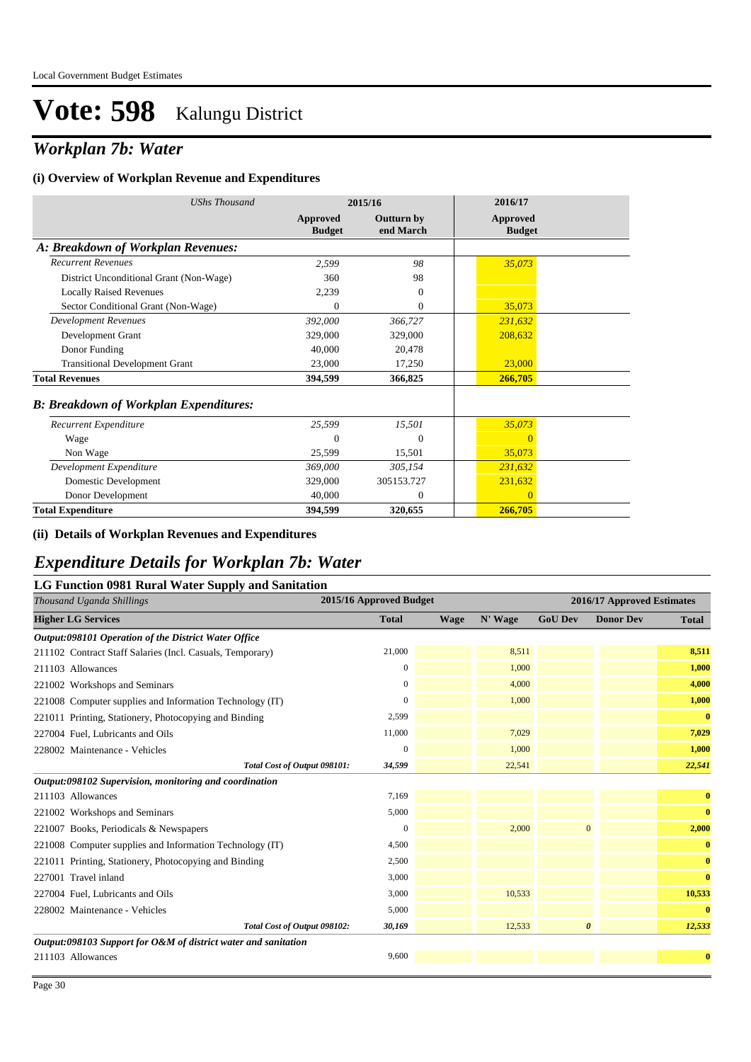# Vote: 598 Kalungu District

## *Workplan 7b: Water*

### (i) Overview of Workplan Revenue and Expenditures

| *UShs Thousand* | 2015/16 | | 2016/17 |
|---|---|---|---|
| | Approved Budget | Outturn by end March | Approved Budget |
| ***A: Breakdown of Workplan Revenues:*** | | | |
| *Recurrent Revenues* | *2,599* | *98* | *35,073* |
| District Unconditional Grant (Non-Wage) | 360 | 98 | |
| Locally Raised Revenues | 2,239 | 0 | |
| Sector Conditional Grant (Non-Wage) | 0 | 0 | 35,073 |
| *Development Revenues* | *392,000* | *366,727* | *231,632* |
| Development Grant | 329,000 | 329,000 | 208,632 |
| Donor Funding | 40,000 | 20,478 | |
| Transitional Development Grant | 23,000 | 17,250 | 23,000 |
| **Total Revenues** | **394,599** | **366,825** | **266,705** |
| ***B: Breakdown of Workplan Expenditures:*** | | | |
| *Recurrent Expenditure* | *25,599* | *15,501* | *35,073* |
| Wage | 0 | 0 | 0 |
| Non Wage | 25,599 | 15,501 | 35,073 |
| *Development Expenditure* | *369,000* | *305,154* | *231,632* |
| Domestic Development | 329,000 | 305153.727 | 231,632 |
| Donor Development | 40,000 | 0 | 0 |
| **Total Expenditure** | **394,599** | **320,655** | **266,705** |

### (ii) Details of Workplan Revenues and Expenditures

## *Expenditure Details for Workplan 7b: Water*

### LG Function 0981 Rural Water Supply and Sanitation

| *Thousand Uganda Shillings* | 2015/16 Approved Budget | 2016/17 Approved Estimates | | | | |
|---|---|---|---|---|---|---|
| **Higher LG Services** | **Total** | **Wage** | **N' Wage** | **GoU Dev** | **Donor Dev** | **Total** |
| ***Output:098101 Operation of the District Water Office*** | | | | | | |
| 211102 Contract Staff Salaries (Incl. Casuals, Temporary) | 21,000 | | 8,511 | | | **8,511** |
| 211103 Allowances | 0 | | 1,000 | | | **1,000** |
| 221002 Workshops and Seminars | 0 | | 4,000 | | | **4,000** |
| 221008 Computer supplies and Information Technology (IT) | 0 | | 1,000 | | | **1,000** |
| 221011 Printing, Stationery, Photocopying and Binding | 2,599 | | | | | **0** |
| 227004 Fuel, Lubricants and Oils | 11,000 | | 7,029 | | | **7,029** |
| 228002 Maintenance - Vehicles | 0 | | 1,000 | | | **1,000** |
| *Total Cost of Output 098101:* | *34,599* | | 22,541 | | | ***22,541*** |
| ***Output:098102 Supervision, monitoring and coordination*** | | | | | | |
| 211103 Allowances | 7,169 | | | | | **0** |
| 221002 Workshops and Seminars | 5,000 | | | | | **0** |
| 221007 Books, Periodicals & Newspapers | 0 | | 2,000 | 0 | | **2,000** |
| 221008 Computer supplies and Information Technology (IT) | 4,500 | | | | | **0** |
| 221011 Printing, Stationery, Photocopying and Binding | 2,500 | | | | | **0** |
| 227001 Travel inland | 3,000 | | | | | **0** |
| 227004 Fuel, Lubricants and Oils | 3,000 | | 10,533 | | | **10,533** |
| 228002 Maintenance - Vehicles | 5,000 | | | | | **0** |
| *Total Cost of Output 098102:* | *30,169* | | 12,533 | ***0*** | | ***12,533*** |
| ***Output:098103 Support for O&M of district water and sanitation*** | | | | | | |
| 211103 Allowances | 9,600 | | | | | **0** |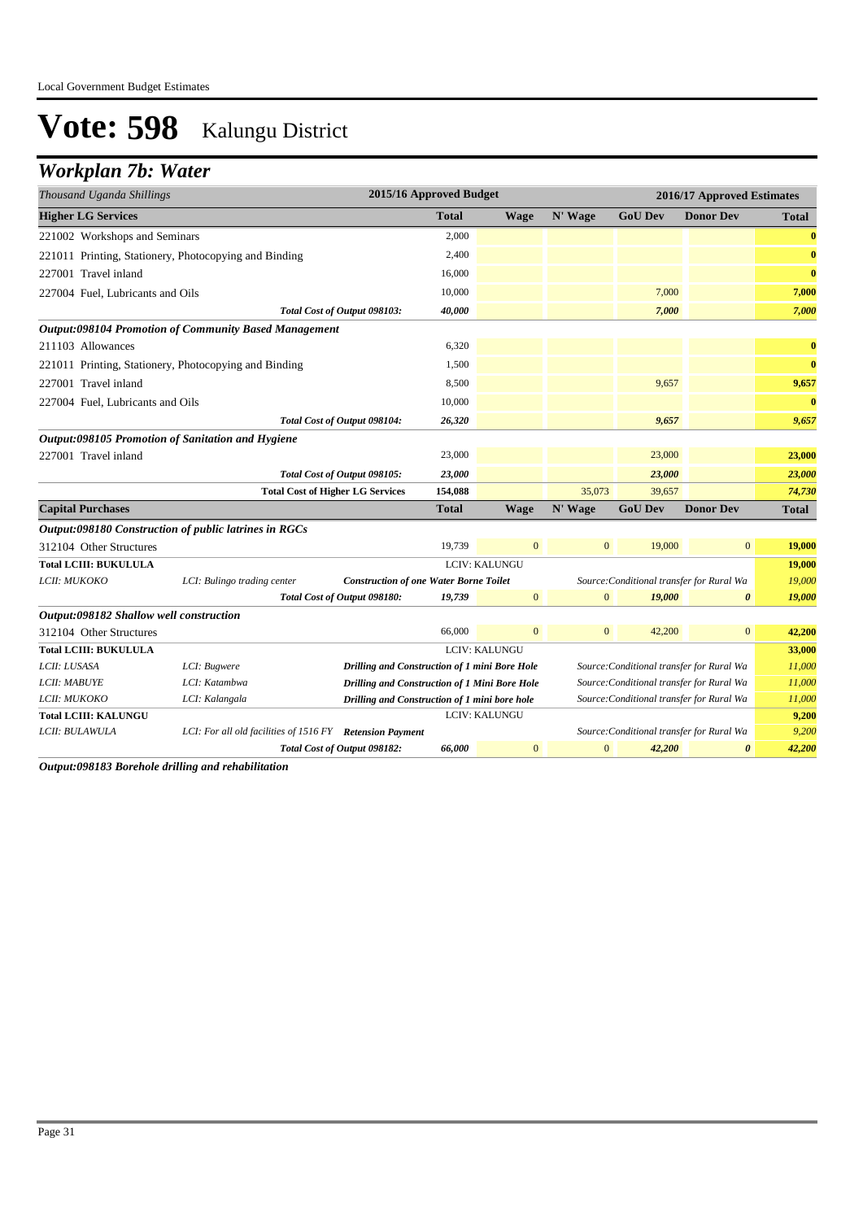Local Government Budget Estimates

# Vote: 598 Kalungu District

## Workplan 7b: Water

| Thousand Uganda Shillings | | | 2015/16 Approved Budget | | | 2016/17 Approved Estimates | | |
|---|---|---|---|---|---|---|---|---|
| **Higher LG Services** | | | **Total** | **Wage** | **N' Wage** | **GoU Dev** | **Donor Dev** | **Total** |
| 221002 Workshops and Seminars | | | 2,000 | | | | | **0** |
| 221011 Printing, Stationery, Photocopying and Binding | | | 2,400 | | | | | **0** |
| 227001 Travel inland | | | 16,000 | | | | | **0** |
| 227004 Fuel, Lubricants and Oils | | | 10,000 | | | 7,000 | | **7,000** |
| | | *Total Cost of Output 098103:* | *40,000* | | | *7,000* | | *7,000* |
| ***Output:098104 Promotion of Community Based Management*** | | | | | | | | |
| 211103 Allowances | | | 6,320 | | | | | **0** |
| 221011 Printing, Stationery, Photocopying and Binding | | | 1,500 | | | | | **0** |
| 227001 Travel inland | | | 8,500 | | | 9,657 | | **9,657** |
| 227004 Fuel, Lubricants and Oils | | | 10,000 | | | | | **0** |
| | | *Total Cost of Output 098104:* | *26,320* | | | *9,657* | | *9,657* |
| ***Output:098105 Promotion of Sanitation and Hygiene*** | | | | | | | | |
| 227001 Travel inland | | | 23,000 | | | 23,000 | | **23,000** |
| | | *Total Cost of Output 098105:* | *23,000* | | | *23,000* | | *23,000* |
| | | **Total Cost of Higher LG Services** | **154,088** | | 35,073 | 39,657 | | *74,730* |
| **Capital Purchases** | | | **Total** | **Wage** | **N' Wage** | **GoU Dev** | **Donor Dev** | **Total** |
| ***Output:098180 Construction of public latrines in RGCs*** | | | | | | | | |
| 312104 Other Structures | | | 19,739 | 0 | 0 | 19,000 | 0 | **19,000** |
| **Total LCIII: BUKULULA** | | | LCIV: KALUNGU | | | | | **19,000** |
| *LCII: MUKOKO* | *LCI: Bulingo trading center* | ***Construction of one Water Borne Toilet*** | | | *Source:Conditional transfer for Rural Wa* | | | *19,000* |
| | | *Total Cost of Output 098180:* | *19,739* | 0 | 0 | *19,000* | *0* | *19,000* |
| ***Output:098182 Shallow well construction*** | | | | | | | | |
| 312104 Other Structures | | | 66,000 | 0 | 0 | 42,200 | 0 | **42,200** |
| **Total LCIII: BUKULULA** | | | LCIV: KALUNGU | | | | | **33,000** |
| *LCII: LUSASA* | *LCI: Bugwere* | ***Drilling and Construction of 1 mini Bore Hole*** | | | *Source:Conditional transfer for Rural Wa* | | | *11,000* |
| *LCII: MABUYE* | *LCI: Katambwa* | ***Drilling and Construction of 1 Mini Bore Hole*** | | | *Source:Conditional transfer for Rural Wa* | | | *11,000* |
| *LCII: MUKOKO* | *LCI: Kalangala* | ***Drilling and Construction of 1 mini bore hole*** | | | *Source:Conditional transfer for Rural Wa* | | | *11,000* |
| **Total LCIII: KALUNGU** | | | LCIV: KALUNGU | | | | | **9,200** |
| *LCII: BULAWULA* | *LCI: For all old facilities of 1516 FY* | ***Retension Payment*** | | | *Source:Conditional transfer for Rural Wa* | | | *9,200* |
| | | *Total Cost of Output 098182:* | *66,000* | 0 | 0 | *42,200* | *0* | *42,200* |

***Output:098183 Borehole drilling and rehabilitation***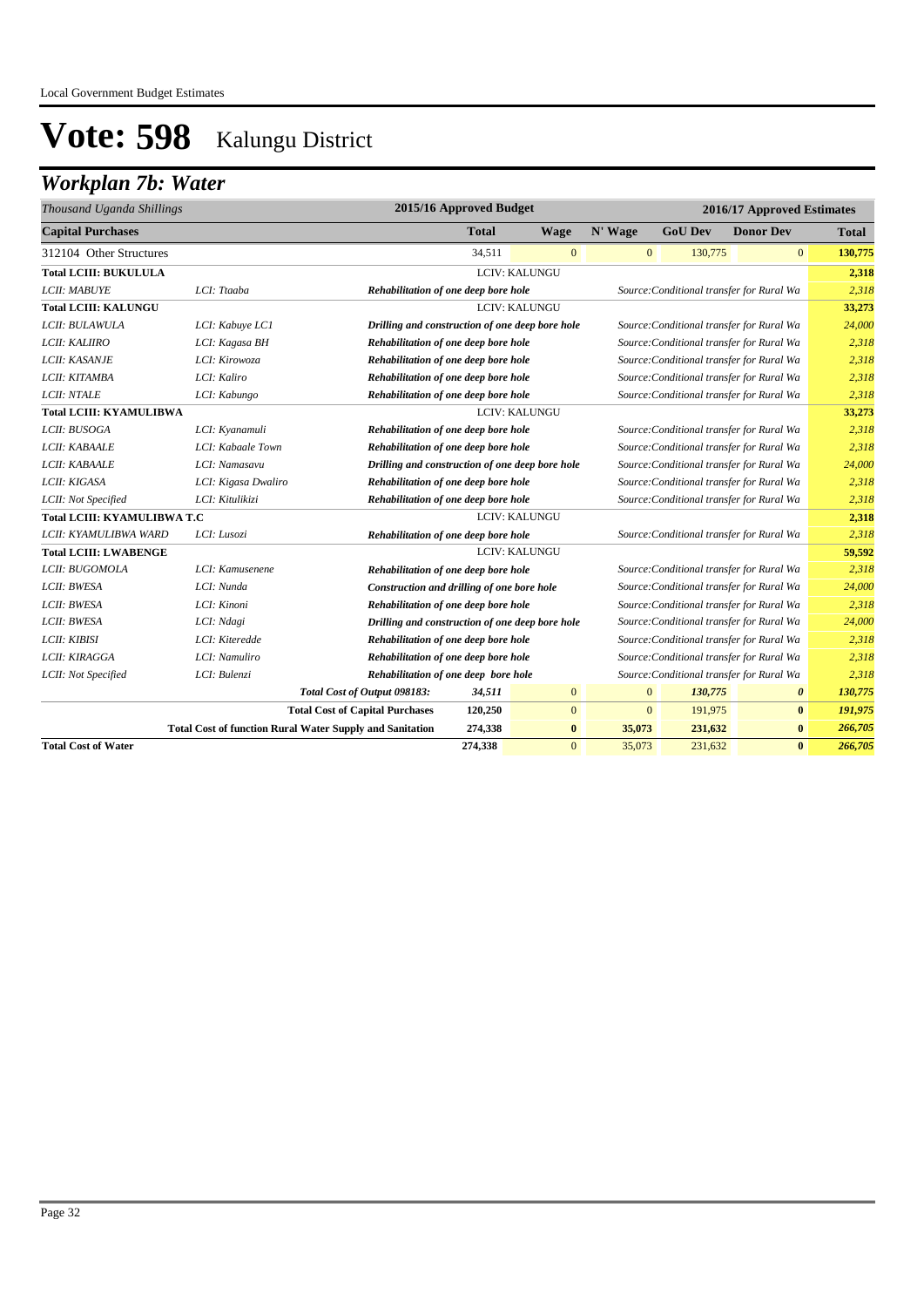# Vote: 598 Kalungu District

## *Workplan 7b: Water*

| *Thousand Uganda Shillings* | | | 2015/16 Approved Budget | | 2016/17 Approved Estimates | | | |
|---|---|---|---|---|---|---|---|---|
| **Capital Purchases** | | | **Total** | **Wage** | **N' Wage** | **GoU Dev** | **Donor Dev** | **Total** |
| 312104 Other Structures | | | 34,511 | 0 | 0 | 130,775 | 0 | **130,775** |
| **Total LCIII: BUKULULA** | | | LCIV: KALUNGU | | | | | **2,318** |
| *LCII: MABUYE* | *LCI: Ttaaba* | ***Rehabilitation of one deep bore hole*** | | | *Source:Conditional transfer for Rural Wa* | | | *2,318* |
| **Total LCIII: KALUNGU** | | | LCIV: KALUNGU | | | | | **33,273** |
| *LCII: BULAWULA* | *LCI: Kabuye LC1* | ***Drilling and construction of one deep bore hole*** | | | *Source:Conditional transfer for Rural Wa* | | | *24,000* |
| *LCII: KALIIRO* | *LCI: Kagasa BH* | ***Rehabilitation of one deep bore hole*** | | | *Source:Conditional transfer for Rural Wa* | | | *2,318* |
| *LCII: KASANJE* | *LCI: Kirowoza* | ***Rehabilitation of one deep bore hole*** | | | *Source:Conditional transfer for Rural Wa* | | | *2,318* |
| *LCII: KITAMBA* | *LCI: Kaliro* | ***Rehabilitation of one deep bore hole*** | | | *Source:Conditional transfer for Rural Wa* | | | *2,318* |
| *LCII: NTALE* | *LCI: Kabungo* | ***Rehabilitation of one deep bore hole*** | | | *Source:Conditional transfer for Rural Wa* | | | *2,318* |
| **Total LCIII: KYAMULIBWA** | | | LCIV: KALUNGU | | | | | **33,273** |
| *LCII: BUSOGA* | *LCI: Kyanamuli* | ***Rehabilitation of one deep bore hole*** | | | *Source:Conditional transfer for Rural Wa* | | | *2,318* |
| *LCII: KABAALE* | *LCI: Kabaale Town* | ***Rehabilitation of one deep bore hole*** | | | *Source:Conditional transfer for Rural Wa* | | | *2,318* |
| *LCII: KABAALE* | *LCI: Namasavu* | ***Drilling and construction of one deep bore hole*** | | | *Source:Conditional transfer for Rural Wa* | | | *24,000* |
| *LCII: KIGASA* | *LCI: Kigasa Dwaliro* | ***Rehabilitation of one deep bore hole*** | | | *Source:Conditional transfer for Rural Wa* | | | *2,318* |
| *LCII: Not Specified* | *LCI: Kitulikizi* | ***Rehabilitation of one deep bore hole*** | | | *Source:Conditional transfer for Rural Wa* | | | *2,318* |
| **Total LCIII: KYAMULIBWA T.C** | | | LCIV: KALUNGU | | | | | **2,318** |
| *LCII: KYAMULIBWA WARD* | *LCI: Lusozi* | ***Rehabilitation of one deep bore hole*** | | | *Source:Conditional transfer for Rural Wa* | | | *2,318* |
| **Total LCIII: LWABENGE** | | | LCIV: KALUNGU | | | | | **59,592** |
| *LCII: BUGOMOLA* | *LCI: Kamusenene* | ***Rehabilitation of one deep bore hole*** | | | *Source:Conditional transfer for Rural Wa* | | | *2,318* |
| *LCII: BWESA* | *LCI: Nunda* | ***Construction and drilling of one bore hole*** | | | *Source:Conditional transfer for Rural Wa* | | | *24,000* |
| *LCII: BWESA* | *LCI: Kinoni* | ***Rehabilitation of one deep bore hole*** | | | *Source:Conditional transfer for Rural Wa* | | | *2,318* |
| *LCII: BWESA* | *LCI: Ndagi* | ***Drilling and construction of one deep bore hole*** | | | *Source:Conditional transfer for Rural Wa* | | | *24,000* |
| *LCII: KIBISI* | *LCI: Kiteredde* | ***Rehabilitation of one deep bore hole*** | | | *Source:Conditional transfer for Rural Wa* | | | *2,318* |
| *LCII: KIRAGGA* | *LCI: Namuliro* | ***Rehabilitation of one deep bore hole*** | | | *Source:Conditional transfer for Rural Wa* | | | *2,318* |
| *LCII: Not Specified* | *LCI: Bulenzi* | ***Rehabilitation of one deep bore hole*** | | | *Source:Conditional transfer for Rural Wa* | | | *2,318* |
| | | ***Total Cost of Output 098183:*** | ***34,511*** | 0 | 0 | ***130,775*** | ***0*** | ***130,775*** |
| | | **Total Cost of Capital Purchases** | **120,250** | 0 | 0 | 191,975 | **0** | ***191,975*** |
| | **Total Cost of function Rural Water Supply and Sanitation** | | **274,338** | **0** | **35,073** | **231,632** | **0** | ***266,705*** |
| **Total Cost of Water** | | | **274,338** | 0 | 35,073 | 231,632 | **0** | ***266,705*** |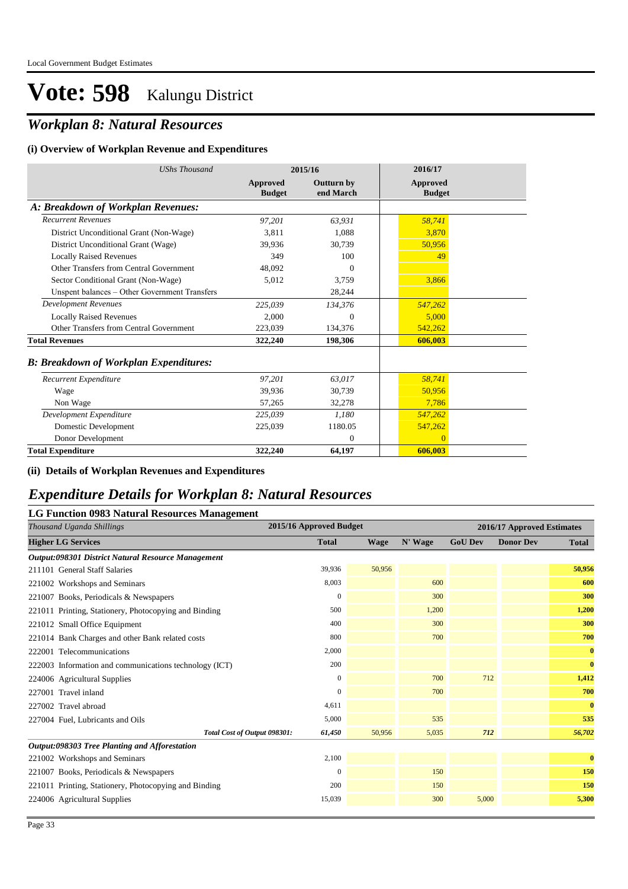# Vote: 598 Kalungu District

## *Workplan 8: Natural Resources*

### (i) Overview of Workplan Revenue and Expenditures

| *UShs Thousand* | 2015/16 | | 2016/17 |
|---|---|---|---|
| | **Approved Budget** | **Outturn by end March** | **Approved Budget** |
| ***A: Breakdown of Workplan Revenues:*** | | | |
| *Recurrent Revenues* | *97,201* | *63,931* | *58,741* |
| District Unconditional Grant (Non-Wage) | 3,811 | 1,088 | 3,870 |
| District Unconditional Grant (Wage) | 39,936 | 30,739 | 50,956 |
| Locally Raised Revenues | 349 | 100 | 49 |
| Other Transfers from Central Government | 48,092 | 0 | |
| Sector Conditional Grant (Non-Wage) | 5,012 | 3,759 | 3,866 |
| Unspent balances – Other Government Transfers | | 28,244 | |
| *Development Revenues* | *225,039* | *134,376* | *547,262* |
| Locally Raised Revenues | 2,000 | 0 | 5,000 |
| Other Transfers from Central Government | 223,039 | 134,376 | 542,262 |
| **Total Revenues** | **322,240** | **198,306** | **606,003** |
| ***B: Breakdown of Workplan Expenditures:*** | | | |
| *Recurrent Expenditure* | *97,201* | *63,017* | *58,741* |
| Wage | 39,936 | 30,739 | 50,956 |
| Non Wage | 57,265 | 32,278 | 7,786 |
| *Development Expenditure* | *225,039* | *1,180* | *547,262* |
| Domestic Development | 225,039 | 1180.05 | 547,262 |
| Donor Development | | 0 | 0 |
| **Total Expenditure** | **322,240** | **64,197** | **606,003** |

### (ii) Details of Workplan Revenues and Expenditures

## *Expenditure Details for Workplan 8: Natural Resources*

### LG Function 0983 Natural Resources Management

| *Thousand Uganda Shillings* | 2015/16 Approved Budget | 2016/17 Approved Estimates | | | | |
|---|---|---|---|---|---|---|
| **Higher LG Services** | **Total** | **Wage** | **N' Wage** | **GoU Dev** | **Donor Dev** | **Total** |
| ***Output:098301 District Natural Resource Management*** | | | | | | |
| 211101 General Staff Salaries | 39,936 | 50,956 | | | | **50,956** |
| 221002 Workshops and Seminars | 8,003 | | 600 | | | **600** |
| 221007 Books, Periodicals & Newspapers | 0 | | 300 | | | **300** |
| 221011 Printing, Stationery, Photocopying and Binding | 500 | | 1,200 | | | **1,200** |
| 221012 Small Office Equipment | 400 | | 300 | | | **300** |
| 221014 Bank Charges and other Bank related costs | 800 | | 700 | | | **700** |
| 222001 Telecommunications | 2,000 | | | | | **0** |
| 222003 Information and communications technology (ICT) | 200 | | | | | **0** |
| 224006 Agricultural Supplies | 0 | | 700 | 712 | | **1,412** |
| 227001 Travel inland | 0 | | 700 | | | **700** |
| 227002 Travel abroad | 4,611 | | | | | **0** |
| 227004 Fuel, Lubricants and Oils | 5,000 | | 535 | | | **535** |
| ***Total Cost of Output 098301:*** | ***61,450*** | *50,956* | *5,035* | ***712*** | | ***56,702*** |
| ***Output:098303 Tree Planting and Afforestation*** | | | | | | |
| 221002 Workshops and Seminars | 2,100 | | | | | **0** |
| 221007 Books, Periodicals & Newspapers | 0 | | 150 | | | **150** |
| 221011 Printing, Stationery, Photocopying and Binding | 200 | | 150 | | | **150** |
| 224006 Agricultural Supplies | 15,039 | | 300 | 5,000 | | **5,300** |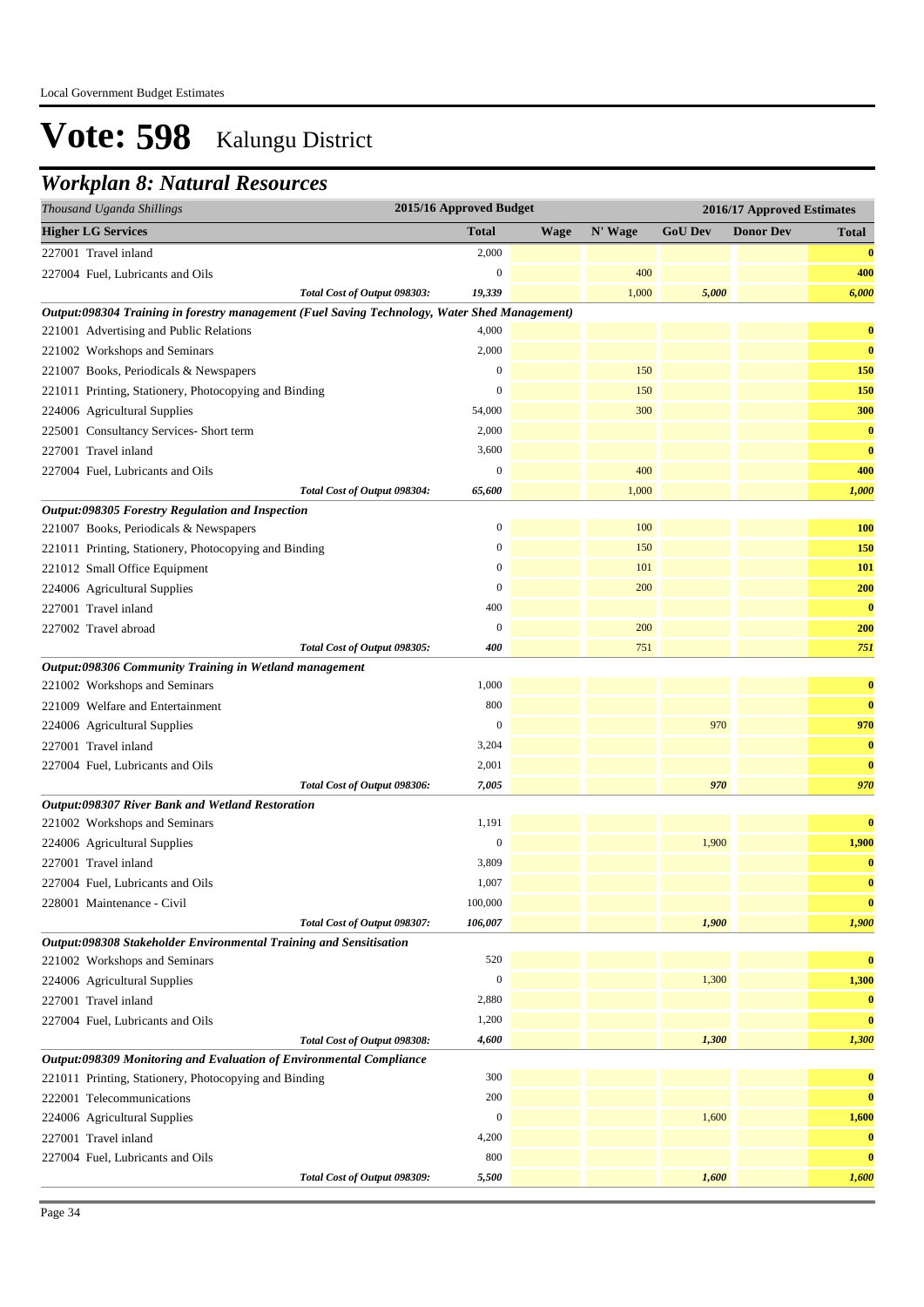Local Government Budget Estimates

# Vote: 598 Kalungu District

## Workplan 8: Natural Resources

| Thousand Uganda Shillings | 2015/16 Approved Budget | 2016/17 Approved Estimates | | | | |
|---|---|---|---|---|---|---|
| **Higher LG Services** | **Total** | **Wage** | **N' Wage** | **GoU Dev** | **Donor Dev** | **Total** |
| 227001 Travel inland | 2,000 | | | | | **0** |
| 227004 Fuel, Lubricants and Oils | 0 | | 400 | | | **400** |
| *Total Cost of Output 098303:* | *19,339* | | *1,000* | *5,000* | | *6,000* |
| ***Output:098304 Training in forestry management (Fuel Saving Technology, Water Shed Management)*** | | | | | | |
| 221001 Advertising and Public Relations | 4,000 | | | | | **0** |
| 221002 Workshops and Seminars | 2,000 | | | | | **0** |
| 221007 Books, Periodicals & Newspapers | 0 | | 150 | | | **150** |
| 221011 Printing, Stationery, Photocopying and Binding | 0 | | 150 | | | **150** |
| 224006 Agricultural Supplies | 54,000 | | 300 | | | **300** |
| 225001 Consultancy Services- Short term | 2,000 | | | | | **0** |
| 227001 Travel inland | 3,600 | | | | | **0** |
| 227004 Fuel, Lubricants and Oils | 0 | | 400 | | | **400** |
| *Total Cost of Output 098304:* | *65,600* | | *1,000* | | | *1,000* |
| ***Output:098305 Forestry Regulation and Inspection*** | | | | | | |
| 221007 Books, Periodicals & Newspapers | 0 | | 100 | | | **100** |
| 221011 Printing, Stationery, Photocopying and Binding | 0 | | 150 | | | **150** |
| 221012 Small Office Equipment | 0 | | 101 | | | **101** |
| 224006 Agricultural Supplies | 0 | | 200 | | | **200** |
| 227001 Travel inland | 400 | | | | | **0** |
| 227002 Travel abroad | 0 | | 200 | | | **200** |
| *Total Cost of Output 098305:* | *400* | | *751* | | | *751* |
| ***Output:098306 Community Training in Wetland management*** | | | | | | |
| 221002 Workshops and Seminars | 1,000 | | | | | **0** |
| 221009 Welfare and Entertainment | 800 | | | | | **0** |
| 224006 Agricultural Supplies | 0 | | | 970 | | **970** |
| 227001 Travel inland | 3,204 | | | | | **0** |
| 227004 Fuel, Lubricants and Oils | 2,001 | | | | | **0** |
| *Total Cost of Output 098306:* | *7,005* | | | *970* | | *970* |
| ***Output:098307 River Bank and Wetland Restoration*** | | | | | | |
| 221002 Workshops and Seminars | 1,191 | | | | | **0** |
| 224006 Agricultural Supplies | 0 | | | 1,900 | | **1,900** |
| 227001 Travel inland | 3,809 | | | | | **0** |
| 227004 Fuel, Lubricants and Oils | 1,007 | | | | | **0** |
| 228001 Maintenance - Civil | 100,000 | | | | | **0** |
| *Total Cost of Output 098307:* | *106,007* | | | *1,900* | | *1,900* |
| ***Output:098308 Stakeholder Environmental Training and Sensitisation*** | | | | | | |
| 221002 Workshops and Seminars | 520 | | | | | **0** |
| 224006 Agricultural Supplies | 0 | | | 1,300 | | **1,300** |
| 227001 Travel inland | 2,880 | | | | | **0** |
| 227004 Fuel, Lubricants and Oils | 1,200 | | | | | **0** |
| *Total Cost of Output 098308:* | *4,600* | | | *1,300* | | *1,300* |
| ***Output:098309 Monitoring and Evaluation of Environmental Compliance*** | | | | | | |
| 221011 Printing, Stationery, Photocopying and Binding | 300 | | | | | **0** |
| 222001 Telecommunications | 200 | | | | | **0** |
| 224006 Agricultural Supplies | 0 | | | 1,600 | | **1,600** |
| 227001 Travel inland | 4,200 | | | | | **0** |
| 227004 Fuel, Lubricants and Oils | 800 | | | | | **0** |
| *Total Cost of Output 098309:* | *5,500* | | | *1,600* | | *1,600* |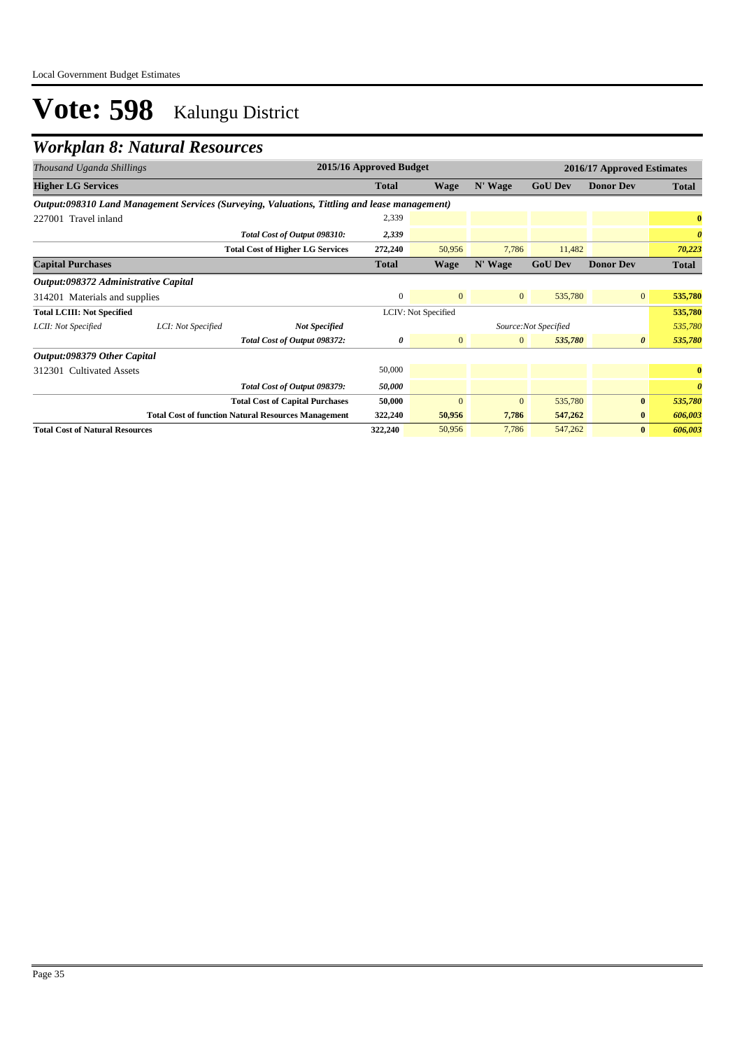# Vote: 598 Kalungu District

## Workplan 8: Natural Resources

| *Thousand Uganda Shillings* | | | 2015/16 Approved Budget | 2016/17 Approved Estimates | | | | |
|---|---|---|---|---|---|---|---|---|
| **Higher LG Services** | | | **Total** | **Wage** | **N' Wage** | **GoU Dev** | **Donor Dev** | **Total** |
| ***Output:098310 Land Management Services (Surveying, Valuations, Tittling and lease management)*** | | | | | | | | |
| 227001 Travel inland | | | 2,339 | | | | | **0** |
| | | *Total Cost of Output 098310:* | *2,339* | | | | | ***0*** |
| | | **Total Cost of Higher LG Services** | **272,240** | 50,956 | 7,786 | 11,482 | | ***70,223*** |
| **Capital Purchases** | | | **Total** | **Wage** | **N' Wage** | **GoU Dev** | **Donor Dev** | **Total** |
| ***Output:098372 Administrative Capital*** | | | | | | | | |
| 314201 Materials and supplies | | | 0 | 0 | 0 | 535,780 | 0 | **535,780** |
| **Total LCIII: Not Specified** | | | | LCIV: Not Specified | | | | **535,780** |
| *LCII: Not Specified* | *LCI: Not Specified* | ***Not Specified*** | | | | *Source:Not Specified* | | *535,780* |
| | | *Total Cost of Output 098372:* | *0* | 0 | 0 | *535,780* | *0* | ***535,780*** |
| ***Output:098379 Other Capital*** | | | | | | | | |
| 312301 Cultivated Assets | | | 50,000 | | | | | **0** |
| | | *Total Cost of Output 098379:* | *50,000* | | | | | ***0*** |
| | | **Total Cost of Capital Purchases** | **50,000** | 0 | 0 | 535,780 | **0** | ***535,780*** |
| | | **Total Cost of function Natural Resources Management** | **322,240** | **50,956** | **7,786** | **547,262** | **0** | ***606,003*** |
| **Total Cost of Natural Resources** | | | **322,240** | 50,956 | 7,786 | 547,262 | **0** | ***606,003*** |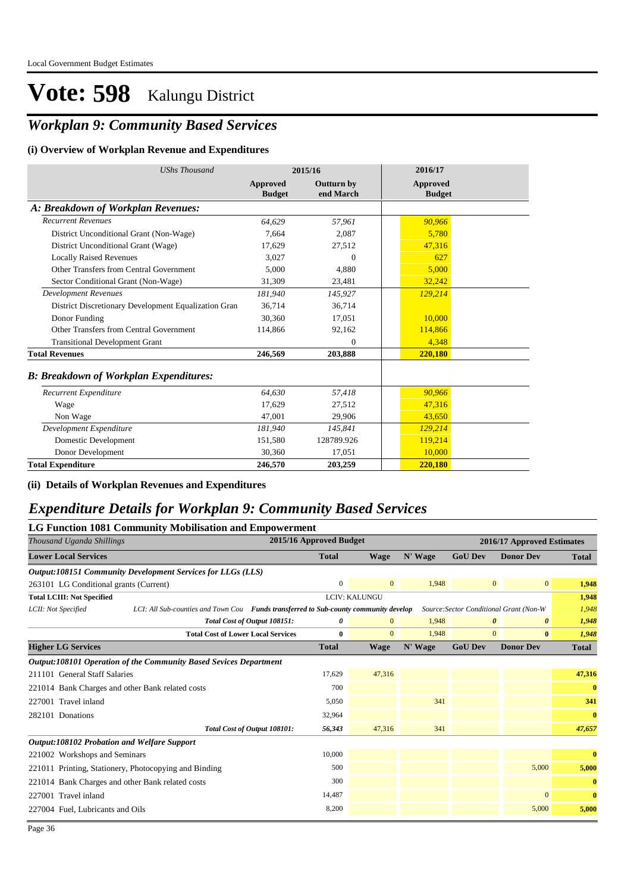Local Government Budget Estimates

# Vote: 598 Kalungu District

## *Workplan 9: Community Based Services*

### (i) Overview of Workplan Revenue and Expenditures

| *UShs Thousand* | 2015/16 | | 2016/17 |
|---|---|---|---|
| | Approved Budget | Outturn by end March | Approved Budget |
| ***A: Breakdown of Workplan Revenues:*** | | | |
| *Recurrent Revenues* | *64,629* | *57,961* | *90,966* |
| District Unconditional Grant (Non-Wage) | 7,664 | 2,087 | 5,780 |
| District Unconditional Grant (Wage) | 17,629 | 27,512 | 47,316 |
| Locally Raised Revenues | 3,027 | 0 | 627 |
| Other Transfers from Central Government | 5,000 | 4,880 | 5,000 |
| Sector Conditional Grant (Non-Wage) | 31,309 | 23,481 | 32,242 |
| *Development Revenues* | *181,940* | *145,927* | *129,214* |
| District Discretionary Development Equalization Gran | 36,714 | 36,714 | |
| Donor Funding | 30,360 | 17,051 | 10,000 |
| Other Transfers from Central Government | 114,866 | 92,162 | 114,866 |
| Transitional Development Grant | | 0 | 4,348 |
| **Total Revenues** | **246,569** | **203,888** | **220,180** |
| ***B: Breakdown of Workplan Expenditures:*** | | | |
| *Recurrent Expenditure* | *64,630* | *57,418* | *90,966* |
| Wage | 17,629 | 27,512 | 47,316 |
| Non Wage | 47,001 | 29,906 | 43,650 |
| *Development Expenditure* | *181,940* | *145,841* | *129,214* |
| Domestic Development | 151,580 | 128789.926 | 119,214 |
| Donor Development | 30,360 | 17,051 | 10,000 |
| **Total Expenditure** | **246,570** | **203,259** | **220,180** |

### (ii) Details of Workplan Revenues and Expenditures

## *Expenditure Details for Workplan 9: Community Based Services*

### LG Function 1081 Community Mobilisation and Empowerment

| *Thousand Uganda Shillings* | 2015/16 Approved Budget | 2016/17 Approved Estimates | | | | |
|---|---|---|---|---|---|---|
| **Lower Local Services** | **Total** | **Wage** | **N' Wage** | **GoU Dev** | **Donor Dev** | **Total** |
| ***Output:108151 Community Development Services for LLGs (LLS)*** | | | | | | |
| 263101 LG Conditional grants (Current) | 0 | 0 | 1,948 | 0 | 0 | 1,948 |
| **Total LCIII: Not Specified** | LCIV: KALUNGU | | | | | 1,948 |
| *LCII: Not Specified* — *LCI: All Sub-counties and Town Cou* — ***Funds transferred to Sub-county community develop*** — *Source:Sector Conditional Grant (Non-W* | | | | | | *1,948* |
| *Total Cost of Output 108151:* | *0* | *0* | *1,948* | *0* | *0* | *1,948* |
| **Total Cost of Lower Local Services** | **0** | **0** | **1,948** | **0** | **0** | ***1,948*** |
| **Higher LG Services** | **Total** | **Wage** | **N' Wage** | **GoU Dev** | **Donor Dev** | **Total** |
| ***Output:108101 Operation of the Community Based Sevices Department*** | | | | | | |
| 211101 General Staff Salaries | 17,629 | 47,316 | | | | 47,316 |
| 221014 Bank Charges and other Bank related costs | 700 | | | | | 0 |
| 227001 Travel inland | 5,050 | | 341 | | | 341 |
| 282101 Donations | 32,964 | | | | | 0 |
| *Total Cost of Output 108101:* | *56,343* | *47,316* | *341* | | | *47,657* |
| ***Output:108102 Probation and Welfare Support*** | | | | | | |
| 221002 Workshops and Seminars | 10,000 | | | | | 0 |
| 221011 Printing, Stationery, Photocopying and Binding | 500 | | | | 5,000 | 5,000 |
| 221014 Bank Charges and other Bank related costs | 300 | | | | | 0 |
| 227001 Travel inland | 14,487 | | | | 0 | 0 |
| 227004 Fuel, Lubricants and Oils | 8,200 | | | | 5,000 | 5,000 |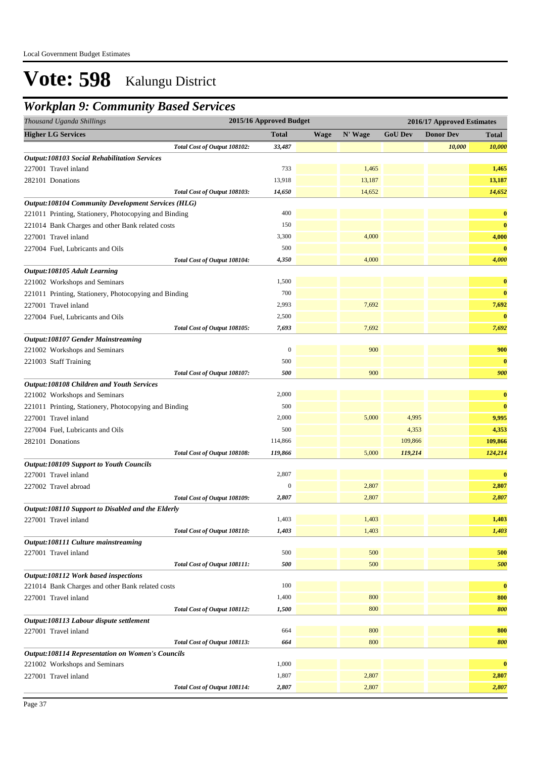# Vote: 598 Kalungu District

## Workplan 9: Community Based Services

| Thousand Uganda Shillings | 2015/16 Approved Budget | 2016/17 Approved Estimates | | | | |
|---|---|---|---|---|---|---|
| **Higher LG Services** | **Total** | **Wage** | **N' Wage** | **GoU Dev** | **Donor Dev** | **Total** |
| *Total Cost of Output 108102:* | *33,487* | | | | *10,000* | *10,000* |
| ***Output:108103 Social Rehabilitation Services*** | | | | | | |
| 227001 Travel inland | 733 | | 1,465 | | | **1,465** |
| 282101 Donations | 13,918 | | 13,187 | | | **13,187** |
| *Total Cost of Output 108103:* | *14,650* | | 14,652 | | | *14,652* |
| ***Output:108104 Community Development Services (HLG)*** | | | | | | |
| 221011 Printing, Stationery, Photocopying and Binding | 400 | | | | | **0** |
| 221014 Bank Charges and other Bank related costs | 150 | | | | | **0** |
| 227001 Travel inland | 3,300 | | 4,000 | | | **4,000** |
| 227004 Fuel, Lubricants and Oils | 500 | | | | | **0** |
| *Total Cost of Output 108104:* | *4,350* | | 4,000 | | | *4,000* |
| ***Output:108105 Adult Learning*** | | | | | | |
| 221002 Workshops and Seminars | 1,500 | | | | | **0** |
| 221011 Printing, Stationery, Photocopying and Binding | 700 | | | | | **0** |
| 227001 Travel inland | 2,993 | | 7,692 | | | **7,692** |
| 227004 Fuel, Lubricants and Oils | 2,500 | | | | | **0** |
| *Total Cost of Output 108105:* | *7,693* | | 7,692 | | | *7,692* |
| ***Output:108107 Gender Mainstreaming*** | | | | | | |
| 221002 Workshops and Seminars | 0 | | 900 | | | **900** |
| 221003 Staff Training | 500 | | | | | **0** |
| *Total Cost of Output 108107:* | *500* | | 900 | | | *900* |
| ***Output:108108 Children and Youth Services*** | | | | | | |
| 221002 Workshops and Seminars | 2,000 | | | | | **0** |
| 221011 Printing, Stationery, Photocopying and Binding | 500 | | | | | **0** |
| 227001 Travel inland | 2,000 | | 5,000 | 4,995 | | **9,995** |
| 227004 Fuel, Lubricants and Oils | 500 | | | 4,353 | | **4,353** |
| 282101 Donations | 114,866 | | | 109,866 | | **109,866** |
| *Total Cost of Output 108108:* | *119,866* | | 5,000 | *119,214* | | *124,214* |
| ***Output:108109 Support to Youth Councils*** | | | | | | |
| 227001 Travel inland | 2,807 | | | | | **0** |
| 227002 Travel abroad | 0 | | 2,807 | | | **2,807** |
| *Total Cost of Output 108109:* | *2,807* | | 2,807 | | | *2,807* |
| ***Output:108110 Support to Disabled and the Elderly*** | | | | | | |
| 227001 Travel inland | 1,403 | | 1,403 | | | **1,403** |
| *Total Cost of Output 108110:* | *1,403* | | 1,403 | | | *1,403* |
| ***Output:108111 Culture mainstreaming*** | | | | | | |
| 227001 Travel inland | 500 | | 500 | | | **500** |
| *Total Cost of Output 108111:* | *500* | | 500 | | | *500* |
| ***Output:108112 Work based inspections*** | | | | | | |
| 221014 Bank Charges and other Bank related costs | 100 | | | | | **0** |
| 227001 Travel inland | 1,400 | | 800 | | | **800** |
| *Total Cost of Output 108112:* | *1,500* | | 800 | | | *800* |
| ***Output:108113 Labour dispute settlement*** | | | | | | |
| 227001 Travel inland | 664 | | 800 | | | **800** |
| *Total Cost of Output 108113:* | *664* | | 800 | | | *800* |
| ***Output:108114 Representation on Women's Councils*** | | | | | | |
| 221002 Workshops and Seminars | 1,000 | | | | | **0** |
| 227001 Travel inland | 1,807 | | 2,807 | | | **2,807** |
| *Total Cost of Output 108114:* | *2,807* | | 2,807 | | | *2,807* |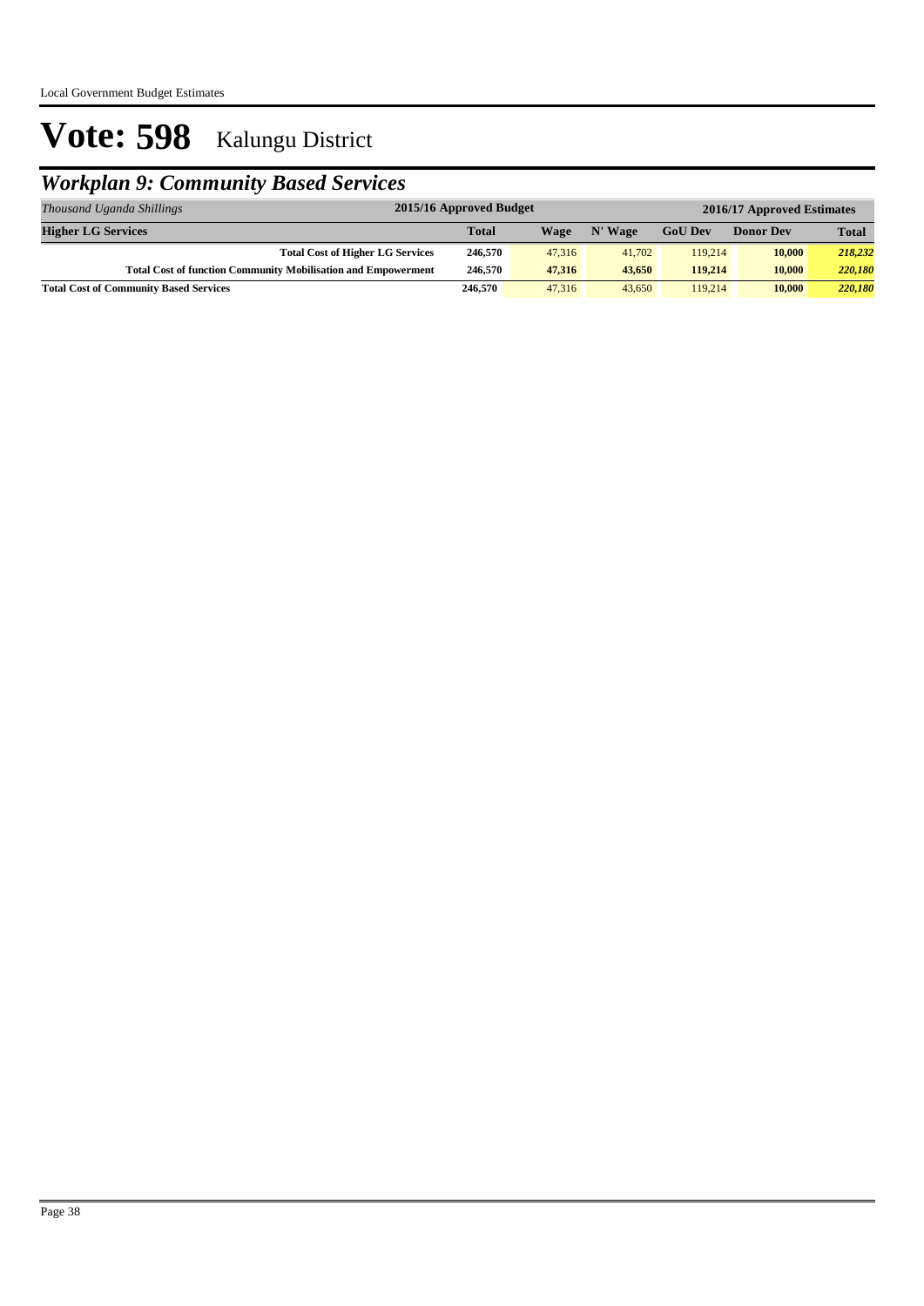# Vote: 598 Kalungu District

## *Workplan 9: Community Based Services*

| *Thousand Uganda Shillings* | 2015/16 Approved Budget | 2016/17 Approved Estimates | | | | |
|---|---|---|---|---|---|---|
| **Higher LG Services** | **Total** | **Wage** | **N' Wage** | **GoU Dev** | **Donor Dev** | **Total** |
| **Total Cost of Higher LG Services** | **246,570** | 47,316 | 41,702 | 119,214 | **10,000** | ***218,232*** |
| **Total Cost of function Community Mobilisation and Empowerment** | **246,570** | **47,316** | **43,650** | **119,214** | **10,000** | ***220,180*** |
| **Total Cost of Community Based Services** | **246,570** | 47,316 | 43,650 | 119,214 | **10,000** | ***220,180*** |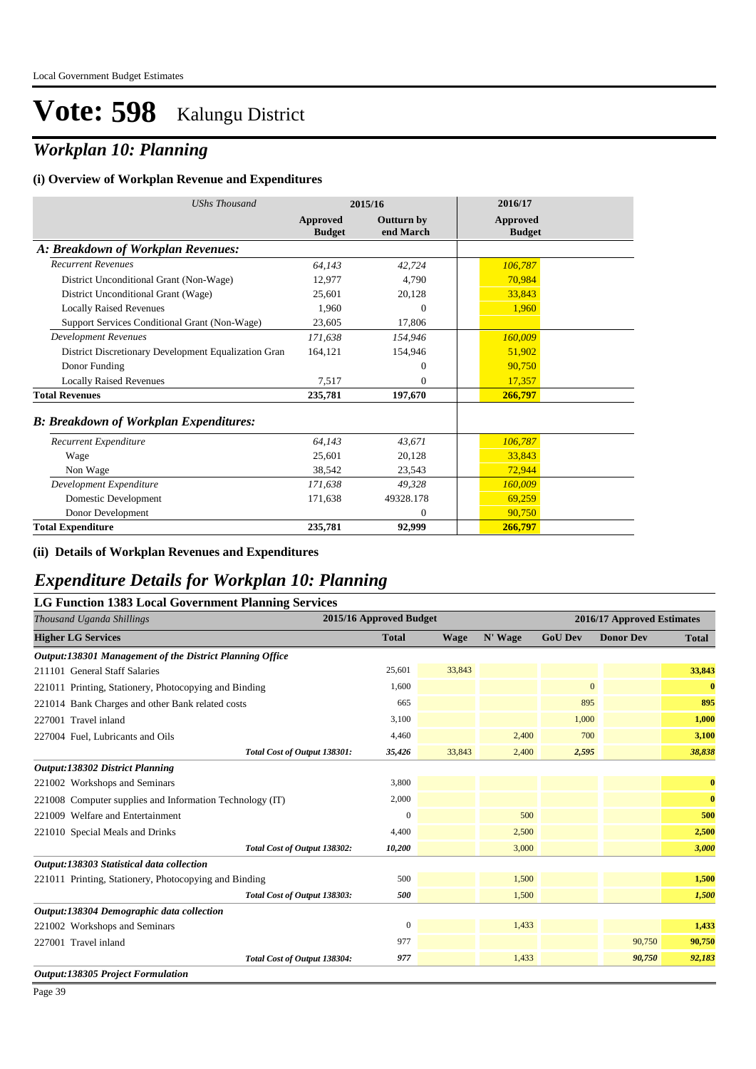# Vote: 598 Kalungu District

## *Workplan 10: Planning*

### (i) Overview of Workplan Revenue and Expenditures

| *UShs Thousand* | 2015/16 | | 2016/17 |
|---|---|---|---|
| | **Approved Budget** | **Outturn by end March** | **Approved Budget** |
| ***A: Breakdown of Workplan Revenues:*** | | | |
| *Recurrent Revenues* | *64,143* | *42,724* | *106,787* |
| District Unconditional Grant (Non-Wage) | 12,977 | 4,790 | 70,984 |
| District Unconditional Grant (Wage) | 25,601 | 20,128 | 33,843 |
| Locally Raised Revenues | 1,960 | 0 | 1,960 |
| Support Services Conditional Grant (Non-Wage) | 23,605 | 17,806 | |
| *Development Revenues* | *171,638* | *154,946* | *160,009* |
| District Discretionary Development Equalization Gran | 164,121 | 154,946 | 51,902 |
| Donor Funding | | 0 | 90,750 |
| Locally Raised Revenues | 7,517 | 0 | 17,357 |
| **Total Revenues** | **235,781** | **197,670** | **266,797** |
| ***B: Breakdown of Workplan Expenditures:*** | | | |
| *Recurrent Expenditure* | *64,143* | *43,671* | *106,787* |
| Wage | 25,601 | 20,128 | 33,843 |
| Non Wage | 38,542 | 23,543 | 72,944 |
| *Development Expenditure* | *171,638* | *49,328* | *160,009* |
| Domestic Development | 171,638 | 49328.178 | 69,259 |
| Donor Development | | 0 | 90,750 |
| **Total Expenditure** | **235,781** | **92,999** | **266,797** |

### (ii) Details of Workplan Revenues and Expenditures

## *Expenditure Details for Workplan 10: Planning*

### LG Function 1383 Local Government Planning Services

| *Thousand Uganda Shillings* | 2015/16 Approved Budget | 2016/17 Approved Estimates | | | | |
|---|---|---|---|---|---|---|
| **Higher LG Services** | **Total** | **Wage** | **N' Wage** | **GoU Dev** | **Donor Dev** | **Total** |
| ***Output:138301 Management of the District Planning Office*** | | | | | | |
| 211101 General Staff Salaries | 25,601 | 33,843 | | | | **33,843** |
| 221011 Printing, Stationery, Photocopying and Binding | 1,600 | | | 0 | | **0** |
| 221014 Bank Charges and other Bank related costs | 665 | | | 895 | | **895** |
| 227001 Travel inland | 3,100 | | | 1,000 | | **1,000** |
| 227004 Fuel, Lubricants and Oils | 4,460 | | 2,400 | 700 | | **3,100** |
| *Total Cost of Output 138301:* | *35,426* | 33,843 | 2,400 | *2,595* | | ***38,838*** |
| ***Output:138302 District Planning*** | | | | | | |
| 221002 Workshops and Seminars | 3,800 | | | | | **0** |
| 221008 Computer supplies and Information Technology (IT) | 2,000 | | | | | **0** |
| 221009 Welfare and Entertainment | 0 | | 500 | | | **500** |
| 221010 Special Meals and Drinks | 4,400 | | 2,500 | | | **2,500** |
| *Total Cost of Output 138302:* | *10,200* | | 3,000 | | | ***3,000*** |
| ***Output:138303 Statistical data collection*** | | | | | | |
| 221011 Printing, Stationery, Photocopying and Binding | 500 | | 1,500 | | | **1,500** |
| *Total Cost of Output 138303:* | *500* | | 1,500 | | | ***1,500*** |
| ***Output:138304 Demographic data collection*** | | | | | | |
| 221002 Workshops and Seminars | 0 | | 1,433 | | | **1,433** |
| 227001 Travel inland | 977 | | | | 90,750 | **90,750** |
| *Total Cost of Output 138304:* | *977* | | 1,433 | | *90,750* | ***92,183*** |
| ***Output:138305 Project Formulation*** | | | | | | |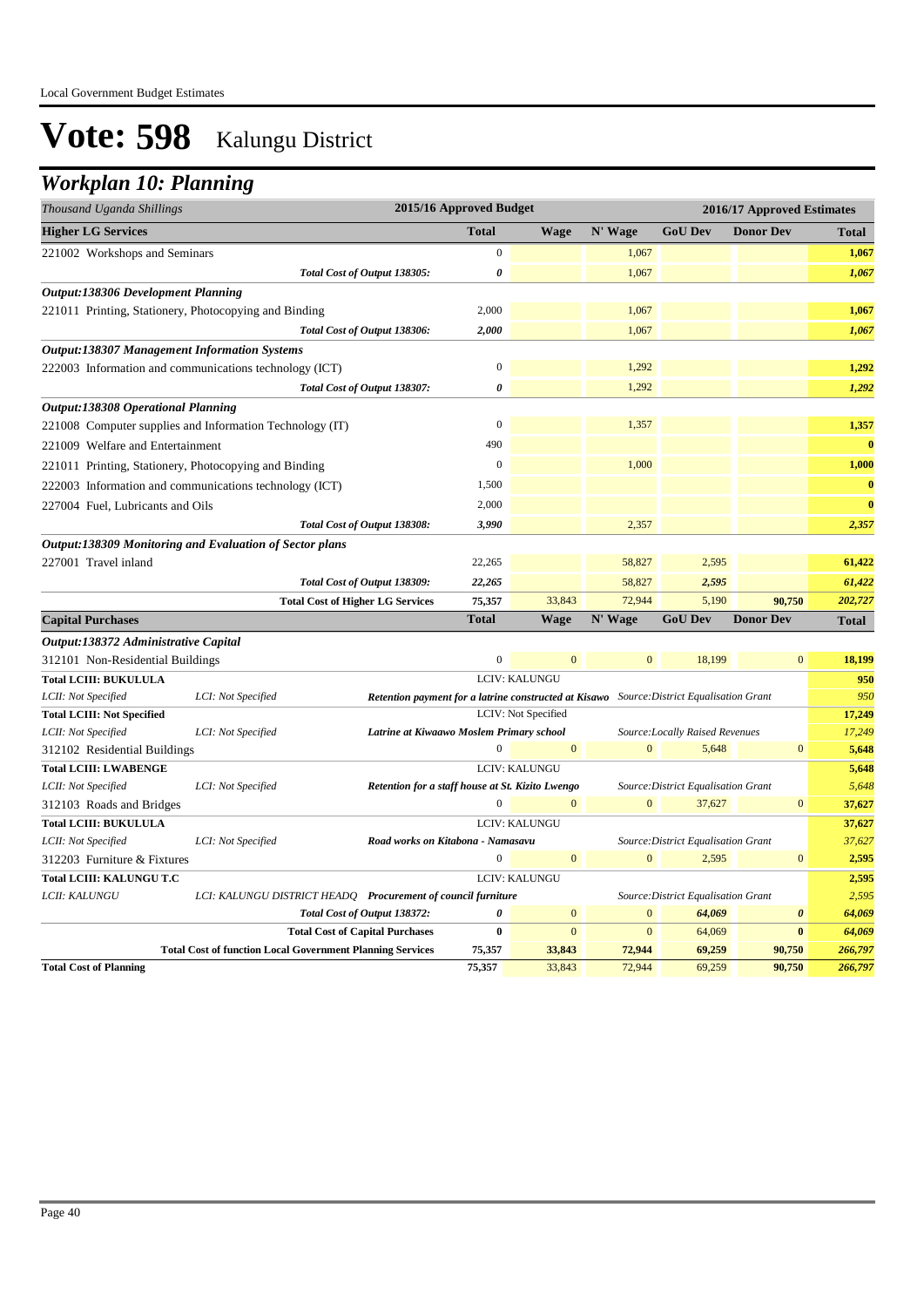Local Government Budget Estimates

# Vote: 598 Kalungu District

## Workplan 10: Planning

| Thousand Uganda Shillings | | | 2015/16 Approved Budget | 2016/17 Approved Estimates | | | | |
|---|---|---|---|---|---|---|---|---|
| **Higher LG Services** | | | **Total** | **Wage** | **N' Wage** | **GoU Dev** | **Donor Dev** | **Total** |
| 221002 Workshops and Seminars | | | 0 | | 1,067 | | | **1,067** |
| | | *Total Cost of Output 138305:* | *0* | | 1,067 | | | *1,067* |
| ***Output:138306 Development Planning*** | | | | | | | | |
| 221011 Printing, Stationery, Photocopying and Binding | | | 2,000 | | 1,067 | | | **1,067** |
| | | *Total Cost of Output 138306:* | *2,000* | | 1,067 | | | *1,067* |
| ***Output:138307 Management Information Systems*** | | | | | | | | |
| 222003 Information and communications technology (ICT) | | | 0 | | 1,292 | | | **1,292** |
| | | *Total Cost of Output 138307:* | *0* | | 1,292 | | | *1,292* |
| ***Output:138308 Operational Planning*** | | | | | | | | |
| 221008 Computer supplies and Information Technology (IT) | | | 0 | | 1,357 | | | **1,357** |
| 221009 Welfare and Entertainment | | | 490 | | | | | **0** |
| 221011 Printing, Stationery, Photocopying and Binding | | | 0 | | 1,000 | | | **1,000** |
| 222003 Information and communications technology (ICT) | | | 1,500 | | | | | **0** |
| 227004 Fuel, Lubricants and Oils | | | 2,000 | | | | | **0** |
| | | *Total Cost of Output 138308:* | *3,990* | | 2,357 | | | *2,357* |
| ***Output:138309 Monitoring and Evaluation of Sector plans*** | | | | | | | | |
| 227001 Travel inland | | | 22,265 | | 58,827 | 2,595 | | **61,422** |
| | | *Total Cost of Output 138309:* | *22,265* | | 58,827 | *2,595* | | *61,422* |
| | | **Total Cost of Higher LG Services** | **75,357** | 33,843 | 72,944 | 5,190 | **90,750** | ***202,727*** |
| **Capital Purchases** | | | **Total** | **Wage** | **N' Wage** | **GoU Dev** | **Donor Dev** | **Total** |
| ***Output:138372 Administrative Capital*** | | | | | | | | |
| 312101 Non-Residential Buildings | | | 0 | 0 | 0 | 18,199 | 0 | **18,199** |
| **Total LCIII: BUKULULA** | | | LCIV: KALUNGU | | | | | **950** |
| *LCII: Not Specified* | *LCI: Not Specified* | ***Retention payment for a latrine constructed at Kisawo*** | | | *Source:District Equalisation Grant* | | | *950* |
| **Total LCIII: Not Specified** | | | LCIV: Not Specified | | | | | **17,249** |
| *LCII: Not Specified* | *LCI: Not Specified* | ***Latrine at Kiwaawo Moslem Primary school*** | | | *Source:Locally Raised Revenues* | | | *17,249* |
| 312102 Residential Buildings | | | 0 | 0 | 0 | 5,648 | 0 | **5,648** |
| **Total LCIII: LWABENGE** | | | LCIV: KALUNGU | | | | | **5,648** |
| *LCII: Not Specified* | *LCI: Not Specified* | ***Retention for a staff house at St. Kizito Lwengo*** | | | *Source:District Equalisation Grant* | | | *5,648* |
| 312103 Roads and Bridges | | | 0 | 0 | 0 | 37,627 | 0 | **37,627** |
| **Total LCIII: BUKULULA** | | | LCIV: KALUNGU | | | | | **37,627** |
| *LCII: Not Specified* | *LCI: Not Specified* | ***Road works on Kitabona - Namasavu*** | | | *Source:District Equalisation Grant* | | | *37,627* |
| 312203 Furniture & Fixtures | | | 0 | 0 | 0 | 2,595 | 0 | **2,595** |
| **Total LCIII: KALUNGU T.C** | | | LCIV: KALUNGU | | | | | **2,595** |
| *LCII: KALUNGU* | *LCI: KALUNGU DISTRICT HEADQ* | ***Procurement of council furniture*** | | | *Source:District Equalisation Grant* | | | *2,595* |
| | | *Total Cost of Output 138372:* | *0* | 0 | 0 | *64,069* | *0* | *64,069* |
| | | **Total Cost of Capital Purchases** | **0** | 0 | 0 | 64,069 | **0** | ***64,069*** |
| | **Total Cost of function Local Government Planning Services** | | **75,357** | **33,843** | **72,944** | **69,259** | **90,750** | ***266,797*** |
| **Total Cost of Planning** | | | **75,357** | 33,843 | 72,944 | 69,259 | **90,750** | ***266,797*** |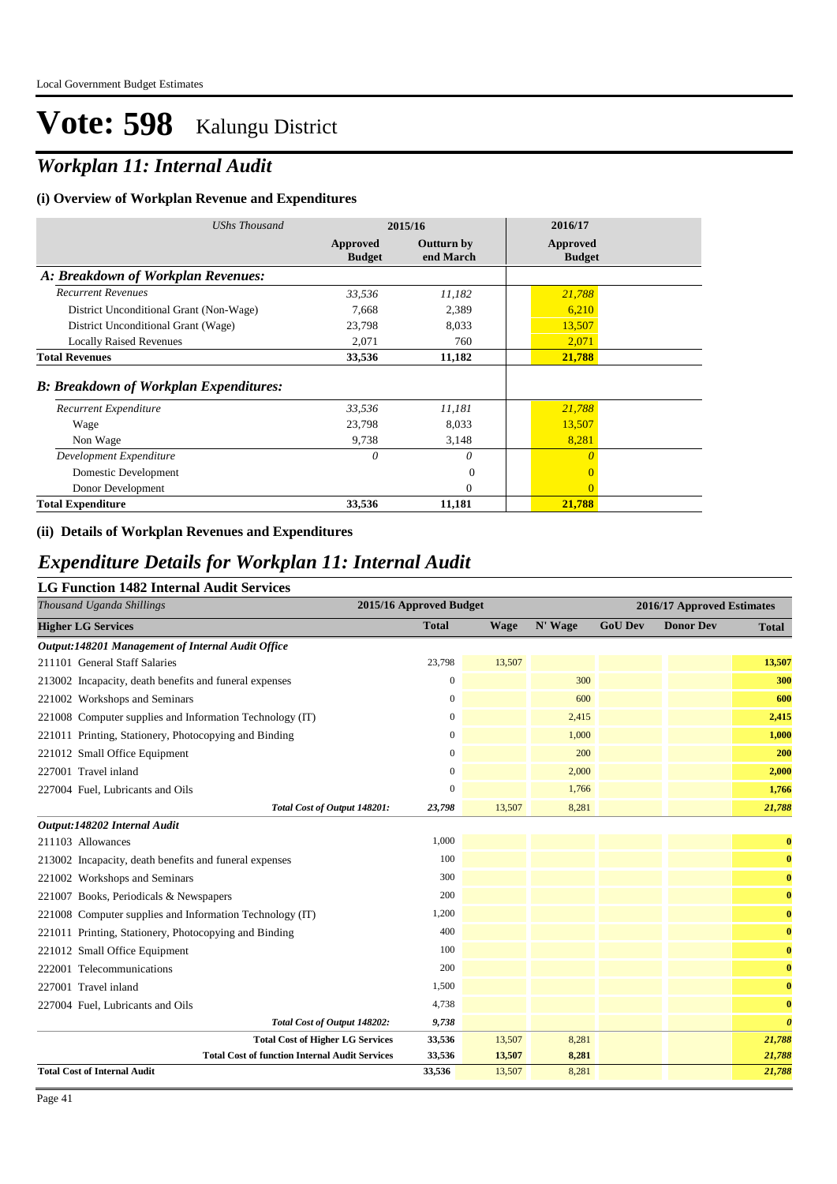# Vote: 598 Kalungu District

## *Workplan 11: Internal Audit*

### (i) Overview of Workplan Revenue and Expenditures

| *UShs Thousand* | 2015/16 | | 2016/17 |
|---|---|---|---|
| | **Approved Budget** | **Outturn by end March** | **Approved Budget** |
| ***A: Breakdown of Workplan Revenues:*** | | | |
| *Recurrent Revenues* | *33,536* | *11,182* | *21,788* |
| District Unconditional Grant (Non-Wage) | 7,668 | 2,389 | 6,210 |
| District Unconditional Grant (Wage) | 23,798 | 8,033 | 13,507 |
| Locally Raised Revenues | 2,071 | 760 | 2,071 |
| **Total Revenues** | **33,536** | **11,182** | **21,788** |
| ***B: Breakdown of Workplan Expenditures:*** | | | |
| *Recurrent Expenditure* | *33,536* | *11,181* | *21,788* |
| Wage | 23,798 | 8,033 | 13,507 |
| Non Wage | 9,738 | 3,148 | 8,281 |
| *Development Expenditure* | *0* | *0* | *0* |
| Domestic Development | | 0 | 0 |
| Donor Development | | 0 | 0 |
| **Total Expenditure** | **33,536** | **11,181** | **21,788** |

### (ii) Details of Workplan Revenues and Expenditures

## *Expenditure Details for Workplan 11: Internal Audit*

### LG Function 1482 Internal Audit Services

| *Thousand Uganda Shillings* | 2015/16 Approved Budget | 2016/17 Approved Estimates | | | | |
|---|---|---|---|---|---|---|
| **Higher LG Services** | **Total** | **Wage** | **N' Wage** | **GoU Dev** | **Donor Dev** | **Total** |
| ***Output:148201 Management of Internal Audit Office*** | | | | | | |
| 211101 General Staff Salaries | 23,798 | 13,507 | | | | **13,507** |
| 213002 Incapacity, death benefits and funeral expenses | 0 | | 300 | | | **300** |
| 221002 Workshops and Seminars | 0 | | 600 | | | **600** |
| 221008 Computer supplies and Information Technology (IT) | 0 | | 2,415 | | | **2,415** |
| 221011 Printing, Stationery, Photocopying and Binding | 0 | | 1,000 | | | **1,000** |
| 221012 Small Office Equipment | 0 | | 200 | | | **200** |
| 227001 Travel inland | 0 | | 2,000 | | | **2,000** |
| 227004 Fuel, Lubricants and Oils | 0 | | 1,766 | | | **1,766** |
| *Total Cost of Output 148201:* | *23,798* | 13,507 | 8,281 | | | ***21,788*** |
| ***Output:148202 Internal Audit*** | | | | | | |
| 211103 Allowances | 1,000 | | | | | **0** |
| 213002 Incapacity, death benefits and funeral expenses | 100 | | | | | **0** |
| 221002 Workshops and Seminars | 300 | | | | | **0** |
| 221007 Books, Periodicals & Newspapers | 200 | | | | | **0** |
| 221008 Computer supplies and Information Technology (IT) | 1,200 | | | | | **0** |
| 221011 Printing, Stationery, Photocopying and Binding | 400 | | | | | **0** |
| 221012 Small Office Equipment | 100 | | | | | **0** |
| 222001 Telecommunications | 200 | | | | | **0** |
| 227001 Travel inland | 1,500 | | | | | **0** |
| 227004 Fuel, Lubricants and Oils | 4,738 | | | | | **0** |
| *Total Cost of Output 148202:* | *9,738* | | | | | ***0*** |
| **Total Cost of Higher LG Services** | **33,536** | 13,507 | 8,281 | | | ***21,788*** |
| **Total Cost of function Internal Audit Services** | **33,536** | **13,507** | **8,281** | | | ***21,788*** |
| **Total Cost of Internal Audit** | **33,536** | 13,507 | 8,281 | | | ***21,788*** |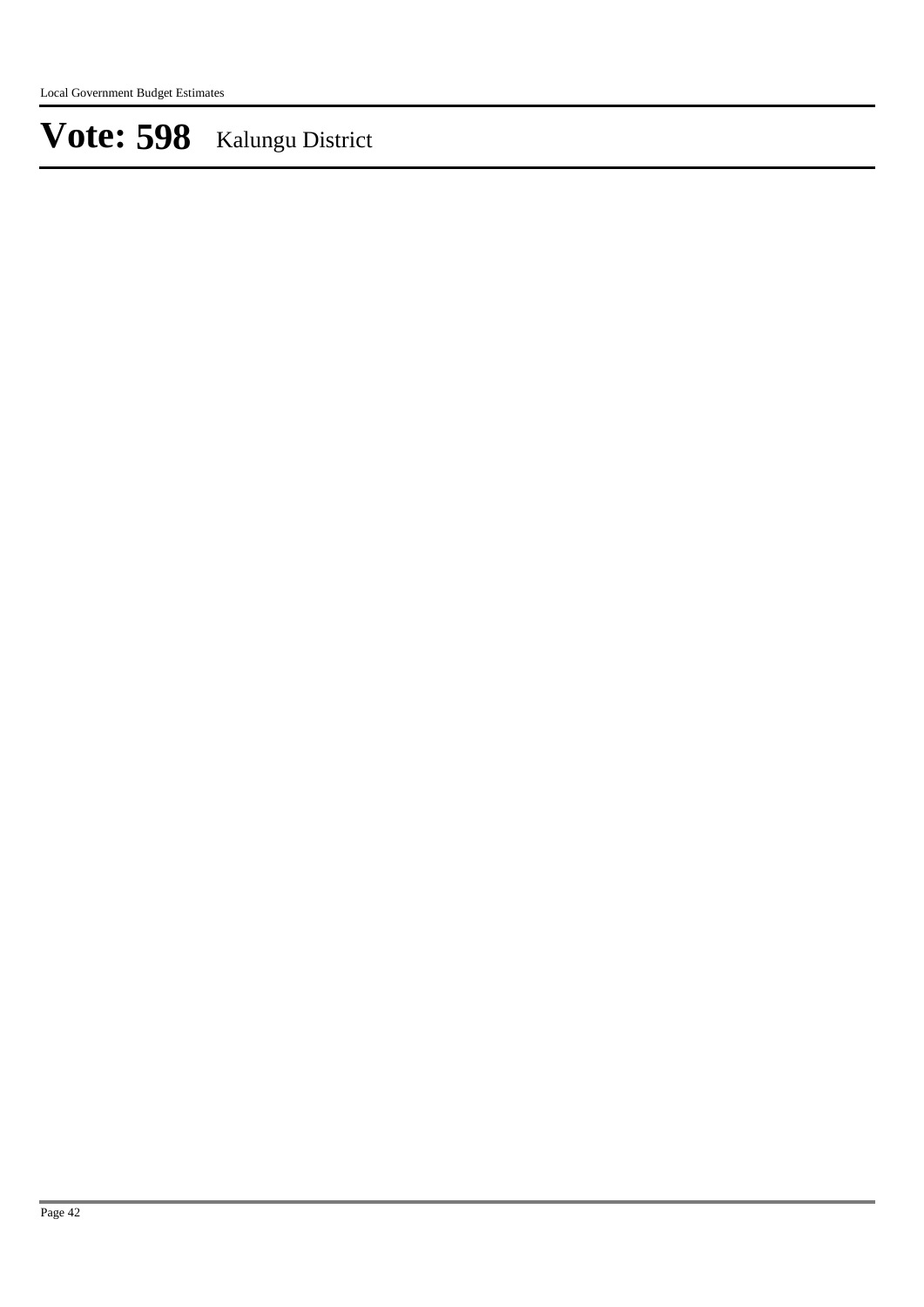# Vote: 598 Kalungu District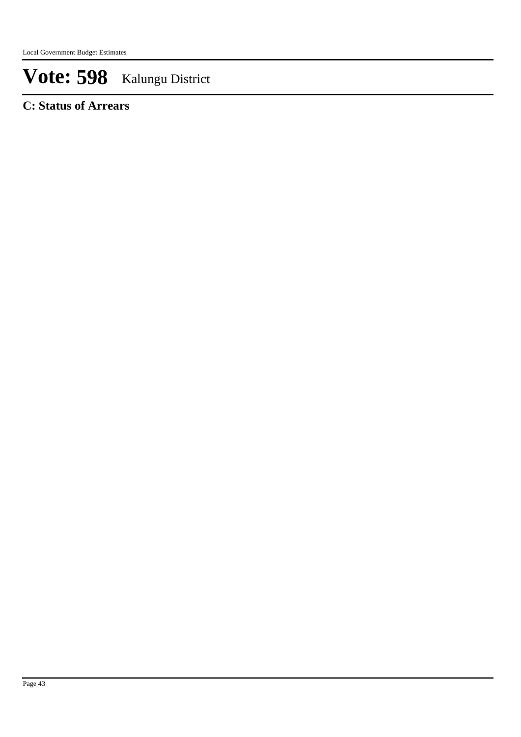# Vote: 598 Kalungu District

## C: Status of Arrears